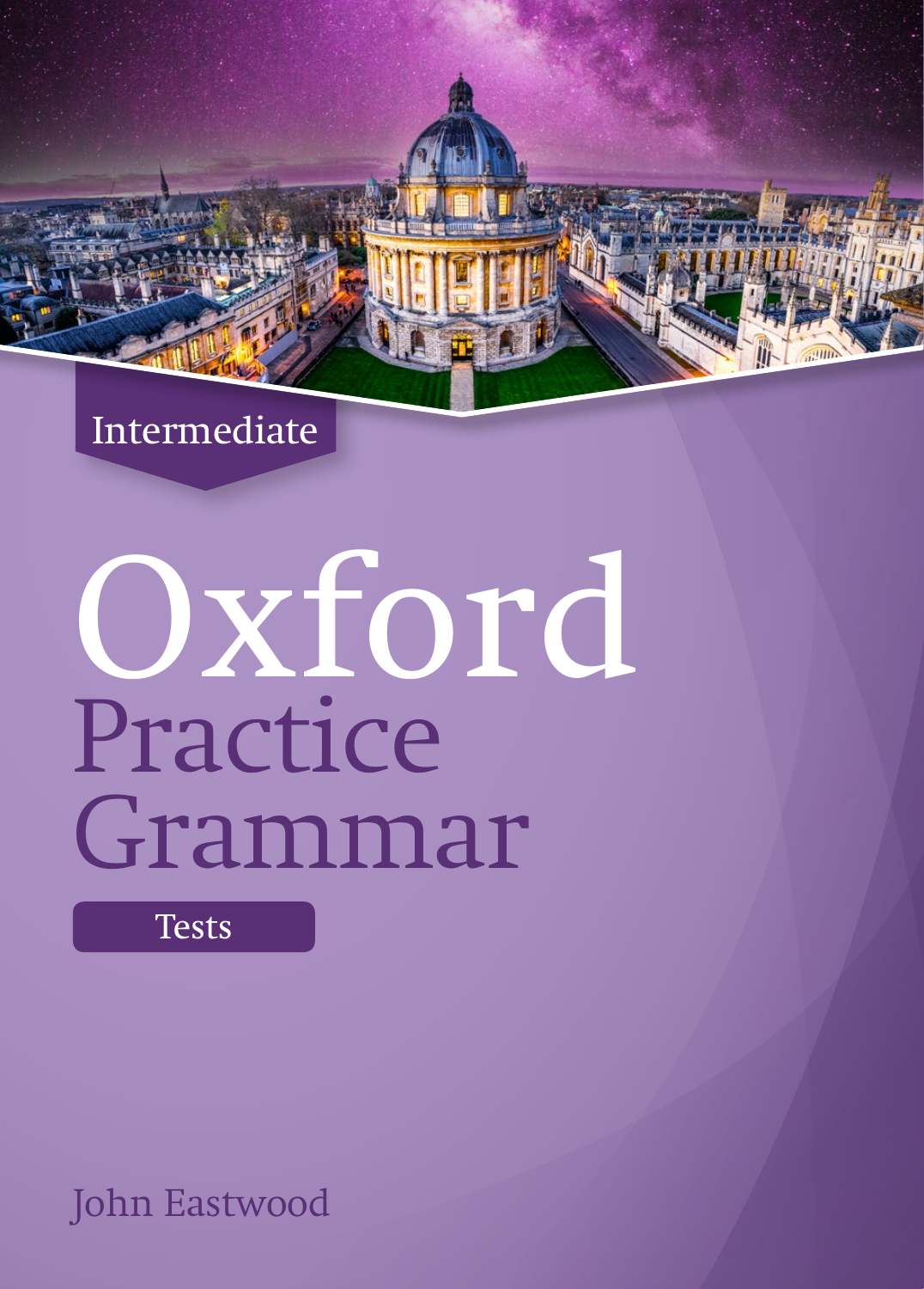Intermediate

# Oxford Practice Grammar

Tests

John Eastwood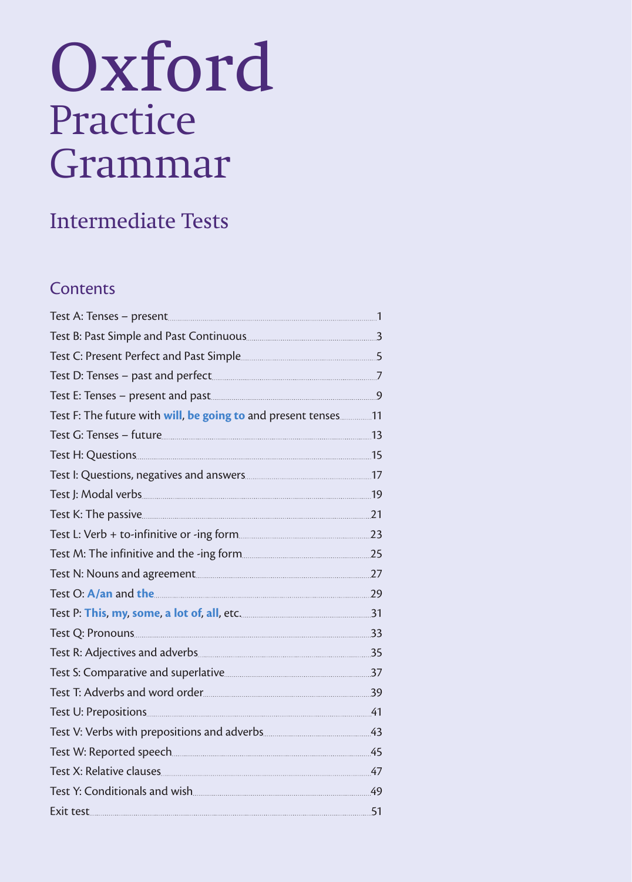# Oxford Practice Grammar

## Intermediate Tests

### Contents

Test A: Tenses – present ........ 1
Test B: Past Simple and Past Continuous ........ 3
Test C: Present Perfect and Past Simple ........ 5
Test D: Tenses – past and perfect ........ 7
Test E: Tenses – present and past ........ 9
Test F: The future with **will**, **be going to** and present tenses ........ 11
Test G: Tenses – future ........ 13
Test H: Questions ........ 15
Test I: Questions, negatives and answers ........ 17
Test J: Modal verbs ........ 19
Test K: The passive ........ 21
Test L: Verb + to-infinitive or -ing form ........ 23
Test M: The infinitive and the -ing form ........ 25
Test N: Nouns and agreement ........ 27
Test O: **A/an** and **the** ........ 29
Test P: **This**, **my**, **some**, **a lot of**, **all**, etc. ........ 31
Test Q: Pronouns ........ 33
Test R: Adjectives and adverbs ........ 35
Test S: Comparative and superlative ........ 37
Test T: Adverbs and word order ........ 39
Test U: Prepositions ........ 41
Test V: Verbs with prepositions and adverbs ........ 43
Test W: Reported speech ........ 45
Test X: Relative clauses ........ 47
Test Y: Conditionals and wish ........ 49
Exit test ........ 51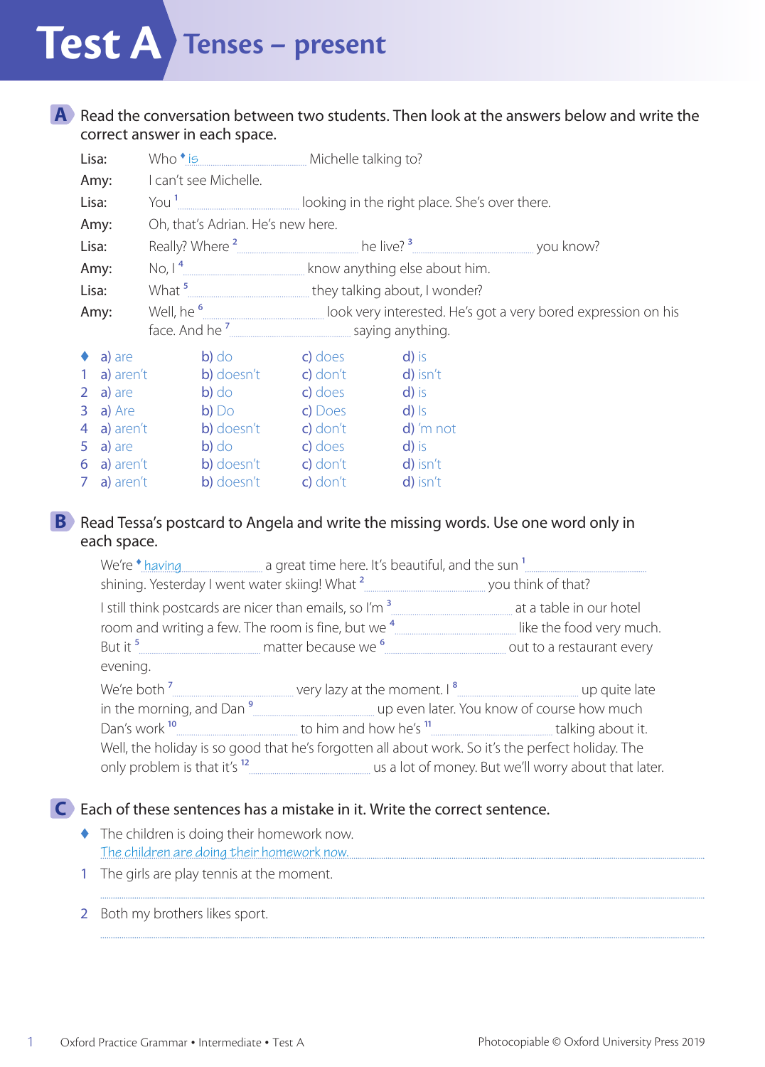# Test A Tenses – present

**A** Read the conversation between two students. Then look at the answers below and write the correct answer in each space.

Lisa: Who ♦ *is* .................... Michelle talking to?
Amy: I can't see Michelle.
Lisa: You [1] .................... looking in the right place. She's over there.
Amy: Oh, that's Adrian. He's new here.
Lisa: Really? Where [2] .................... he live? [3] .................... you know?
Amy: No, I [4] .................... know anything else about him.
Lisa: What [5] .................... they talking about, I wonder?
Amy: Well, he [6] .................... look very interested. He's got a very bored expression on his face. And he [7] .................... saying anything.

| | | | | |
|---|---|---|---|---|
| ♦ | a) are | b) do | c) does | d) is |
| 1 | a) aren't | b) doesn't | c) don't | d) isn't |
| 2 | a) are | b) do | c) does | d) is |
| 3 | a) Are | b) Do | c) Does | d) Is |
| 4 | a) aren't | b) doesn't | c) don't | d) 'm not |
| 5 | a) are | b) do | c) does | d) is |
| 6 | a) aren't | b) doesn't | c) don't | d) isn't |
| 7 | a) aren't | b) doesn't | c) don't | d) isn't |

**B** Read Tessa's postcard to Angela and write the missing words. Use one word only in each space.

We're ♦ *having* .................... a great time here. It's beautiful, and the sun [1] .................... shining. Yesterday I went water skiing! What [2] .................... you think of that?

I still think postcards are nicer than emails, so I'm [3] .................... at a table in our hotel room and writing a few. The room is fine, but we [4] .................... like the food very much. But it [5] .................... matter because we [6] .................... out to a restaurant every evening.

We're both [7] .................... very lazy at the moment. I [8] .................... up quite late in the morning, and Dan [9] .................... up even later. You know of course how much Dan's work [10] .................... to him and how he's [11] .................... talking about it. Well, the holiday is so good that he's forgotten all about work. So it's the perfect holiday. The only problem is that it's [12] .................... us a lot of money. But we'll worry about that later.

**C** Each of these sentences has a mistake in it. Write the correct sentence.

♦ The children is doing their homework now.
*The children are doing their homework now.*

1 The girls are play tennis at the moment.

..................................................................................................

2 Both my brothers likes sport.

..................................................................................................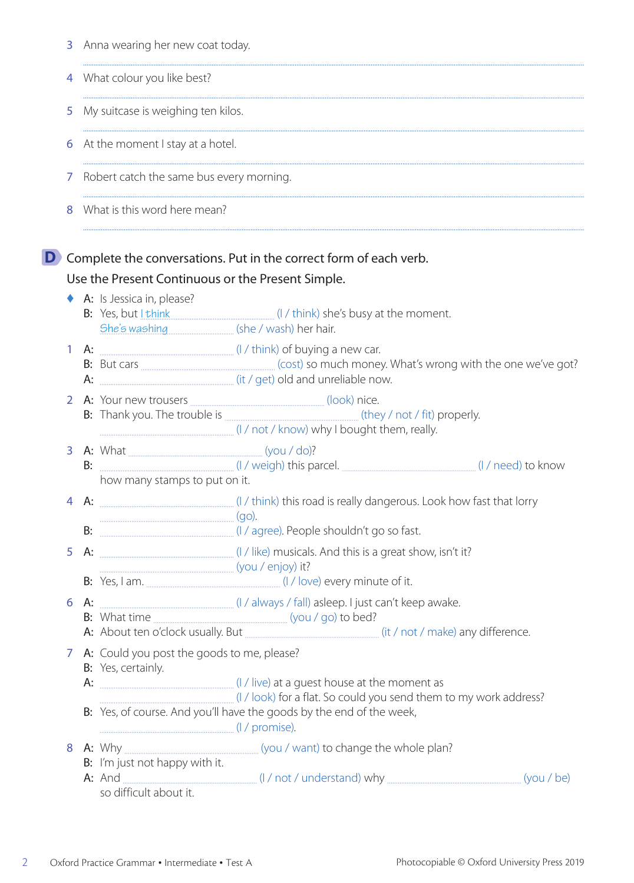3 Anna wearing her new coat today.

..................................................................................................................................................................

4 What colour you like best?

..................................................................................................................................................................

5 My suitcase is weighing ten kilos.

..................................................................................................................................................................

6 At the moment I stay at a hotel.

..................................................................................................................................................................

7 Robert catch the same bus every morning.

..................................................................................................................................................................

8 What is this word here mean?

..................................................................................................................................................................

## D Complete the conversations. Put in the correct form of each verb. Use the Present Continuous or the Present Simple.

♦ A: Is Jessica in, please?
B: Yes, but *I think* ........................ (I / think) she's busy at the moment.
*She's washing* ........................ (she / wash) her hair.

1 A: ........................................ (I / think) of buying a new car.
B: But cars ........................................ (cost) so much money. What's wrong with the one we've got?
A: ........................................ (it / get) old and unreliable now.

2 A: Your new trousers ........................................ (look) nice.
B: Thank you. The trouble is ........................................ (they / not / fit) properly.
........................................ (I / not / know) why I bought them, really.

3 A: What ........................................ (you / do)?
B: ........................................ (I / weigh) this parcel. ........................................ (I / need) to know how many stamps to put on it.

4 A: ........................................ (I / think) this road is really dangerous. Look how fast that lorry ........................................ (go).
B: ........................................ (I / agree). People shouldn't go so fast.

5 A: ........................................ (I / like) musicals. And this is a great show, isn't it?
........................................ (you / enjoy) it?
B: Yes, I am. ........................................ (I / love) every minute of it.

6 A: ........................................ (I / always / fall) asleep. I just can't keep awake.
B: What time ........................................ (you / go) to bed?
A: About ten o'clock usually. But ........................................ (it / not / make) any difference.

7 A: Could you post the goods to me, please?
B: Yes, certainly.
A: ........................................ (I / live) at a guest house at the moment as
........................................ (I / look) for a flat. So could you send them to my work address?
B: Yes, of course. And you'll have the goods by the end of the week,
........................................ (I / promise).

8 A: Why ........................................ (you / want) to change the whole plan?
B: I'm just not happy with it.
A: And ........................................ (I / not / understand) why ........................................ (you / be) so difficult about it.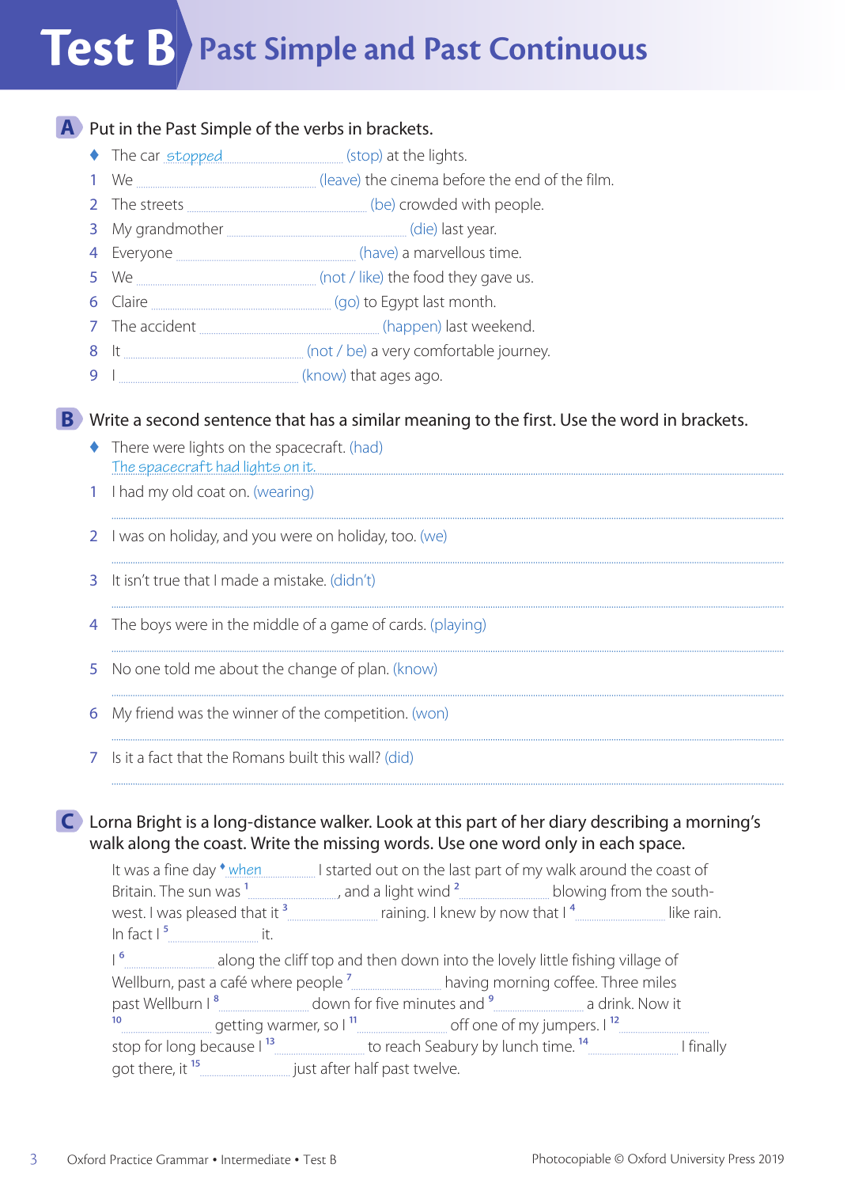# Test B Past Simple and Past Continuous

## A Put in the Past Simple of the verbs in brackets.

- The car *stopped* ............ (stop) at the lights.

1. We ............ (leave) the cinema before the end of the film.
2. The streets ............ (be) crowded with people.
3. My grandmother ............ (die) last year.
4. Everyone ............ (have) a marvellous time.
5. We ............ (not / like) the food they gave us.
6. Claire ............ (go) to Egypt last month.
7. The accident ............ (happen) last weekend.
8. It ............ (not / be) a very comfortable journey.
9. I ............ (know) that ages ago.

## B Write a second sentence that has a similar meaning to the first. Use the word in brackets.

- There were lights on the spacecraft. (had)
  *The spacecraft had lights on it.*

1. I had my old coat on. (wearing)
   ............
2. I was on holiday, and you were on holiday, too. (we)
   ............
3. It isn't true that I made a mistake. (didn't)
   ............
4. The boys were in the middle of a game of cards. (playing)
   ............
5. No one told me about the change of plan. (know)
   ............
6. My friend was the winner of the competition. (won)
   ............
7. Is it a fact that the Romans built this wall? (did)
   ............

## C Lorna Bright is a long-distance walker. Look at this part of her diary describing a morning's walk along the coast. Write the missing words. Use one word only in each space.

It was a fine day ♦ *when* ............ I started out on the last part of my walk around the coast of Britain. The sun was [1] ............, and a light wind [2] ............ blowing from the south-west. I was pleased that it [3] ............ raining. I knew by now that I [4] ............ like rain. In fact I [5] ............ it.

I [6] ............ along the cliff top and then down into the lovely little fishing village of Wellburn, past a café where people [7] ............ having morning coffee. Three miles past Wellburn I [8] ............ down for five minutes and [9] ............ a drink. Now it [10] ............ getting warmer, so I [11] ............ off one of my jumpers. I [12] ............ stop for long because I [13] ............ to reach Seabury by lunch time. [14] ............ I finally got there, it [15] ............ just after half past twelve.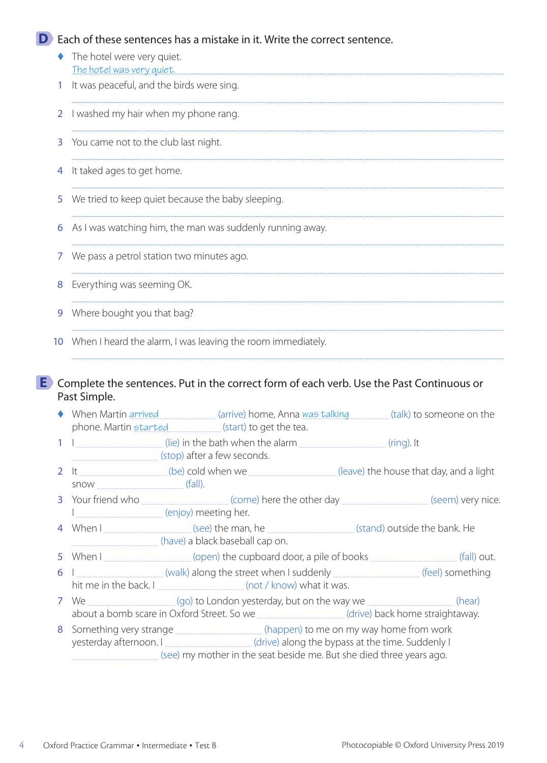## D Each of these sentences has a mistake in it. Write the correct sentence.

♦ The hotel were very quiet.
*The hotel was very quiet.*

1 It was peaceful, and the birds were sing.

.......................................................................................................

2 I washed my hair when my phone rang.

.......................................................................................................

3 You came not to the club last night.

.......................................................................................................

4 It taked ages to get home.

.......................................................................................................

5 We tried to keep quiet because the baby sleeping.

.......................................................................................................

6 As I was watching him, the man was suddenly running away.

.......................................................................................................

7 We pass a petrol station two minutes ago.

.......................................................................................................

8 Everything was seeming OK.

.......................................................................................................

9 Where bought you that bag?

.......................................................................................................

10 When I heard the alarm, I was leaving the room immediately.

.......................................................................................................

## E Complete the sentences. Put in the correct form of each verb. Use the Past Continuous or Past Simple.

♦ When Martin *arrived* .................. (arrive) home, Anna *was talking* .................. (talk) to someone on the phone. Martin *started* .................. (start) to get the tea.

1 I .................. (lie) in the bath when the alarm .................. (ring). It .................. (stop) after a few seconds.

2 It .................. (be) cold when we .................. (leave) the house that day, and a light snow .................. (fall).

3 Your friend who .................. (come) here the other day .................. (seem) very nice. I .................. (enjoy) meeting her.

4 When I .................. (see) the man, he .................. (stand) outside the bank. He .................. (have) a black baseball cap on.

5 When I .................. (open) the cupboard door, a pile of books .................. (fall) out.

6 I .................. (walk) along the street when I suddenly .................. (feel) something hit me in the back. I .................. (not / know) what it was.

7 We .................. (go) to London yesterday, but on the way we .................. (hear) about a bomb scare in Oxford Street. So we .................. (drive) back home straightaway.

8 Something very strange .................. (happen) to me on my way home from work yesterday afternoon. I .................. (drive) along the bypass at the time. Suddenly I .................. (see) my mother in the seat beside me. But she died three years ago.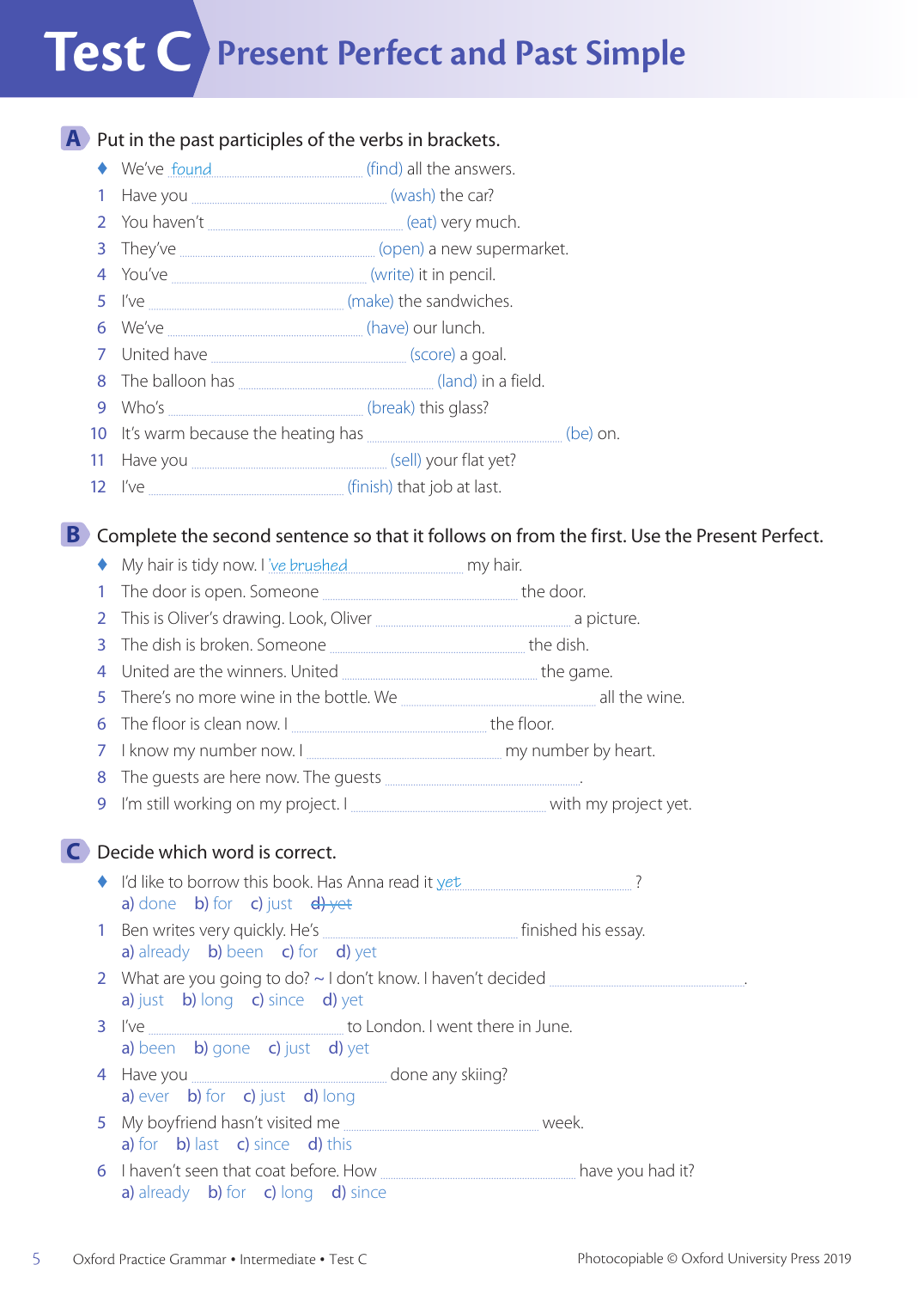# Test C Present Perfect and Past Simple

## A Put in the past participles of the verbs in brackets.

- ♦ We've *found* ............................ (find) all the answers.
- 1 Have you ............................ (wash) the car?
- 2 You haven't ............................ (eat) very much.
- 3 They've ............................ (open) a new supermarket.
- 4 You've ............................ (write) it in pencil.
- 5 I've ............................ (make) the sandwiches.
- 6 We've ............................ (have) our lunch.
- 7 United have ............................ (score) a goal.
- 8 The balloon has ............................ (land) in a field.
- 9 Who's ............................ (break) this glass?
- 10 It's warm because the heating has ............................ (be) on.
- 11 Have you ............................ (sell) your flat yet?
- 12 I've ............................ (finish) that job at last.

## B Complete the second sentence so that it follows on from the first. Use the Present Perfect.

- ♦ My hair is tidy now. I *'ve brushed* ............................ my hair.
- 1 The door is open. Someone ............................ the door.
- 2 This is Oliver's drawing. Look, Oliver ............................ a picture.
- 3 The dish is broken. Someone ............................ the dish.
- 4 United are the winners. United ............................ the game.
- 5 There's no more wine in the bottle. We ............................ all the wine.
- 6 The floor is clean now. I ............................ the floor.
- 7 I know my number now. I ............................ my number by heart.
- 8 The guests are here now. The guests ............................ .
- 9 I'm still working on my project. I ............................ with my project yet.

## C Decide which word is correct.

- ♦ I'd like to borrow this book. Has Anna read it *yet* ............................ ?
  a) done b) for c) just ~~d) yet~~
- 1 Ben writes very quickly. He's ............................ finished his essay.
  a) already b) been c) for d) yet
- 2 What are you going to do? ~ I don't know. I haven't decided ............................ .
  a) just b) long c) since d) yet
- 3 I've ............................ to London. I went there in June.
  a) been b) gone c) just d) yet
- 4 Have you ............................ done any skiing?
  a) ever b) for c) just d) long
- 5 My boyfriend hasn't visited me ............................ week.
  a) for b) last c) since d) this
- 6 I haven't seen that coat before. How ............................ have you had it?
  a) already b) for c) long d) since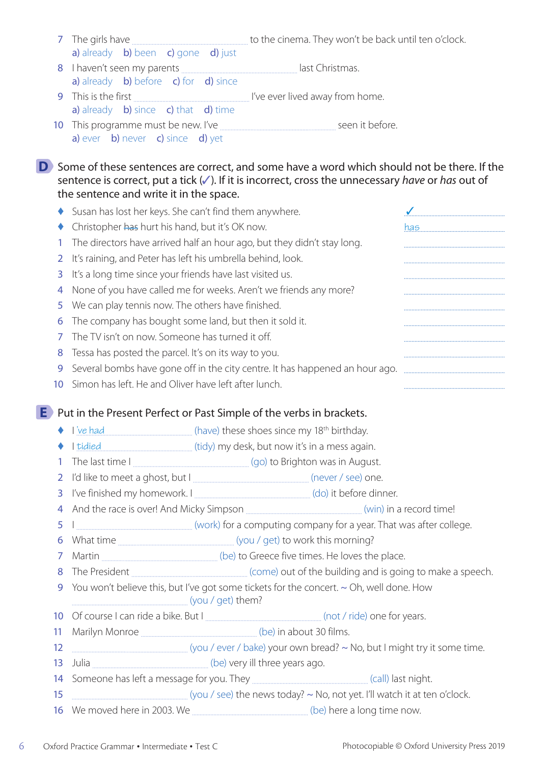7 The girls have .............................................. to the cinema. They won't be back until ten o'clock.
a) already b) been c) gone d) just

8 I haven't seen my parents .............................................. last Christmas.
a) already b) before c) for d) since

9 This is the first .............................................. I've ever lived away from home.
a) already b) since c) that d) time

10 This programme must be new. I've .............................................. seen it before.
a) ever b) never c) since d) yet

## D Some of these sentences are correct, and some have a word which should not be there. If the sentence is correct, put a tick (✓). If it is incorrect, cross the unnecessary *have* or *has* out of the sentence and write it in the space.

- ♦ Susan has lost her keys. She can't find them anywhere. ✓..............................
- ♦ Christopher ~~has~~ hurt his hand, but it's OK now. has..............................

1 The directors have arrived half an hour ago, but they didn't stay long. ..............................
2 It's raining, and Peter has left his umbrella behind, look. ..............................
3 It's a long time since your friends have last visited us. ..............................
4 None of you have called me for weeks. Aren't we friends any more? ..............................
5 We can play tennis now. The others have finished. ..............................
6 The company has bought some land, but then it sold it. ..............................
7 The TV isn't on now. Someone has turned it off. ..............................
8 Tessa has posted the parcel. It's on its way to you. ..............................
9 Several bombs have gone off in the city centre. It has happened an hour ago. ..............................
10 Simon has left. He and Oliver have left after lunch. ..............................

## E Put in the Present Perfect or Past Simple of the verbs in brackets.

- ♦ I 've had.............................................. (have) these shoes since my 18th birthday.
- ♦ I tidied.............................................. (tidy) my desk, but now it's in a mess again.

1 The last time I .............................................. (go) to Brighton was in August.
2 I'd like to meet a ghost, but I .............................................. (never / see) one.
3 I've finished my homework. I .............................................. (do) it before dinner.
4 And the race is over! And Micky Simpson .............................................. (win) in a record time!
5 I .............................................. (work) for a computing company for a year. That was after college.
6 What time .............................................. (you / get) to work this morning?
7 Martin .............................................. (be) to Greece five times. He loves the place.
8 The President .............................................. (come) out of the building and is going to make a speech.
9 You won't believe this, but I've got some tickets for the concert. ~ Oh, well done. How .............................................. (you / get) them?
10 Of course I can ride a bike. But I .............................................. (not / ride) one for years.
11 Marilyn Monroe .............................................. (be) in about 30 films.
12 .............................................. (you / ever / bake) your own bread? ~ No, but I might try it some time.
13 Julia .............................................. (be) very ill three years ago.
14 Someone has left a message for you. They .............................................. (call) last night.
15 .............................................. (you / see) the news today? ~ No, not yet. I'll watch it at ten o'clock.
16 We moved here in 2003. We .............................................. (be) here a long time now.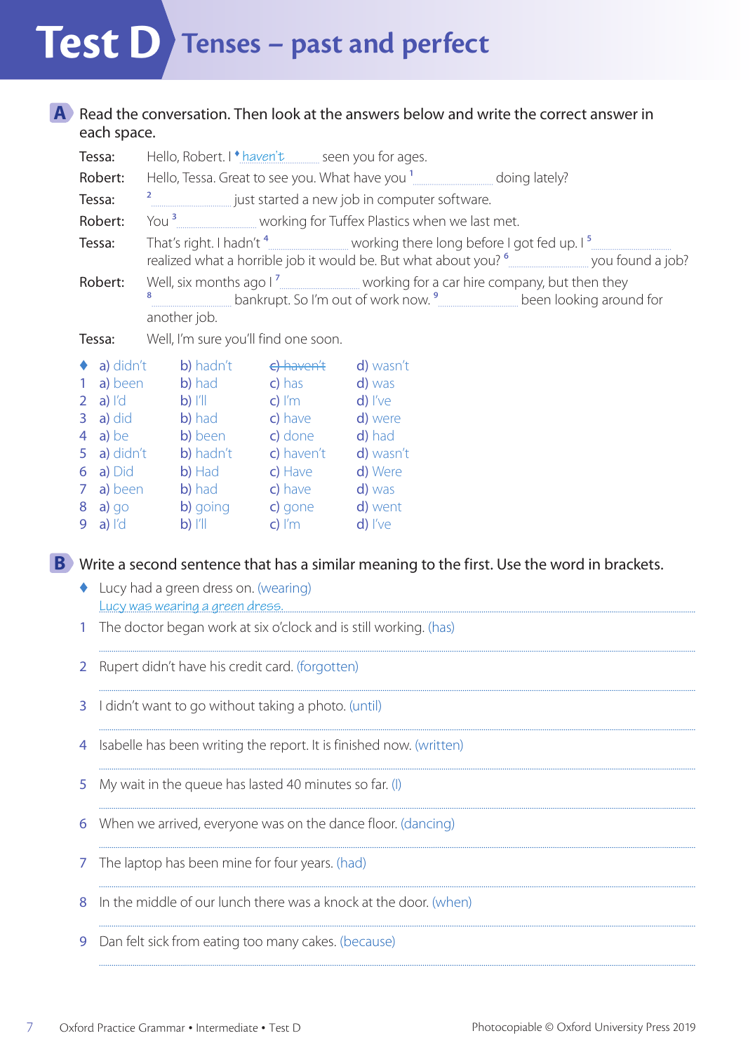# Test D Tenses – past and perfect

**A** Read the conversation. Then look at the answers below and write the correct answer in each space.

Tessa: Hello, Robert. I ♦ *haven't* ........ seen you for ages.
Robert: Hello, Tessa. Great to see you. What have you [1] ................ doing lately?
Tessa: [2] ................ just started a new job in computer software.
Robert: You [3] ................ working for Tuffex Plastics when we last met.
Tessa: That's right. I hadn't [4] ................ working there long before I got fed up. I [5] ................ realized what a horrible job it would be. But what about you? [6] ................ you found a job?
Robert: Well, six months ago I [7] ................ working for a car hire company, but then they [8] ................ bankrupt. So I'm out of work now. [9] ................ been looking around for another job.
Tessa: Well, I'm sure you'll find one soon.

| | | | | |
|---|---|---|---|---|
| ♦ | a) didn't | b) hadn't | ~~c) haven't~~ | d) wasn't |
| 1 | a) been | b) had | c) has | d) was |
| 2 | a) I'd | b) I'll | c) I'm | d) I've |
| 3 | a) did | b) had | c) have | d) were |
| 4 | a) be | b) been | c) done | d) had |
| 5 | a) didn't | b) hadn't | c) haven't | d) wasn't |
| 6 | a) Did | b) Had | c) Have | d) Were |
| 7 | a) been | b) had | c) have | d) was |
| 8 | a) go | b) going | c) gone | d) went |
| 9 | a) I'd | b) I'll | c) I'm | d) I've |

**B** Write a second sentence that has a similar meaning to the first. Use the word in brackets.

♦ Lucy had a green dress on. (wearing)
*Lucy was wearing a green dress.*

1 The doctor began work at six o'clock and is still working. (has)
..............................................................................

2 Rupert didn't have his credit card. (forgotten)
..............................................................................

3 I didn't want to go without taking a photo. (until)
..............................................................................

4 Isabelle has been writing the report. It is finished now. (written)
..............................................................................

5 My wait in the queue has lasted 40 minutes so far. (I)
..............................................................................

6 When we arrived, everyone was on the dance floor. (dancing)
..............................................................................

7 The laptop has been mine for four years. (had)
..............................................................................

8 In the middle of our lunch there was a knock at the door. (when)
..............................................................................

9 Dan felt sick from eating too many cakes. (because)
..............................................................................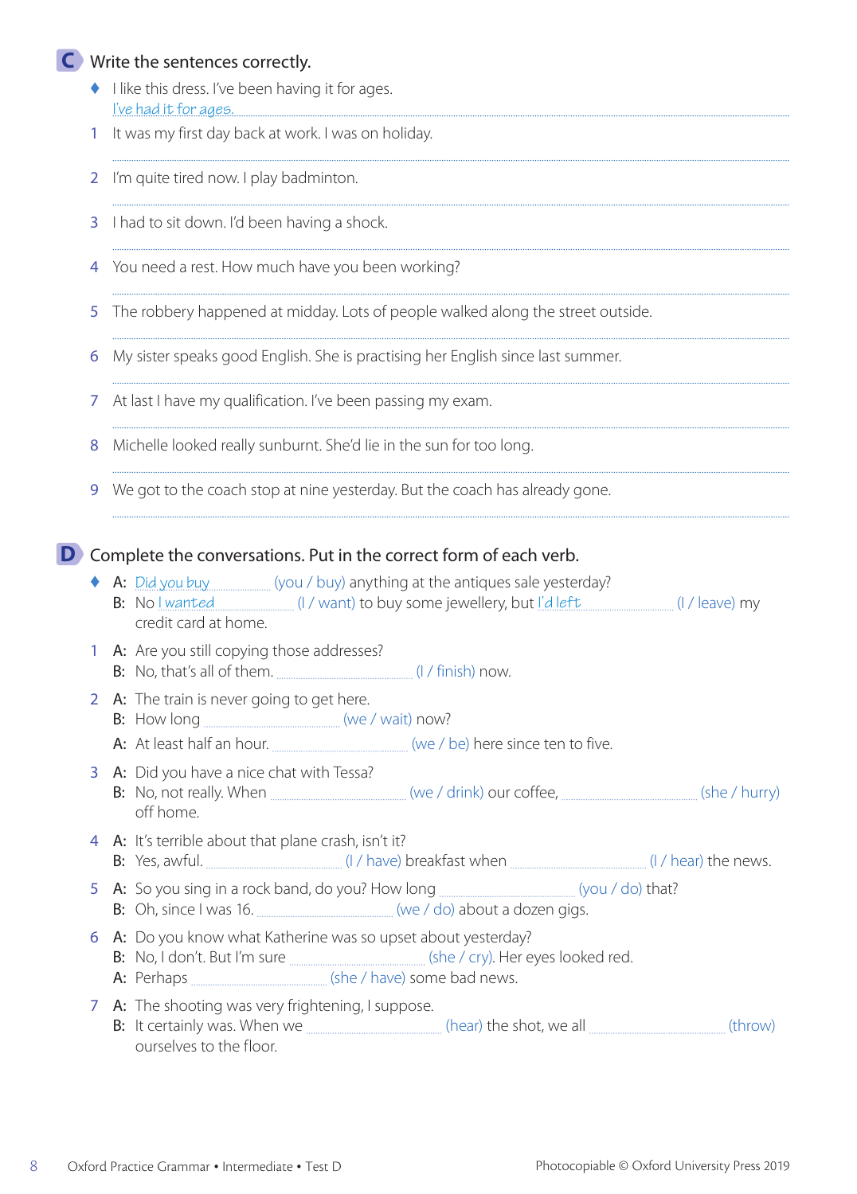## C Write the sentences correctly.

♦ I like this dress. I've been having it for ages.
*I've had it for ages.*

1. It was my first day back at work. I was on holiday.
2. I'm quite tired now. I play badminton.
3. I had to sit down. I'd been having a shock.
4. You need a rest. How much have you been working?
5. The robbery happened at midday. Lots of people walked along the street outside.
6. My sister speaks good English. She is practising her English since last summer.
7. At last I have my qualification. I've been passing my exam.
8. Michelle looked really sunburnt. She'd lie in the sun for too long.
9. We got to the coach stop at nine yesterday. But the coach has already gone.

## D Complete the conversations. Put in the correct form of each verb.

♦ A: *Did you buy* (you / buy) anything at the antiques sale yesterday?
B: No *I wanted* (I / want) to buy some jewellery, but *I'd left* (I / leave) my credit card at home.

1. A: Are you still copying those addresses?
   B: No, that's all of them. ........................ (I / finish) now.
2. A: The train is never going to get here.
   B: How long ........................ (we / wait) now?
   A: At least half an hour. ........................ (we / be) here since ten to five.
3. A: Did you have a nice chat with Tessa?
   B: No, not really. When ........................ (we / drink) our coffee, ........................ (she / hurry) off home.
4. A: It's terrible about that plane crash, isn't it?
   B: Yes, awful. ........................ (I / have) breakfast when ........................ (I / hear) the news.
5. A: So you sing in a rock band, do you? How long ........................ (you / do) that?
   B: Oh, since I was 16. ........................ (we / do) about a dozen gigs.
6. A: Do you know what Katherine was so upset about yesterday?
   B: No, I don't. But I'm sure ........................ (she / cry). Her eyes looked red.
   A: Perhaps ........................ (she / have) some bad news.
7. A: The shooting was very frightening, I suppose.
   B: It certainly was. When we ........................ (hear) the shot, we all ........................ (throw) ourselves to the floor.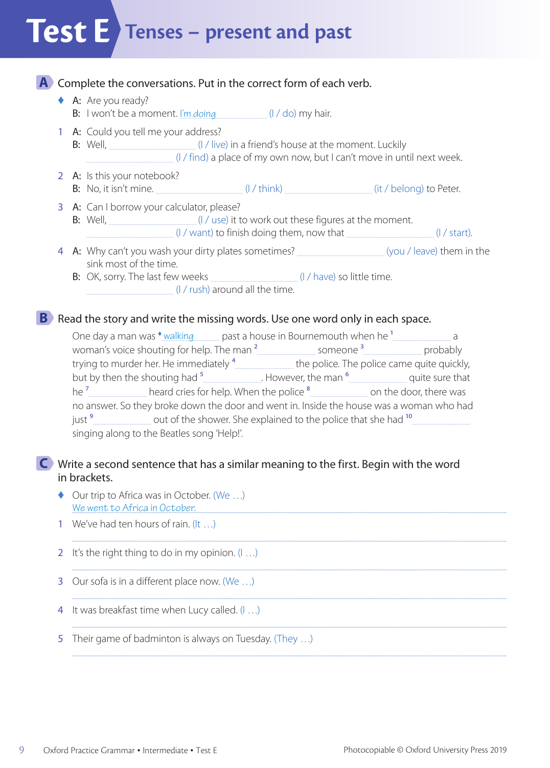# Test E Tenses – present and past

## A Complete the conversations. Put in the correct form of each verb.

♦ A: Are you ready?
B: I won't be a moment. *I'm doing* ............ (I / do) my hair.

1 A: Could you tell me your address?
B: Well, .................... (I / live) in a friend's house at the moment. Luckily .................... (I / find) a place of my own now, but I can't move in until next week.

2 A: Is this your notebook?
B: No, it isn't mine. .................... (I / think) .................... (it / belong) to Peter.

3 A: Can I borrow your calculator, please?
B: Well, .................... (I / use) it to work out these figures at the moment. .................... (I / want) to finish doing them, now that .................... (I / start).

4 A: Why can't you wash your dirty plates sometimes? .................... (you / leave) them in the sink most of the time.
B: OK, sorry. The last few weeks .................... (I / have) so little time. .................... (I / rush) around all the time.

## B Read the story and write the missing words. Use one word only in each space.

One day a man was ♦ *walking* ............ past a house in Bournemouth when he [1] .................... a woman's voice shouting for help. The man [2] .................... someone [3] .................... probably trying to murder her. He immediately [4] .................... the police. The police came quite quickly, but by then the shouting had [5] .................... . However, the man [6] .................... quite sure that he [7] .................... heard cries for help. When the police [8] .................... on the door, there was no answer. So they broke down the door and went in. Inside the house was a woman who had just [9] .................... out of the shower. She explained to the police that she had [10] .................... singing along to the Beatles song 'Help!'.

## C Write a second sentence that has a similar meaning to the first. Begin with the word in brackets.

♦ Our trip to Africa was in October. (We …)
*We went to Africa in October.*

1 We've had ten hours of rain. (It …)
....................................................................................................

2 It's the right thing to do in my opinion. (I …)
....................................................................................................

3 Our sofa is in a different place now. (We …)
....................................................................................................

4 It was breakfast time when Lucy called. (I …)
....................................................................................................

5 Their game of badminton is always on Tuesday. (They …)
....................................................................................................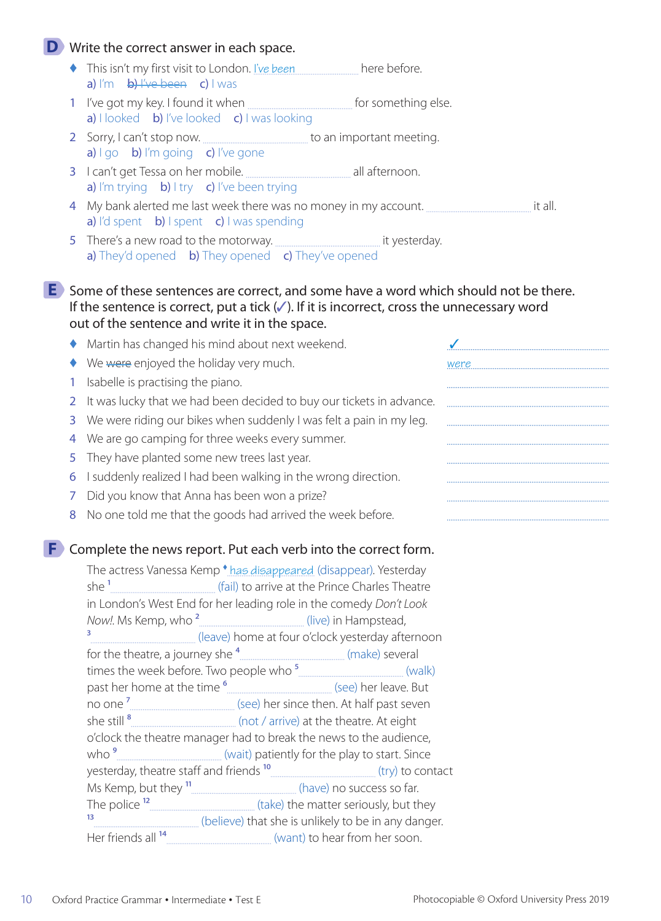## D Write the correct answer in each space.

♦ This isn't my first visit to London. *I've been* .................... here before.
a) I'm  b) ~~I've been~~  c) I was

1 I've got my key. I found it when .................... for something else.
a) I looked  b) I've looked  c) I was looking

2 Sorry, I can't stop now. .................... to an important meeting.
a) I go  b) I'm going  c) I've gone

3 I can't get Tessa on her mobile. .................... all afternoon.
a) I'm trying  b) I try  c) I've been trying

4 My bank alerted me last week there was no money in my account. .................... it all.
a) I'd spent  b) I spent  c) I was spending

5 There's a new road to the motorway. .................... it yesterday.
a) They'd opened  b) They opened  c) They've opened

## E Some of these sentences are correct, and some have a word which should not be there. If the sentence is correct, put a tick (✓). If it is incorrect, cross the unnecessary word out of the sentence and write it in the space.

♦ Martin has changed his mind about next weekend. ✓
♦ We ~~were~~ enjoyed the holiday very much. *were*
1 Isabelle is practising the piano. ....................
2 It was lucky that we had been decided to buy our tickets in advance. ....................
3 We were riding our bikes when suddenly I was felt a pain in my leg. ....................
4 We are go camping for three weeks every summer. ....................
5 They have planted some new trees last year. ....................
6 I suddenly realized I had been walking in the wrong direction. ....................
7 Did you know that Anna has been won a prize? ....................
8 No one told me that the goods had arrived the week before. ....................

## F Complete the news report. Put each verb into the correct form.

The actress Vanessa Kemp ♦ *has disappeared* (disappear). Yesterday she [1] .................... (fail) to arrive at the Prince Charles Theatre in London's West End for her leading role in the comedy *Don't Look Now!*. Ms Kemp, who [2] .................... (live) in Hampstead, [3] .................... (leave) home at four o'clock yesterday afternoon for the theatre, a journey she [4] .................... (make) several times the week before. Two people who [5] .................... (walk) past her home at the time [6] .................... (see) her leave. But no one [7] .................... (see) her since then. At half past seven she still [8] .................... (not / arrive) at the theatre. At eight o'clock the theatre manager had to break the news to the audience, who [9] .................... (wait) patiently for the play to start. Since yesterday, theatre staff and friends [10] .................... (try) to contact Ms Kemp, but they [11] .................... (have) no success so far. The police [12] .................... (take) the matter seriously, but they [13] .................... (believe) that she is unlikely to be in any danger. Her friends all [14] .................... (want) to hear from her soon.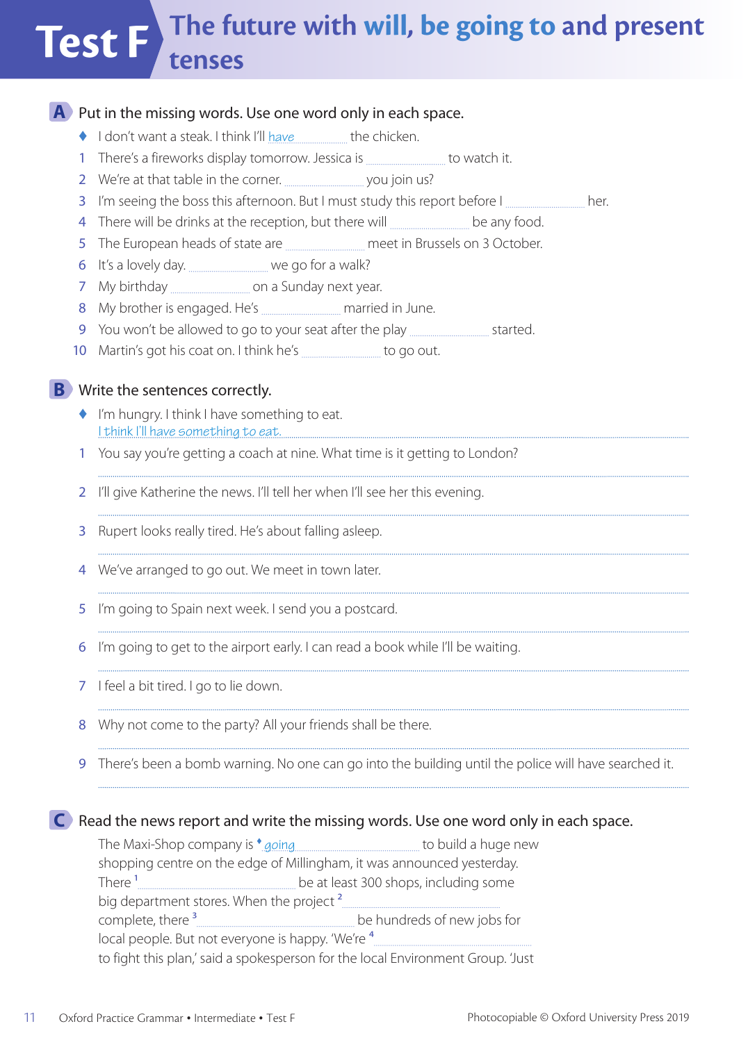# Test F The future with will, be going to and present tenses

## A Put in the missing words. Use one word only in each space.

♦ I don't want a steak. I think I'll *have* .......... the chicken.

1. There's a fireworks display tomorrow. Jessica is .......... to watch it.
2. We're at that table in the corner. .......... you join us?
3. I'm seeing the boss this afternoon. But I must study this report before I .......... her.
4. There will be drinks at the reception, but there will .......... be any food.
5. The European heads of state are .......... meet in Brussels on 3 October.
6. It's a lovely day. .......... we go for a walk?
7. My birthday .......... on a Sunday next year.
8. My brother is engaged. He's .......... married in June.
9. You won't be allowed to go to your seat after the play .......... started.
10. Martin's got his coat on. I think he's .......... to go out.

## B Write the sentences correctly.

♦ I'm hungry. I think I have something to eat.
*I think I'll have something to eat.*

1. You say you're getting a coach at nine. What time is it getting to London?
..........
2. I'll give Katherine the news. I'll tell her when I'll see her this evening.
..........
3. Rupert looks really tired. He's about falling asleep.
..........
4. We've arranged to go out. We meet in town later.
..........
5. I'm going to Spain next week. I send you a postcard.
..........
6. I'm going to get to the airport early. I can read a book while I'll be waiting.
..........
7. I feel a bit tired. I go to lie down.
..........
8. Why not come to the party? All your friends shall be there.
..........
9. There's been a bomb warning. No one can go into the building until the police will have searched it.
..........

## C Read the news report and write the missing words. Use one word only in each space.

The Maxi-Shop company is ♦ *going* .......... to build a huge new shopping centre on the edge of Millingham, it was announced yesterday. There [1] .......... be at least 300 shops, including some big department stores. When the project [2] .......... complete, there [3] .......... be hundreds of new jobs for local people. But not everyone is happy. 'We're [4] .......... to fight this plan,' said a spokesperson for the local Environment Group. 'Just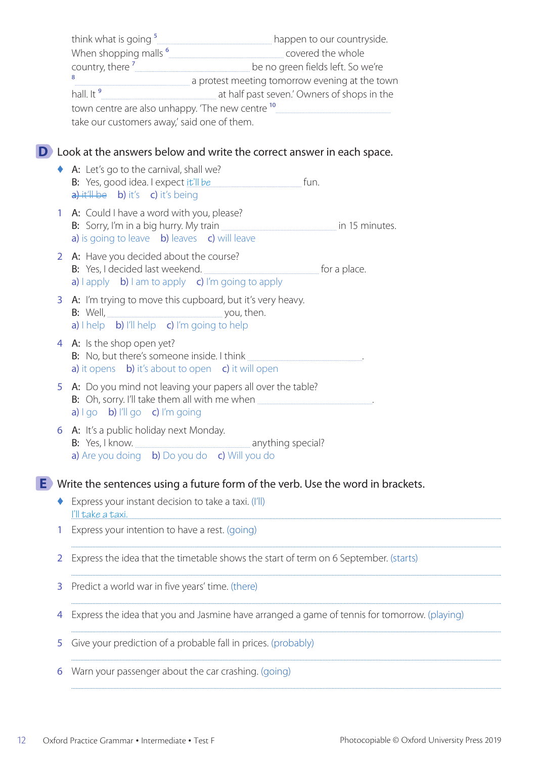think what is going [5] .................................... happen to our countryside. When shopping malls [6] .................................... covered the whole country, there [7] .................................... be no green fields left. So we're [8] .................................... a protest meeting tomorrow evening at the town hall. It [9] .................................... at half past seven.' Owners of shops in the town centre are also unhappy. 'The new centre [10] .................................... take our customers away,' said one of them.

## D Look at the answers below and write the correct answer in each space.

♦ A: Let's go to the carnival, shall we?
B: Yes, good idea. I expect *it'll be* .................................... fun.
a) ~~it'll be~~ b) it's c) it's being

1 A: Could I have a word with you, please?
B: Sorry, I'm in a big hurry. My train .................................... in 15 minutes.
a) is going to leave b) leaves c) will leave

2 A: Have you decided about the course?
B: Yes, I decided last weekend. .................................... for a place.
a) I apply b) I am to apply c) I'm going to apply

3 A: I'm trying to move this cupboard, but it's very heavy.
B: Well, .................................... you, then.
a) I help b) I'll help c) I'm going to help

4 A: Is the shop open yet?
B: No, but there's someone inside. I think .................................... .
a) it opens b) it's about to open c) it will open

5 A: Do you mind not leaving your papers all over the table?
B: Oh, sorry. I'll take them all with me when .................................... .
a) I go b) I'll go c) I'm going

6 A: It's a public holiday next Monday.
B: Yes, I know. .................................... anything special?
a) Are you doing b) Do you do c) Will you do

## E Write the sentences using a future form of the verb. Use the word in brackets.

♦ Express your instant decision to take a taxi. (I'll)
*I'll take a taxi.*

1 Express your intention to have a rest. (going)
....................................................................................................

2 Express the idea that the timetable shows the start of term on 6 September. (starts)
....................................................................................................

3 Predict a world war in five years' time. (there)
....................................................................................................

4 Express the idea that you and Jasmine have arranged a game of tennis for tomorrow. (playing)
....................................................................................................

5 Give your prediction of a probable fall in prices. (probably)
....................................................................................................

6 Warn your passenger about the car crashing. (going)
....................................................................................................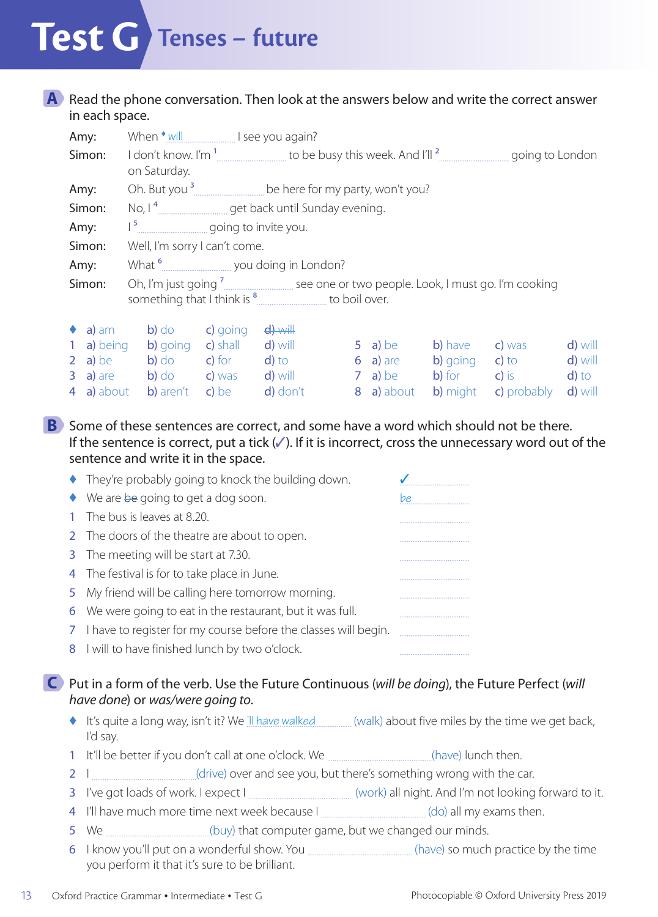# Test G Tenses – future

**A** Read the phone conversation. Then look at the answers below and write the correct answer in each space.

Amy: When ♦ *will* .................. I see you again?

Simon: I don't know. I'm [1] .................. to be busy this week. And I'll [2] .................. going to London on Saturday.

Amy: Oh. But you [3] .................. be here for my party, won't you?

Simon: No, I [4] .................. get back until Sunday evening.

Amy: I [5] .................. going to invite you.

Simon: Well, I'm sorry I can't come.

Amy: What [6] .................. you doing in London?

Simon: Oh, I'm just going [7] .................. see one or two people. Look, I must go. I'm cooking something that I think is [8] .................. to boil over.

| | a) | b) | c) | d) |
|---|---|---|---|---|
| ♦ | a) am | b) do | c) going | d) ~~will~~ |
| 1 | a) being | b) going | c) shall | d) will |
| 2 | a) be | b) do | c) for | d) to |
| 3 | a) are | b) do | c) was | d) will |
| 4 | a) about | b) aren't | c) be | d) don't |
| 5 | a) be | b) have | c) was | d) will |
| 6 | a) are | b) going | c) to | d) will |
| 7 | a) be | b) for | c) is | d) to |
| 8 | a) about | b) might | c) probably | d) will |

**B** Some of these sentences are correct, and some have a word which should not be there. If the sentence is correct, put a tick (✓). If it is incorrect, cross the unnecessary word out of the sentence and write it in the space.

♦ They're probably going to knock the building down. ✓

♦ We are ~~be~~ going to get a dog soon. *be*

1 The bus is leaves at 8.20. ..................

2 The doors of the theatre are about to open. ..................

3 The meeting will be start at 7.30. ..................

4 The festival is for to take place in June. ..................

5 My friend will be calling here tomorrow morning. ..................

6 We were going to eat in the restaurant, but it was full. ..................

7 I have to register for my course before the classes will begin. ..................

8 I will to have finished lunch by two o'clock. ..................

**C** Put in a form of the verb. Use the Future Continuous (*will be doing*), the Future Perfect (*will have done*) or *was/were going to*.

♦ It's quite a long way, isn't it? We *'ll have walked* (walk) about five miles by the time we get back, I'd say.

1 It'll be better if you don't call at one o'clock. We .................. (have) lunch then.

2 I .................. (drive) over and see you, but there's something wrong with the car.

3 I've got loads of work. I expect I .................. (work) all night. And I'm not looking forward to it.

4 I'll have much more time next week because I .................. (do) all my exams then.

5 We .................. (buy) that computer game, but we changed our minds.

6 I know you'll put on a wonderful show. You .................. (have) so much practice by the time you perform it that it's sure to be brilliant.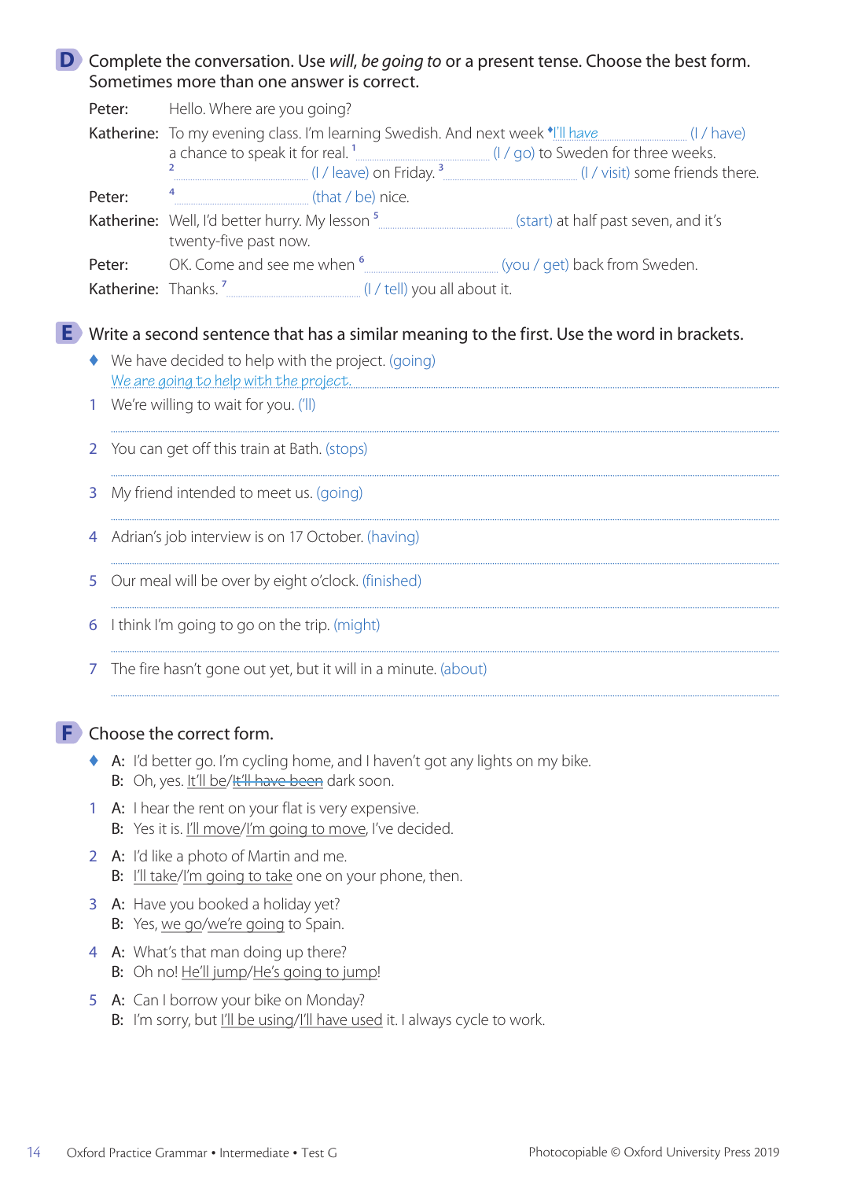**D** Complete the conversation. Use *will*, *be going to* or a present tense. Choose the best form. Sometimes more than one answer is correct.

Peter: Hello. Where are you going?

Katherine: To my evening class. I'm learning Swedish. And next week ♦*I'll have* ............ (I / have) a chance to speak it for real. [1] ............ (I / go) to Sweden for three weeks. [2] ............ (I / leave) on Friday. [3] ............ (I / visit) some friends there.

Peter: [4] ............ (that / be) nice.

Katherine: Well, I'd better hurry. My lesson [5] ............ (start) at half past seven, and it's twenty-five past now.

Peter: OK. Come and see me when [6] ............ (you / get) back from Sweden.

Katherine: Thanks. [7] ............ (I / tell) you all about it.

**E** Write a second sentence that has a similar meaning to the first. Use the word in brackets.

♦ We have decided to help with the project. (going)
*We are going to help with the project.*

1 We're willing to wait for you. ('ll)
..................................................................

2 You can get off this train at Bath. (stops)
..................................................................

3 My friend intended to meet us. (going)
..................................................................

4 Adrian's job interview is on 17 October. (having)
..................................................................

5 Our meal will be over by eight o'clock. (finished)
..................................................................

6 I think I'm going to go on the trip. (might)
..................................................................

7 The fire hasn't gone out yet, but it will in a minute. (about)
..................................................................

**F** Choose the correct form.

♦ A: I'd better go. I'm cycling home, and I haven't got any lights on my bike.
B: Oh, yes. It'll be/~~It'll have been~~ dark soon.

1 A: I hear the rent on your flat is very expensive.
B: Yes it is. I'll move/I'm going to move, I've decided.

2 A: I'd like a photo of Martin and me.
B: I'll take/I'm going to take one on your phone, then.

3 A: Have you booked a holiday yet?
B: Yes, we go/we're going to Spain.

4 A: What's that man doing up there?
B: Oh no! He'll jump/He's going to jump!

5 A: Can I borrow your bike on Monday?
B: I'm sorry, but I'll be using/I'll have used it. I always cycle to work.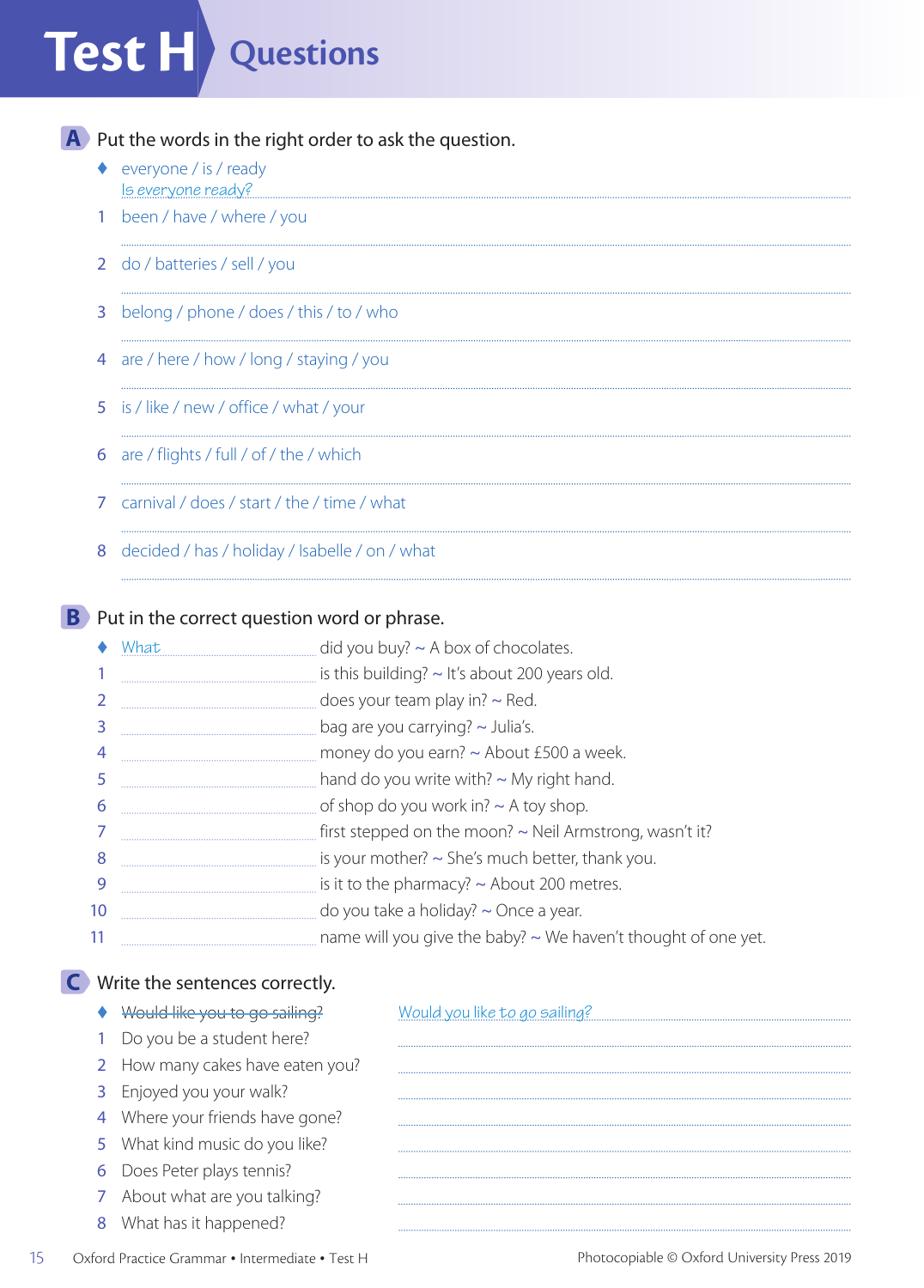# Test H Questions

## A Put the words in the right order to ask the question.

♦ everyone / is / ready
Is everyone ready?

1 been / have / where / you

2 do / batteries / sell / you

3 belong / phone / does / this / to / who

4 are / here / how / long / staying / you

5 is / like / new / office / what / your

6 are / flights / full / of / the / which

7 carnival / does / start / the / time / what

8 decided / has / holiday / Isabelle / on / what

## B Put in the correct question word or phrase.

♦ What did you buy? ~ A box of chocolates.

1 ............ is this building? ~ It's about 200 years old.

2 ............ does your team play in? ~ Red.

3 ............ bag are you carrying? ~ Julia's.

4 ............ money do you earn? ~ About £500 a week.

5 ............ hand do you write with? ~ My right hand.

6 ............ of shop do you work in? ~ A toy shop.

7 ............ first stepped on the moon? ~ Neil Armstrong, wasn't it?

8 ............ is your mother? ~ She's much better, thank you.

9 ............ is it to the pharmacy? ~ About 200 metres.

10 ............ do you take a holiday? ~ Once a year.

11 ............ name will you give the baby? ~ We haven't thought of one yet.

## C Write the sentences correctly.

♦ ~~Would like you to go sailing?~~ Would you like to go sailing?

1 Do you be a student here?

2 How many cakes have eaten you?

3 Enjoyed you your walk?

4 Where your friends have gone?

5 What kind music do you like?

6 Does Peter plays tennis?

7 About what are you talking?

8 What has it happened?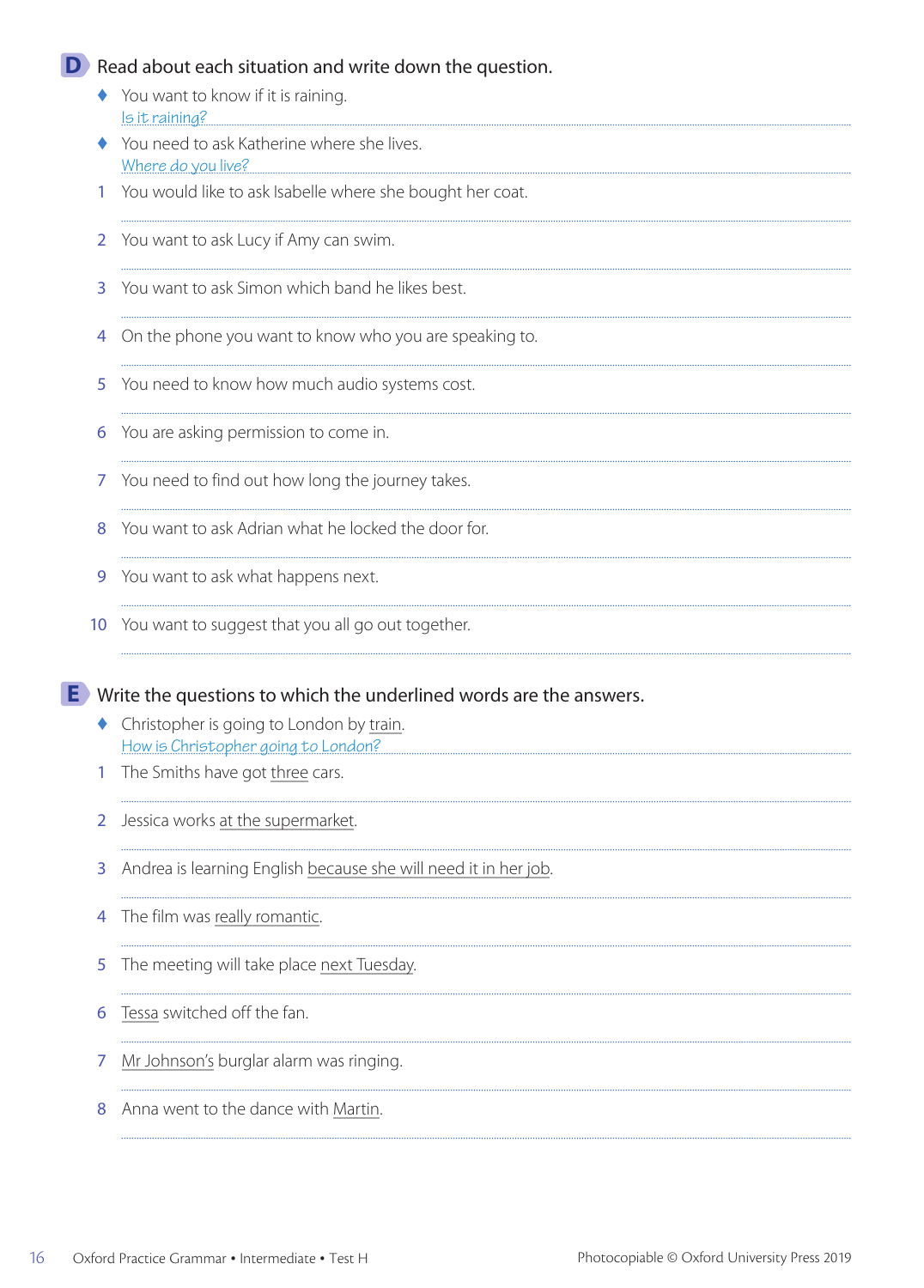## D Read about each situation and write down the question.

- ♦ You want to know if it is raining.
  *Is it raining?*
- ♦ You need to ask Katherine where she lives.
  *Where do you live?*

1. You would like to ask Isabelle where she bought her coat.
2. You want to ask Lucy if Amy can swim.
3. You want to ask Simon which band he likes best.
4. On the phone you want to know who you are speaking to.
5. You need to know how much audio systems cost.
6. You are asking permission to come in.
7. You need to find out how long the journey takes.
8. You want to ask Adrian what he locked the door for.
9. You want to ask what happens next.
10. You want to suggest that you all go out together.

## E Write the questions to which the underlined words are the answers.

- ♦ Christopher is going to London by <u>train</u>.
  *How is Christopher going to London?*

1. The Smiths have got <u>three</u> cars.
2. Jessica works <u>at the supermarket</u>.
3. Andrea is learning English <u>because she will need it in her job</u>.
4. The film was <u>really romantic</u>.
5. The meeting will take place <u>next Tuesday</u>.
6. <u>Tessa</u> switched off the fan.
7. <u>Mr Johnson's</u> burglar alarm was ringing.
8. Anna went to the dance with <u>Martin</u>.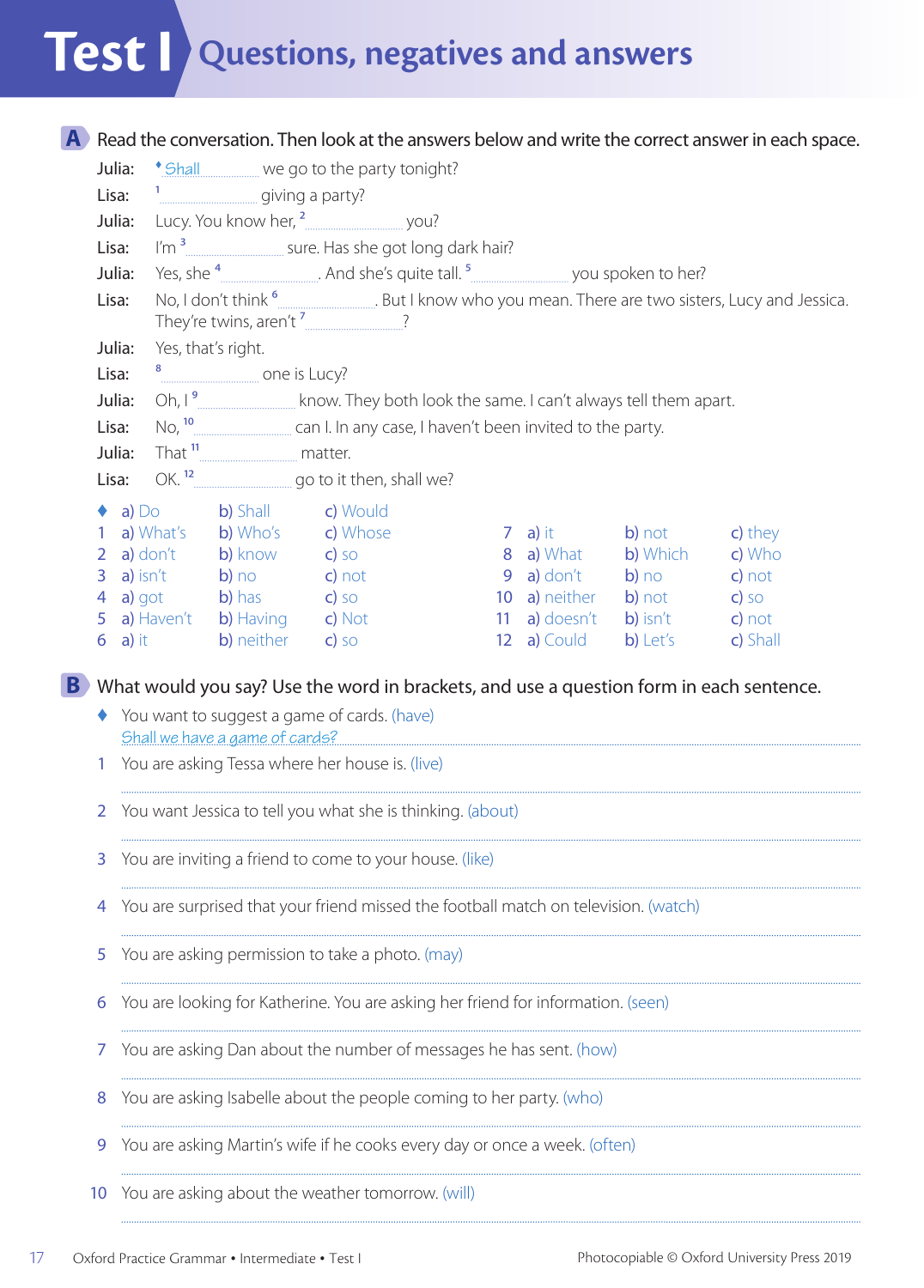# Test I Questions, negatives and answers

**A** Read the conversation. Then look at the answers below and write the correct answer in each space.

Julia: ♦ *Shall* ............ we go to the party tonight?
Lisa: [1] ............ giving a party?
Julia: Lucy. You know her, [2] ............ you?
Lisa: I'm [3] ............ sure. Has she got long dark hair?
Julia: Yes, she [4] ............ . And she's quite tall. [5] ............ you spoken to her?
Lisa: No, I don't think [6] ............ . But I know who you mean. There are two sisters, Lucy and Jessica. They're twins, aren't [7] ............ ?
Julia: Yes, that's right.
Lisa: [8] ............ one is Lucy?
Julia: Oh, I [9] ............ know. They both look the same. I can't always tell them apart.
Lisa: No, [10] ............ can I. In any case, I haven't been invited to the party.
Julia: That [11] ............ matter.
Lisa: OK. [12] ............ go to it then, shall we?

| | | | |
|---|---|---|---|
| ♦ | a) Do | b) Shall | c) Would |
| 1 | a) What's | b) Who's | c) Whose |
| 2 | a) don't | b) know | c) so |
| 3 | a) isn't | b) no | c) not |
| 4 | a) got | b) has | c) so |
| 5 | a) Haven't | b) Having | c) Not |
| 6 | a) it | b) neither | c) so |
| 7 | a) it | b) not | c) they |
| 8 | a) What | b) Which | c) Who |
| 9 | a) don't | b) no | c) not |
| 10 | a) neither | b) not | c) so |
| 11 | a) doesn't | b) isn't | c) not |
| 12 | a) Could | b) Let's | c) Shall |

**B** What would you say? Use the word in brackets, and use a question form in each sentence.

♦ You want to suggest a game of cards. (have)
*Shall we have a game of cards?*

1 You are asking Tessa where her house is. (live)
..........................................................

2 You want Jessica to tell you what she is thinking. (about)
..........................................................

3 You are inviting a friend to come to your house. (like)
..........................................................

4 You are surprised that your friend missed the football match on television. (watch)
..........................................................

5 You are asking permission to take a photo. (may)
..........................................................

6 You are looking for Katherine. You are asking her friend for information. (seen)
..........................................................

7 You are asking Dan about the number of messages he has sent. (how)
..........................................................

8 You are asking Isabelle about the people coming to her party. (who)
..........................................................

9 You are asking Martin's wife if he cooks every day or once a week. (often)
..........................................................

10 You are asking about the weather tomorrow. (will)
..........................................................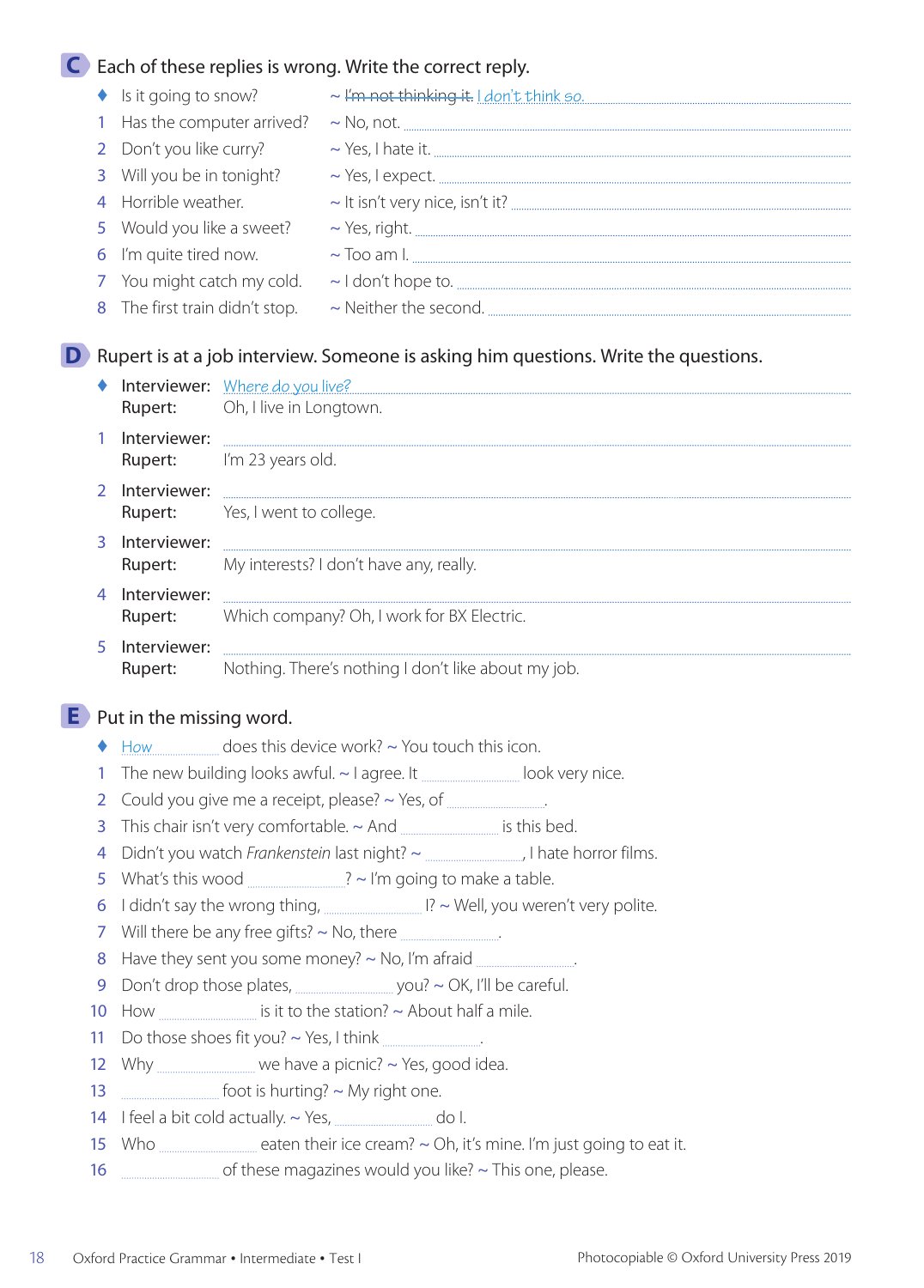## C Each of these replies is wrong. Write the correct reply.

♦ Is it going to snow? ~ ~~I'm not thinking it.~~ *I don't think so.*

1. Has the computer arrived? ~ No, not. ..........
2. Don't you like curry? ~ Yes, I hate it. ..........
3. Will you be in tonight? ~ Yes, I expect. ..........
4. Horrible weather. ~ It isn't very nice, isn't it? ..........
5. Would you like a sweet? ~ Yes, right. ..........
6. I'm quite tired now. ~ Too am I. ..........
7. You might catch my cold. ~ I don't hope to. ..........
8. The first train didn't stop. ~ Neither the second. ..........

## D Rupert is at a job interview. Someone is asking him questions. Write the questions.

♦ **Interviewer:** *Where do you live?*
**Rupert:** Oh, I live in Longtown.

1. **Interviewer:** ..........
   **Rupert:** I'm 23 years old.
2. **Interviewer:** ..........
   **Rupert:** Yes, I went to college.
3. **Interviewer:** ..........
   **Rupert:** My interests? I don't have any, really.
4. **Interviewer:** ..........
   **Rupert:** Which company? Oh, I work for BX Electric.
5. **Interviewer:** ..........
   **Rupert:** Nothing. There's nothing I don't like about my job.

## E Put in the missing word.

♦ *How* does this device work? ~ You touch this icon.

1. The new building looks awful. ~ I agree. It .......... look very nice.
2. Could you give me a receipt, please? ~ Yes, of .......... .
3. This chair isn't very comfortable. ~ And .......... is this bed.
4. Didn't you watch *Frankenstein* last night? ~ .........., I hate horror films.
5. What's this wood ..........? ~ I'm going to make a table.
6. I didn't say the wrong thing, .......... I? ~ Well, you weren't very polite.
7. Will there be any free gifts? ~ No, there .......... .
8. Have they sent you some money? ~ No, I'm afraid .......... .
9. Don't drop those plates, .......... you? ~ OK, I'll be careful.
10. How .......... is it to the station? ~ About half a mile.
11. Do those shoes fit you? ~ Yes, I think .......... .
12. Why .......... we have a picnic? ~ Yes, good idea.
13. .......... foot is hurting? ~ My right one.
14. I feel a bit cold actually. ~ Yes, .......... do I.
15. Who .......... eaten their ice cream? ~ Oh, it's mine. I'm just going to eat it.
16. .......... of these magazines would you like? ~ This one, please.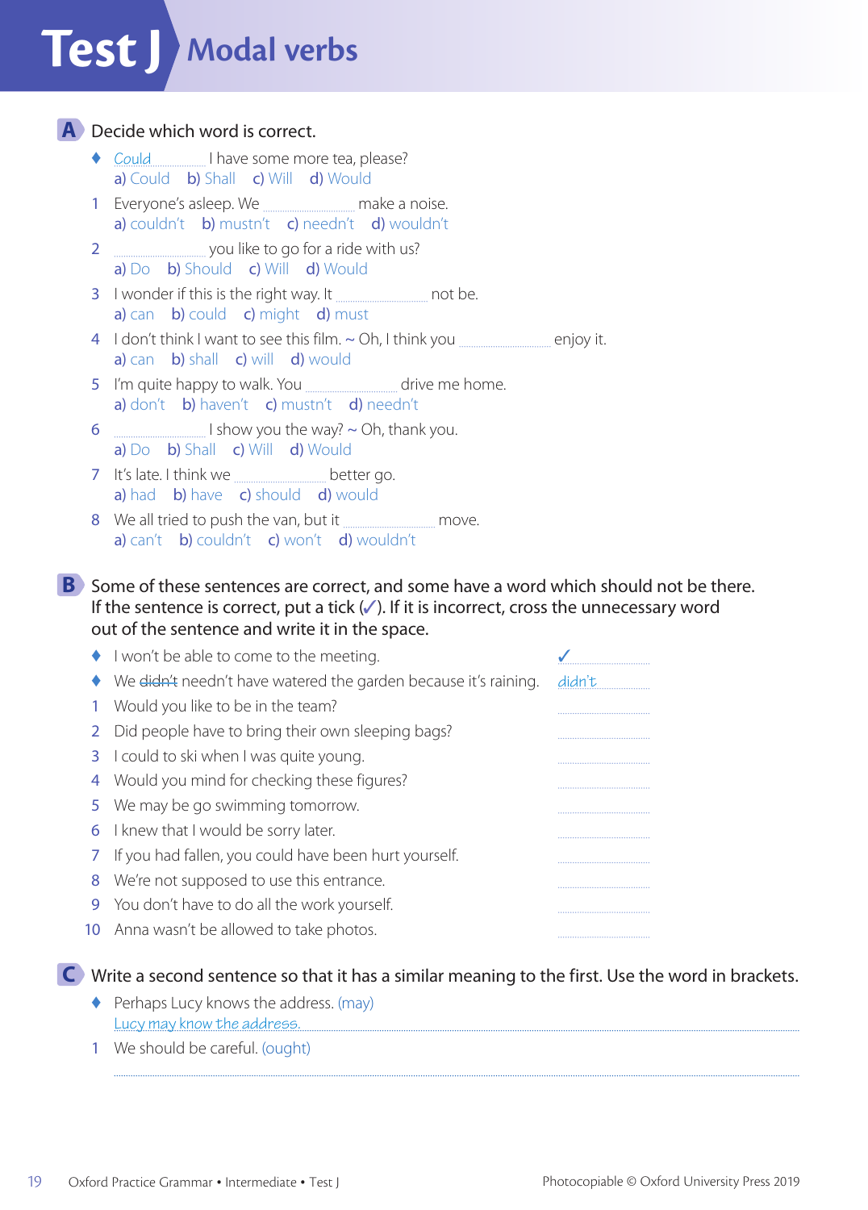# Test J Modal verbs

## A Decide which word is correct.

- ♦ *Could* ............ I have some more tea, please?
  a) Could  b) Shall  c) Will  d) Would
1. Everyone's asleep. We ............ make a noise.
   a) couldn't  b) mustn't  c) needn't  d) wouldn't
2. ............ you like to go for a ride with us?
   a) Do  b) Should  c) Will  d) Would
3. I wonder if this is the right way. It ............ not be.
   a) can  b) could  c) might  d) must
4. I don't think I want to see this film. ~ Oh, I think you ............ enjoy it.
   a) can  b) shall  c) will  d) would
5. I'm quite happy to walk. You ............ drive me home.
   a) don't  b) haven't  c) mustn't  d) needn't
6. ............ I show you the way? ~ Oh, thank you.
   a) Do  b) Shall  c) Will  d) Would
7. It's late. I think we ............ better go.
   a) had  b) have  c) should  d) would
8. We all tried to push the van, but it ............ move.
   a) can't  b) couldn't  c) won't  d) wouldn't

## B Some of these sentences are correct, and some have a word which should not be there. If the sentence is correct, put a tick (✓). If it is incorrect, cross the unnecessary word out of the sentence and write it in the space.

- ♦ I won't be able to come to the meeting. ✓
- ♦ We ~~didn't~~ needn't have watered the garden because it's raining. *didn't*
1. Would you like to be in the team? ............
2. Did people have to bring their own sleeping bags? ............
3. I could to ski when I was quite young. ............
4. Would you mind for checking these figures? ............
5. We may be go swimming tomorrow. ............
6. I knew that I would be sorry later. ............
7. If you had fallen, you could have been hurt yourself. ............
8. We're not supposed to use this entrance. ............
9. You don't have to do all the work yourself. ............
10. Anna wasn't be allowed to take photos. ............

## C Write a second sentence so that it has a similar meaning to the first. Use the word in brackets.

- ♦ Perhaps Lucy knows the address. (may)
  *Lucy may know the address.*
1. We should be careful. (ought)
   ............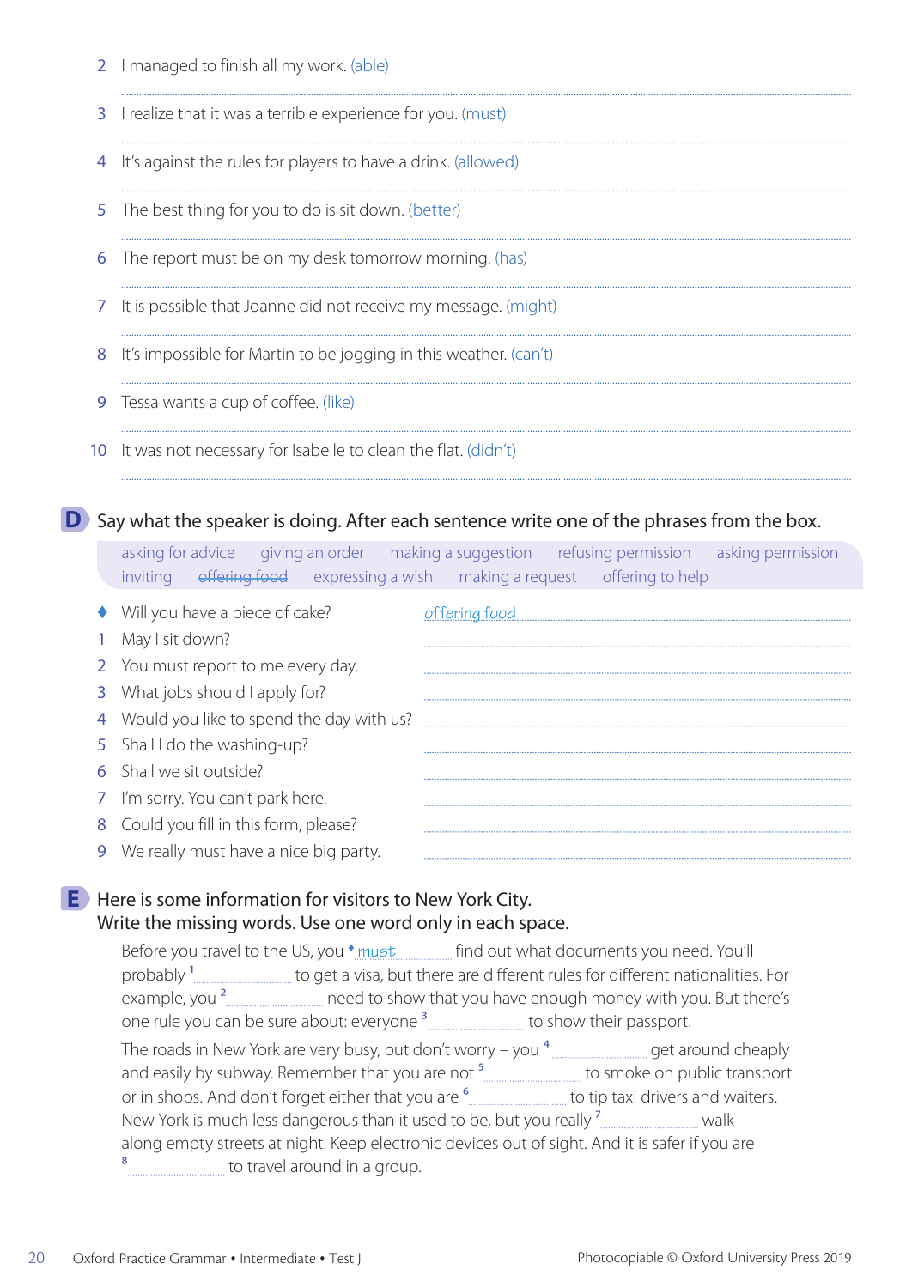2 I managed to finish all my work. (able)

.......................................................................................................................................................

3 I realize that it was a terrible experience for you. (must)

.......................................................................................................................................................

4 It's against the rules for players to have a drink. (allowed)

.......................................................................................................................................................

5 The best thing for you to do is sit down. (better)

.......................................................................................................................................................

6 The report must be on my desk tomorrow morning. (has)

.......................................................................................................................................................

7 It is possible that Joanne did not receive my message. (might)

.......................................................................................................................................................

8 It's impossible for Martin to be jogging in this weather. (can't)

.......................................................................................................................................................

9 Tessa wants a cup of coffee. (like)

.......................................................................................................................................................

10 It was not necessary for Isabelle to clean the flat. (didn't)

.......................................................................................................................................................

## D Say what the speaker is doing. After each sentence write one of the phrases from the box.

asking for advice   giving an order   making a suggestion   refusing permission   asking permission
inviting   ~~offering food~~   expressing a wish   making a request   offering to help

- ♦ Will you have a piece of cake? *offering food*
- 1 May I sit down? ..............................
- 2 You must report to me every day. ..............................
- 3 What jobs should I apply for? ..............................
- 4 Would you like to spend the day with us? ..............................
- 5 Shall I do the washing-up? ..............................
- 6 Shall we sit outside? ..............................
- 7 I'm sorry. You can't park here. ..............................
- 8 Could you fill in this form, please? ..............................
- 9 We really must have a nice big party. ..............................

## E Here is some information for visitors to New York City.
Write the missing words. Use one word only in each space.

Before you travel to the US, you ♦ *must* find out what documents you need. You'll probably [1] .................. to get a visa, but there are different rules for different nationalities. For example, you [2] .................. need to show that you have enough money with you. But there's one rule you can be sure about: everyone [3] .................. to show their passport.

The roads in New York are very busy, but don't worry – you [4] .................. get around cheaply and easily by subway. Remember that you are not [5] .................. to smoke on public transport or in shops. And don't forget either that you are [6] .................. to tip taxi drivers and waiters. New York is much less dangerous than it used to be, but you really [7] .................. walk along empty streets at night. Keep electronic devices out of sight. And it is safer if you are [8] .................. to travel around in a group.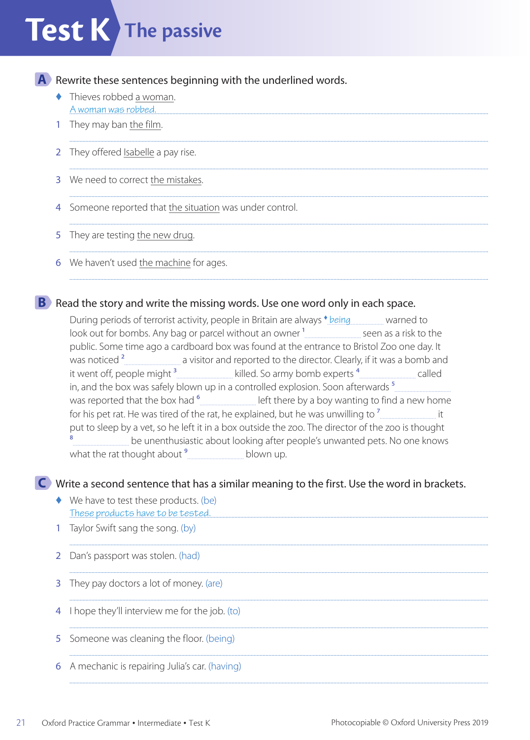# Test K The passive

## A Rewrite these sentences beginning with the underlined words.

♦ Thieves robbed a woman.
A woman was robbed.

1 They may ban the film.
.............................................................................................................

2 They offered Isabelle a pay rise.
.............................................................................................................

3 We need to correct the mistakes.
.............................................................................................................

4 Someone reported that the situation was under control.
.............................................................................................................

5 They are testing the new drug.
.............................................................................................................

6 We haven't used the machine for ages.
.............................................................................................................

## B Read the story and write the missing words. Use one word only in each space.

During periods of terrorist activity, people in Britain are always ♦ being warned to look out for bombs. Any bag or parcel without an owner [1] .................. seen as a risk to the public. Some time ago a cardboard box was found at the entrance to Bristol Zoo one day. It was noticed [2] .................. a visitor and reported to the director. Clearly, if it was a bomb and it went off, people might [3] .................. killed. So army bomb experts [4] .................. called in, and the box was safely blown up in a controlled explosion. Soon afterwards [5] .................. was reported that the box had [6] .................. left there by a boy wanting to find a new home for his pet rat. He was tired of the rat, he explained, but he was unwilling to [7] .................. it put to sleep by a vet, so he left it in a box outside the zoo. The director of the zoo is thought [8] .................. be unenthusiastic about looking after people's unwanted pets. No one knows what the rat thought about [9] .................. blown up.

## C Write a second sentence that has a similar meaning to the first. Use the word in brackets.

♦ We have to test these products. (be)
These products have to be tested.

1 Taylor Swift sang the song. (by)
.............................................................................................................

2 Dan's passport was stolen. (had)
.............................................................................................................

3 They pay doctors a lot of money. (are)
.............................................................................................................

4 I hope they'll interview me for the job. (to)
.............................................................................................................

5 Someone was cleaning the floor. (being)
.............................................................................................................

6 A mechanic is repairing Julia's car. (having)
.............................................................................................................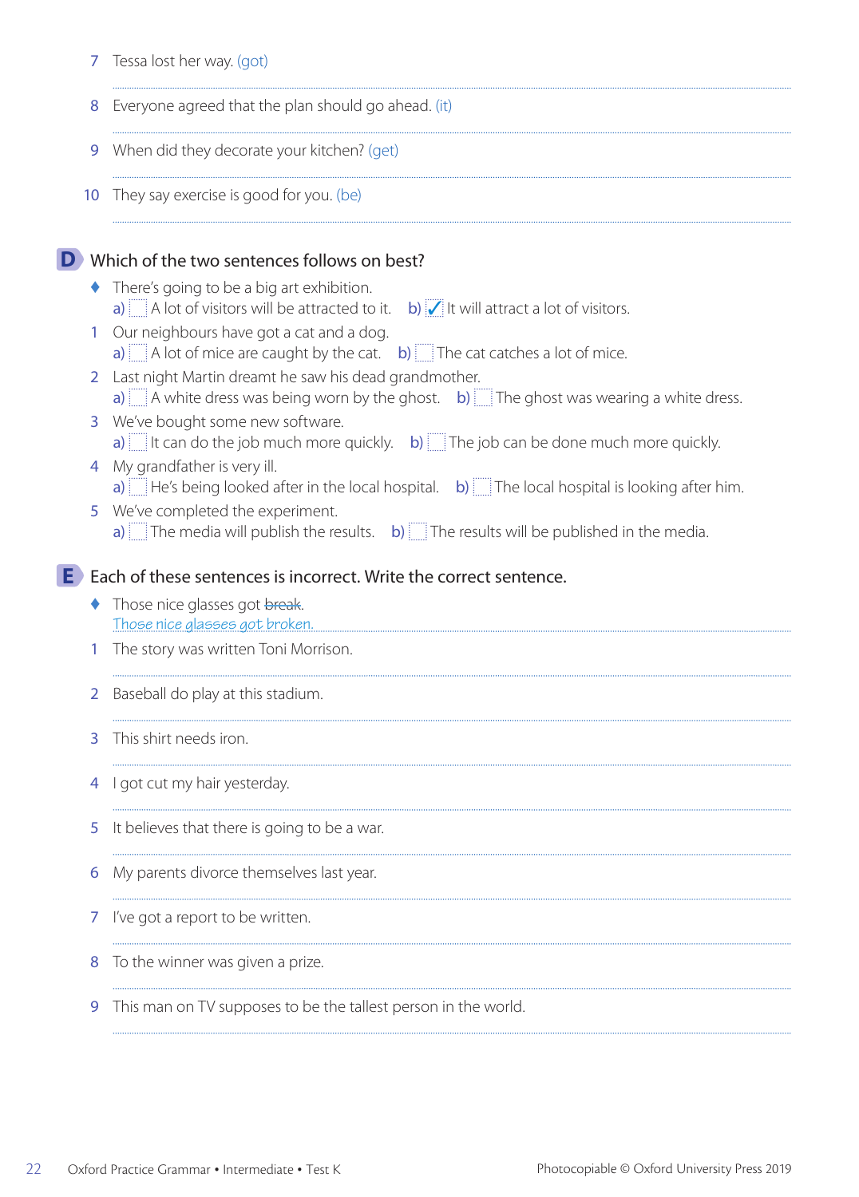7 Tessa lost her way. (got)

..................................................................................................................................

8 Everyone agreed that the plan should go ahead. (it)

..................................................................................................................................

9 When did they decorate your kitchen? (get)

..................................................................................................................................

10 They say exercise is good for you. (be)

..................................................................................................................................

## D Which of the two sentences follows on best?

♦ There's going to be a big art exhibition.
a) ☐ A lot of visitors will be attracted to it. b) ☑ It will attract a lot of visitors.

1 Our neighbours have got a cat and a dog.
a) ☐ A lot of mice are caught by the cat. b) ☐ The cat catches a lot of mice.

2 Last night Martin dreamt he saw his dead grandmother.
a) ☐ A white dress was being worn by the ghost. b) ☐ The ghost was wearing a white dress.

3 We've bought some new software.
a) ☐ It can do the job much more quickly. b) ☐ The job can be done much more quickly.

4 My grandfather is very ill.
a) ☐ He's being looked after in the local hospital. b) ☐ The local hospital is looking after him.

5 We've completed the experiment.
a) ☐ The media will publish the results. b) ☐ The results will be published in the media.

## E Each of these sentences is incorrect. Write the correct sentence.

♦ Those nice glasses got ~~break~~.
*Those nice glasses got broken.*

1 The story was written Toni Morrison.

..................................................................................................................................

2 Baseball do play at this stadium.

..................................................................................................................................

3 This shirt needs iron.

..................................................................................................................................

4 I got cut my hair yesterday.

..................................................................................................................................

5 It believes that there is going to be a war.

..................................................................................................................................

6 My parents divorce themselves last year.

..................................................................................................................................

7 I've got a report to be written.

..................................................................................................................................

8 To the winner was given a prize.

..................................................................................................................................

9 This man on TV supposes to be the tallest person in the world.

..................................................................................................................................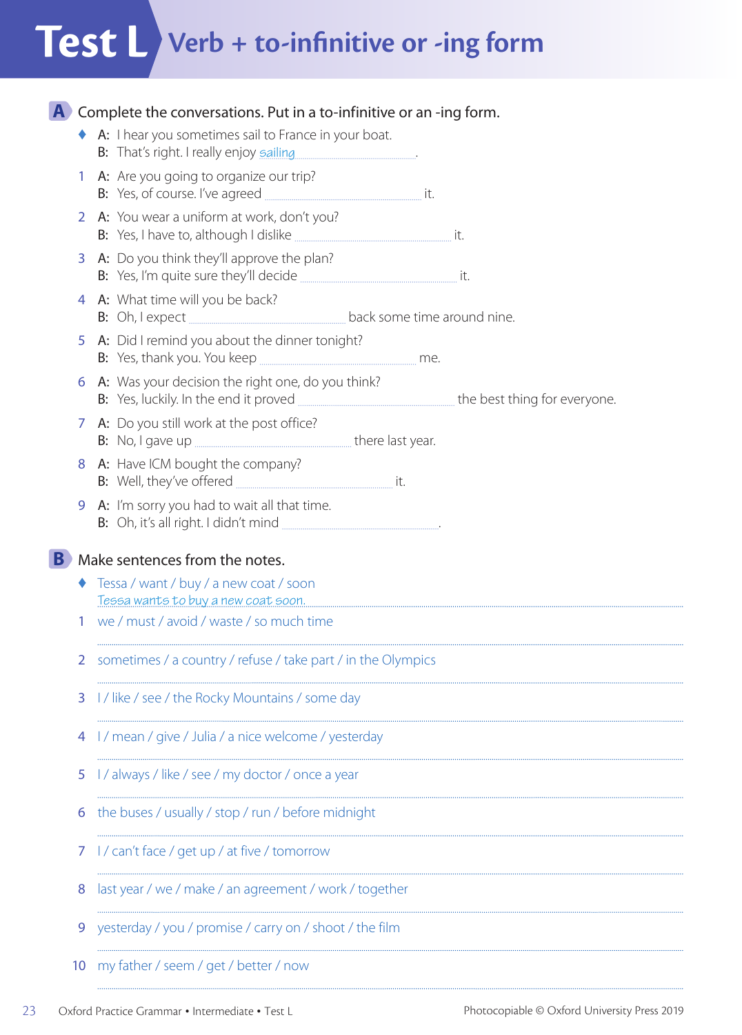# Test L Verb + to-infinitive or -ing form

## A Complete the conversations. Put in a to-infinitive or an -ing form.

◆ A: I hear you sometimes sail to France in your boat.
B: That's right. I really enjoy *sailing* ..................

1 A: Are you going to organize our trip?
B: Yes, of course. I've agreed .................................. it.

2 A: You wear a uniform at work, don't you?
B: Yes, I have to, although I dislike .................................. it.

3 A: Do you think they'll approve the plan?
B: Yes, I'm quite sure they'll decide .................................. it.

4 A: What time will you be back?
B: Oh, I expect .................................. back some time around nine.

5 A: Did I remind you about the dinner tonight?
B: Yes, thank you. You keep .................................. me.

6 A: Was your decision the right one, do you think?
B: Yes, luckily. In the end it proved .................................. the best thing for everyone.

7 A: Do you still work at the post office?
B: No, I gave up .................................. there last year.

8 A: Have ICM bought the company?
B: Well, they've offered .................................. it.

9 A: I'm sorry you had to wait all that time.
B: Oh, it's all right. I didn't mind .................................. .

## B Make sentences from the notes.

◆ Tessa / want / buy / a new coat / soon
*Tessa wants to buy a new coat soon.*

1 we / must / avoid / waste / so much time
..................................................................................

2 sometimes / a country / refuse / take part / in the Olympics
..................................................................................

3 I / like / see / the Rocky Mountains / some day
..................................................................................

4 I / mean / give / Julia / a nice welcome / yesterday
..................................................................................

5 I / always / like / see / my doctor / once a year
..................................................................................

6 the buses / usually / stop / run / before midnight
..................................................................................

7 I / can't face / get up / at five / tomorrow
..................................................................................

8 last year / we / make / an agreement / work / together
..................................................................................

9 yesterday / you / promise / carry on / shoot / the film
..................................................................................

10 my father / seem / get / better / now
..................................................................................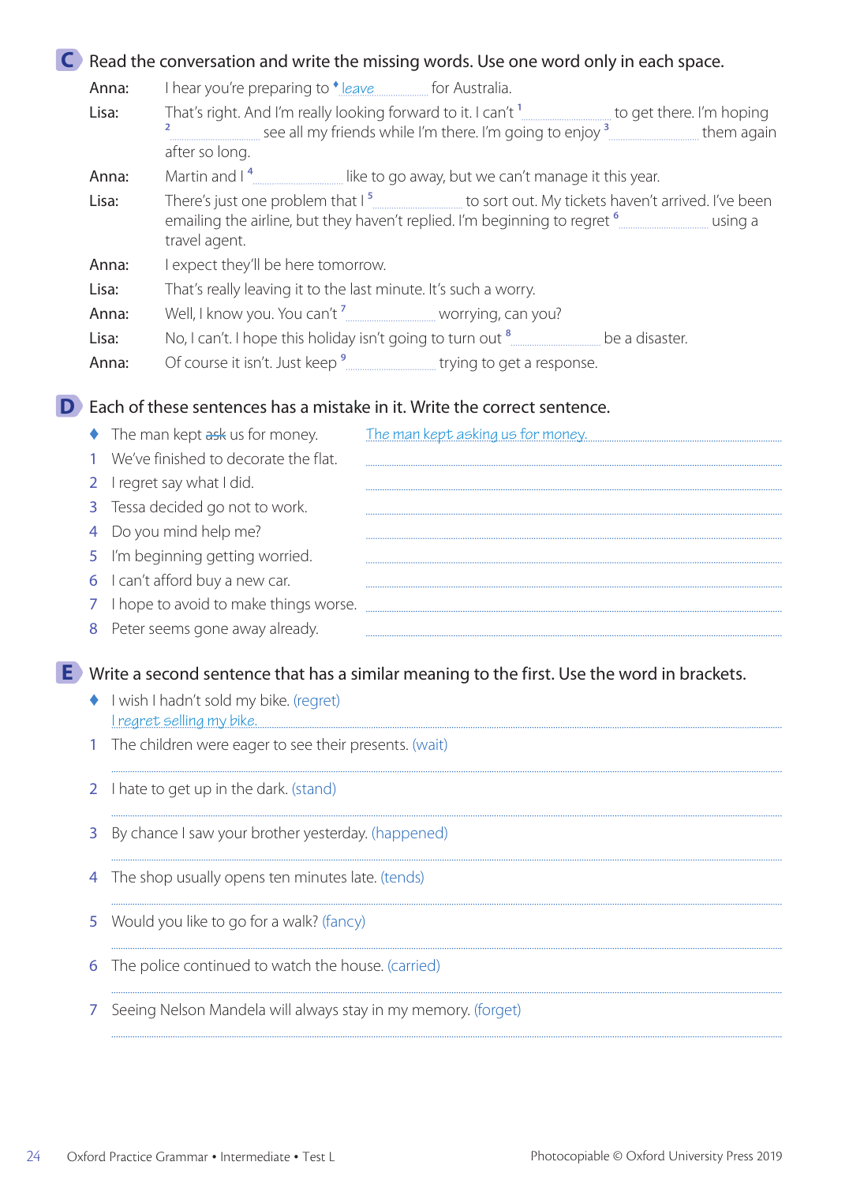## C Read the conversation and write the missing words. Use one word only in each space.

Anna: I hear you're preparing to ♦ *leave* .......... for Australia.

Lisa: That's right. And I'm really looking forward to it. I can't [1] .......... to get there. I'm hoping [2] .......... see all my friends while I'm there. I'm going to enjoy [3] .......... them again after so long.

Anna: Martin and I [4] .......... like to go away, but we can't manage it this year.

Lisa: There's just one problem that I [5] .......... to sort out. My tickets haven't arrived. I've been emailing the airline, but they haven't replied. I'm beginning to regret [6] .......... using a travel agent.

Anna: I expect they'll be here tomorrow.

Lisa: That's really leaving it to the last minute. It's such a worry.

Anna: Well, I know you. You can't [7] .......... worrying, can you?

Lisa: No, I can't. I hope this holiday isn't going to turn out [8] .......... be a disaster.

Anna: Of course it isn't. Just keep [9] .......... trying to get a response.

## D Each of these sentences has a mistake in it. Write the correct sentence.

♦ The man kept ~~ask~~ us for money. *The man kept asking us for money.*

1. We've finished to decorate the flat. ..........
2. I regret say what I did. ..........
3. Tessa decided go not to work. ..........
4. Do you mind help me? ..........
5. I'm beginning getting worried. ..........
6. I can't afford buy a new car. ..........
7. I hope to avoid to make things worse. ..........
8. Peter seems gone away already. ..........

## E Write a second sentence that has a similar meaning to the first. Use the word in brackets.

♦ I wish I hadn't sold my bike. (regret)
*I regret selling my bike.*

1. The children were eager to see their presents. (wait)
..........
2. I hate to get up in the dark. (stand)
..........
3. By chance I saw your brother yesterday. (happened)
..........
4. The shop usually opens ten minutes late. (tends)
..........
5. Would you like to go for a walk? (fancy)
..........
6. The police continued to watch the house. (carried)
..........
7. Seeing Nelson Mandela will always stay in my memory. (forget)
..........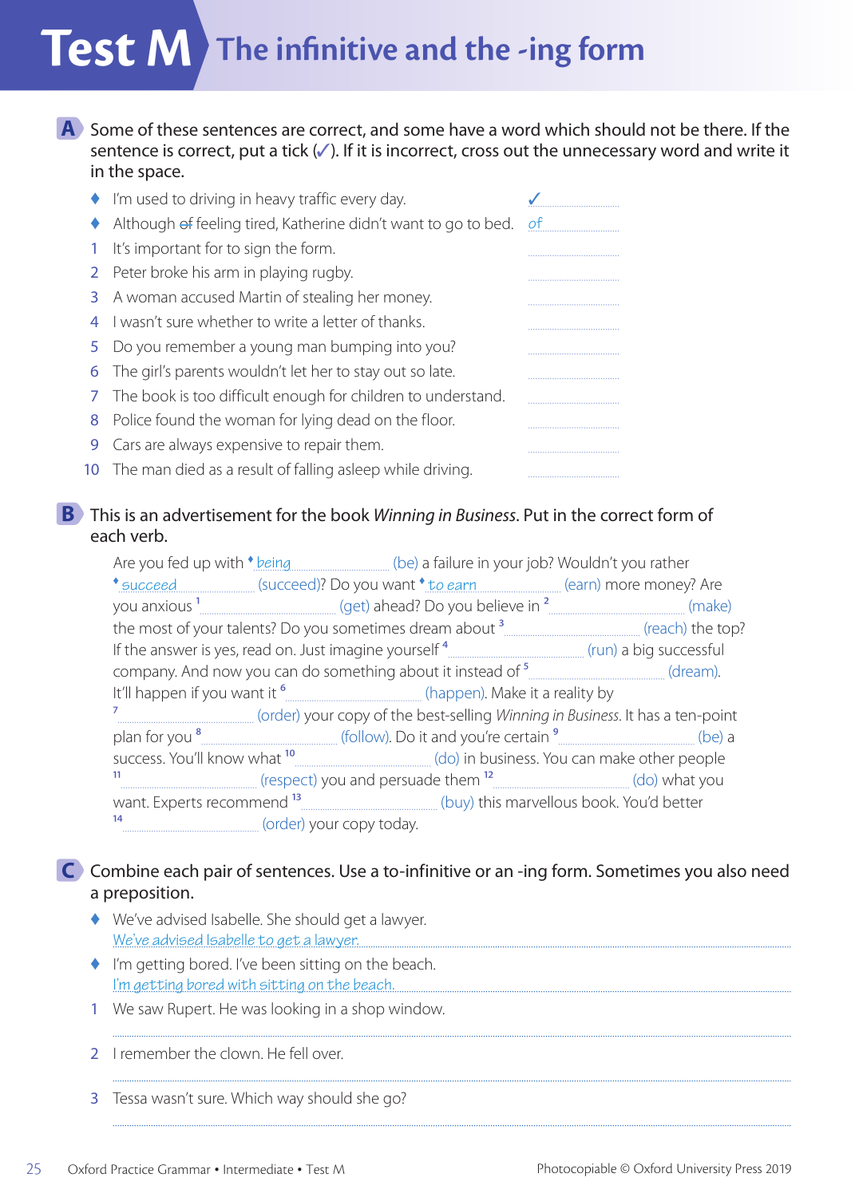# Test M The infinitive and the -ing form

**A** Some of these sentences are correct, and some have a word which should not be there. If the sentence is correct, put a tick (✓). If it is incorrect, cross out the unnecessary word and write it in the space.

- ♦ I'm used to driving in heavy traffic every day. ✓
- ♦ Although ~~of~~ feeling tired, Katherine didn't want to go to bed. *of*
1. It's important for to sign the form. ..........
2. Peter broke his arm in playing rugby. ..........
3. A woman accused Martin of stealing her money. ..........
4. I wasn't sure whether to write a letter of thanks. ..........
5. Do you remember a young man bumping into you? ..........
6. The girl's parents wouldn't let her to stay out so late. ..........
7. The book is too difficult enough for children to understand. ..........
8. Police found the woman for lying dead on the floor. ..........
9. Cars are always expensive to repair them. ..........
10. The man died as a result of falling asleep while driving. ..........

**B** This is an advertisement for the book *Winning in Business*. Put in the correct form of each verb.

Are you fed up with ♦ *being* .......... (be) a failure in your job? Wouldn't you rather ♦ *succeed* .......... (succeed)? Do you want ♦ *to earn* .......... (earn) more money? Are you anxious [1] .......... (get) ahead? Do you believe in [2] .......... (make) the most of your talents? Do you sometimes dream about [3] .......... (reach) the top? If the answer is yes, read on. Just imagine yourself [4] .......... (run) a big successful company. And now you can do something about it instead of [5] .......... (dream). It'll happen if you want it [6] .......... (happen). Make it a reality by [7] .......... (order) your copy of the best-selling *Winning in Business*. It has a ten-point plan for you [8] .......... (follow). Do it and you're certain [9] .......... (be) a success. You'll know what [10] .......... (do) in business. You can make other people [11] .......... (respect) you and persuade them [12] .......... (do) what you want. Experts recommend [13] .......... (buy) this marvellous book. You'd better [14] .......... (order) your copy today.

**C** Combine each pair of sentences. Use a to-infinitive or an -ing form. Sometimes you also need a preposition.

- ♦ We've advised Isabelle. She should get a lawyer.
  *We've advised Isabelle to get a lawyer.*
- ♦ I'm getting bored. I've been sitting on the beach.
  *I'm getting bored with sitting on the beach.*
1. We saw Rupert. He was looking in a shop window.
   ..........
2. I remember the clown. He fell over.
   ..........
3. Tessa wasn't sure. Which way should she go?
   ..........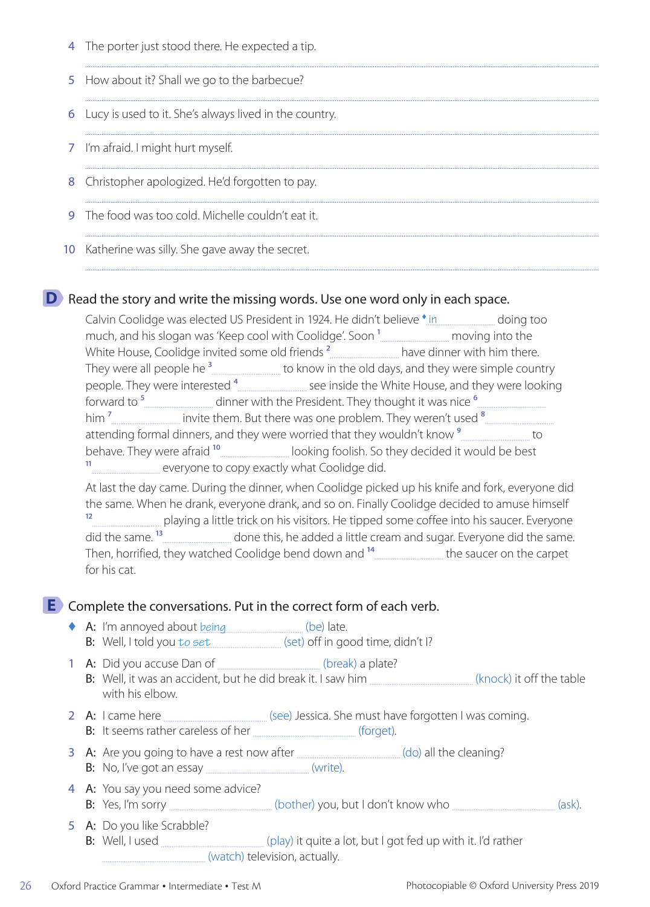4 The porter just stood there. He expected a tip.

..............................................................................................................

5 How about it? Shall we go to the barbecue?

..............................................................................................................

6 Lucy is used to it. She's always lived in the country.

..............................................................................................................

7 I'm afraid. I might hurt myself.

..............................................................................................................

8 Christopher apologized. He'd forgotten to pay.

..............................................................................................................

9 The food was too cold. Michelle couldn't eat it.

..............................................................................................................

10 Katherine was silly. She gave away the secret.

..............................................................................................................

## D Read the story and write the missing words. Use one word only in each space.

Calvin Coolidge was elected US President in 1924. He didn't believe ♦ *in* .............. doing too much, and his slogan was 'Keep cool with Coolidge'. Soon [1] .............. moving into the White House, Coolidge invited some old friends [2] .............. have dinner with him there. They were all people he [3] .............. to know in the old days, and they were simple country people. They were interested [4] .............. see inside the White House, and they were looking forward to [5] .............. dinner with the President. They thought it was nice [6] .............. him [7] .............. invite them. But there was one problem. They weren't used [8] .............. attending formal dinners, and they were worried that they wouldn't know [9] .............. to behave. They were afraid [10] .............. looking foolish. So they decided it would be best [11] .............. everyone to copy exactly what Coolidge did.

At last the day came. During the dinner, when Coolidge picked up his knife and fork, everyone did the same. When he drank, everyone drank, and so on. Finally Coolidge decided to amuse himself [12] .............. playing a little trick on his visitors. He tipped some coffee into his saucer. Everyone did the same. [13] .............. done this, he added a little cream and sugar. Everyone did the same. Then, horrified, they watched Coolidge bend down and [14] .............. the saucer on the carpet for his cat.

## E Complete the conversations. Put in the correct form of each verb.

♦ A: I'm annoyed about *being* .............. (be) late.
B: Well, I told you *to set* .............. (set) off in good time, didn't I?

1 A: Did you accuse Dan of .............. (break) a plate?
B: Well, it was an accident, but he did break it. I saw him .............. (knock) it off the table with his elbow.

2 A: I came here .............. (see) Jessica. She must have forgotten I was coming.
B: It seems rather careless of her .............. (forget).

3 A: Are you going to have a rest now after .............. (do) all the cleaning?
B: No, I've got an essay .............. (write).

4 A: You say you need some advice?
B: Yes, I'm sorry .............. (bother) you, but I don't know who .............. (ask).

5 A: Do you like Scrabble?
B: Well, I used .............. (play) it quite a lot, but I got fed up with it. I'd rather .............. (watch) television, actually.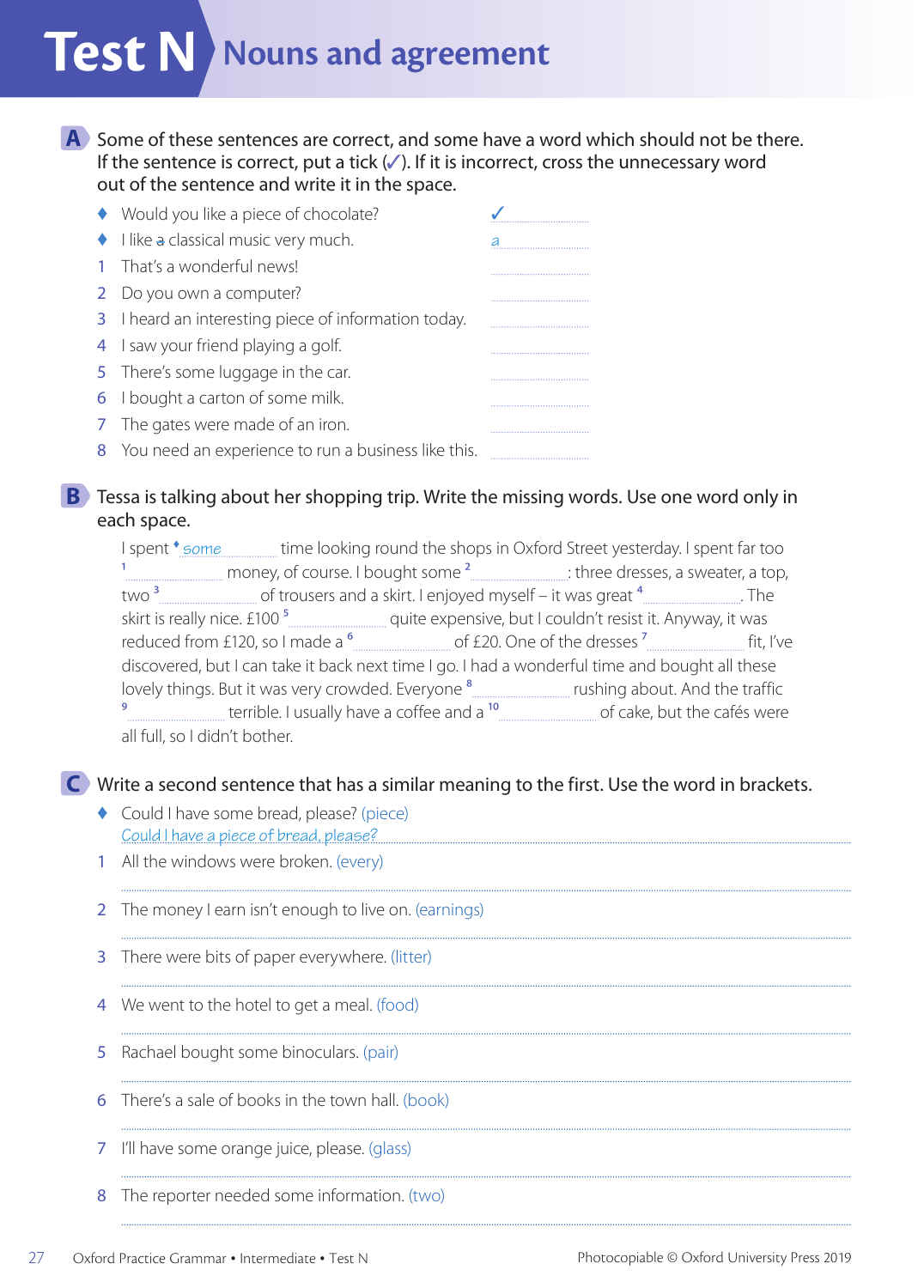# Test N Nouns and agreement

**A** Some of these sentences are correct, and some have a word which should not be there. If the sentence is correct, put a tick (✓). If it is incorrect, cross the unnecessary word out of the sentence and write it in the space.

- ♦ Would you like a piece of chocolate? ✓
- ♦ I like ~~a~~ classical music very much. *a*

1. That's a wonderful news! ..........
2. Do you own a computer? ..........
3. I heard an interesting piece of information today. ..........
4. I saw your friend playing a golf. ..........
5. There's some luggage in the car. ..........
6. I bought a carton of some milk. ..........
7. The gates were made of an iron. ..........
8. You need an experience to run a business like this. ..........

**B** Tessa is talking about her shopping trip. Write the missing words. Use one word only in each space.

I spent ♦ *some* time looking round the shops in Oxford Street yesterday. I spent far too [1] .......... money, of course. I bought some [2] ..........: three dresses, a sweater, a top, two [3] .......... of trousers and a skirt. I enjoyed myself – it was great [4] ........... The skirt is really nice. £100 [5] .......... quite expensive, but I couldn't resist it. Anyway, it was reduced from £120, so I made a [6] .......... of £20. One of the dresses [7] .......... fit, I've discovered, but I can take it back next time I go. I had a wonderful time and bought all these lovely things. But it was very crowded. Everyone [8] .......... rushing about. And the traffic [9] .......... terrible. I usually have a coffee and a [10] .......... of cake, but the cafés were all full, so I didn't bother.

**C** Write a second sentence that has a similar meaning to the first. Use the word in brackets.

- ♦ Could I have some bread, please? (piece)
  *Could I have a piece of bread, please?*

1. All the windows were broken. (every)
   ..........
2. The money I earn isn't enough to live on. (earnings)
   ..........
3. There were bits of paper everywhere. (litter)
   ..........
4. We went to the hotel to get a meal. (food)
   ..........
5. Rachael bought some binoculars. (pair)
   ..........
6. There's a sale of books in the town hall. (book)
   ..........
7. I'll have some orange juice, please. (glass)
   ..........
8. The reporter needed some information. (two)
   ..........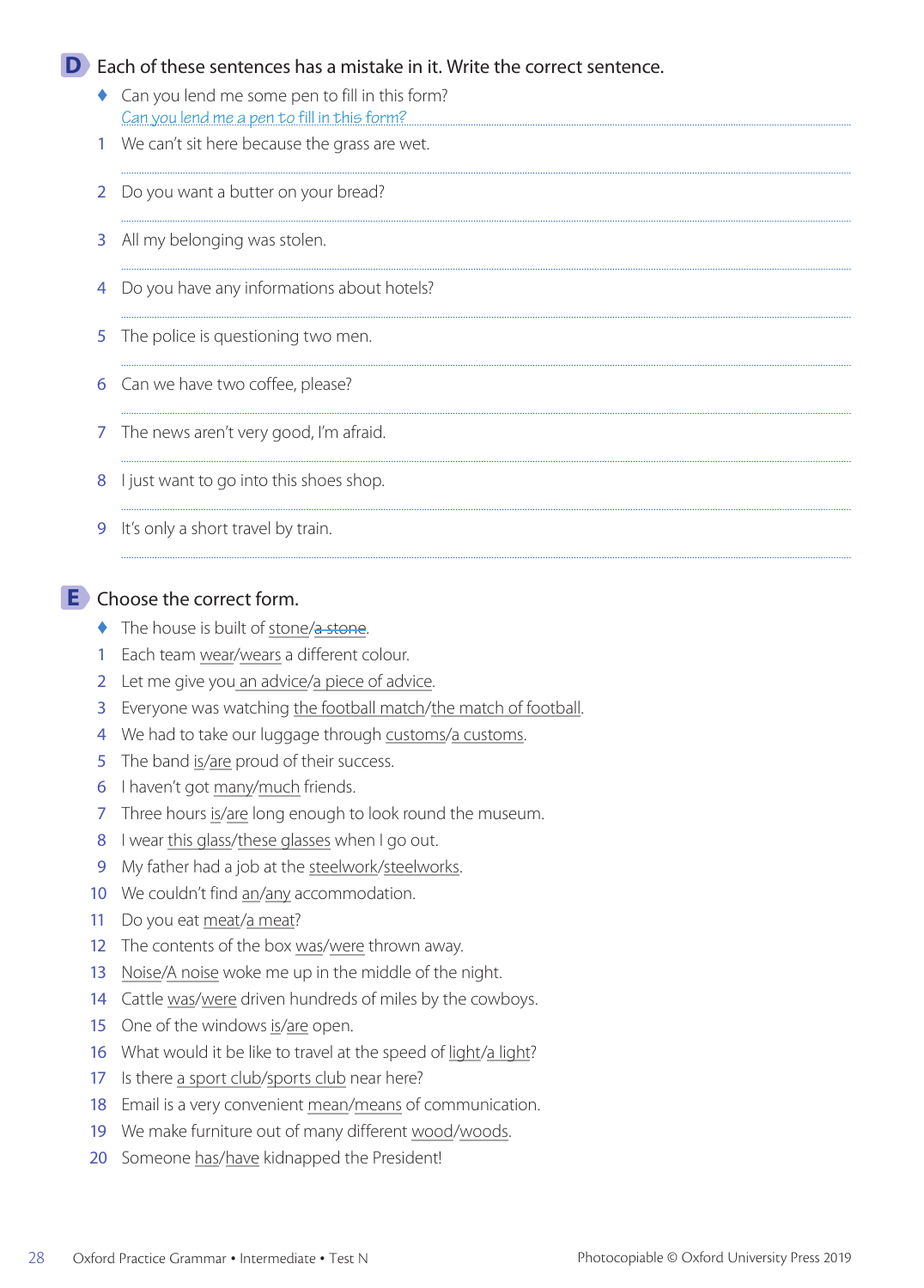## D Each of these sentences has a mistake in it. Write the correct sentence.

♦ Can you lend me some pen to fill in this form?
*Can you lend me a pen to fill in this form?*

1 We can't sit here because the grass are wet.

2 Do you want a butter on your bread?

3 All my belonging was stolen.

4 Do you have any informations about hotels?

5 The police is questioning two men.

6 Can we have two coffee, please?

7 The news aren't very good, I'm afraid.

8 I just want to go into this shoes shop.

9 It's only a short travel by train.

## E Choose the correct form.

♦ The house is built of stone/~~a stone~~.

1 Each team wear/wears a different colour.

2 Let me give you an advice/a piece of advice.

3 Everyone was watching the football match/the match of football.

4 We had to take our luggage through customs/a customs.

5 The band is/are proud of their success.

6 I haven't got many/much friends.

7 Three hours is/are long enough to look round the museum.

8 I wear this glass/these glasses when I go out.

9 My father had a job at the steelwork/steelworks.

10 We couldn't find an/any accommodation.

11 Do you eat meat/a meat?

12 The contents of the box was/were thrown away.

13 Noise/A noise woke me up in the middle of the night.

14 Cattle was/were driven hundreds of miles by the cowboys.

15 One of the windows is/are open.

16 What would it be like to travel at the speed of light/a light?

17 Is there a sport club/sports club near here?

18 Email is a very convenient mean/means of communication.

19 We make furniture out of many different wood/woods.

20 Someone has/have kidnapped the President!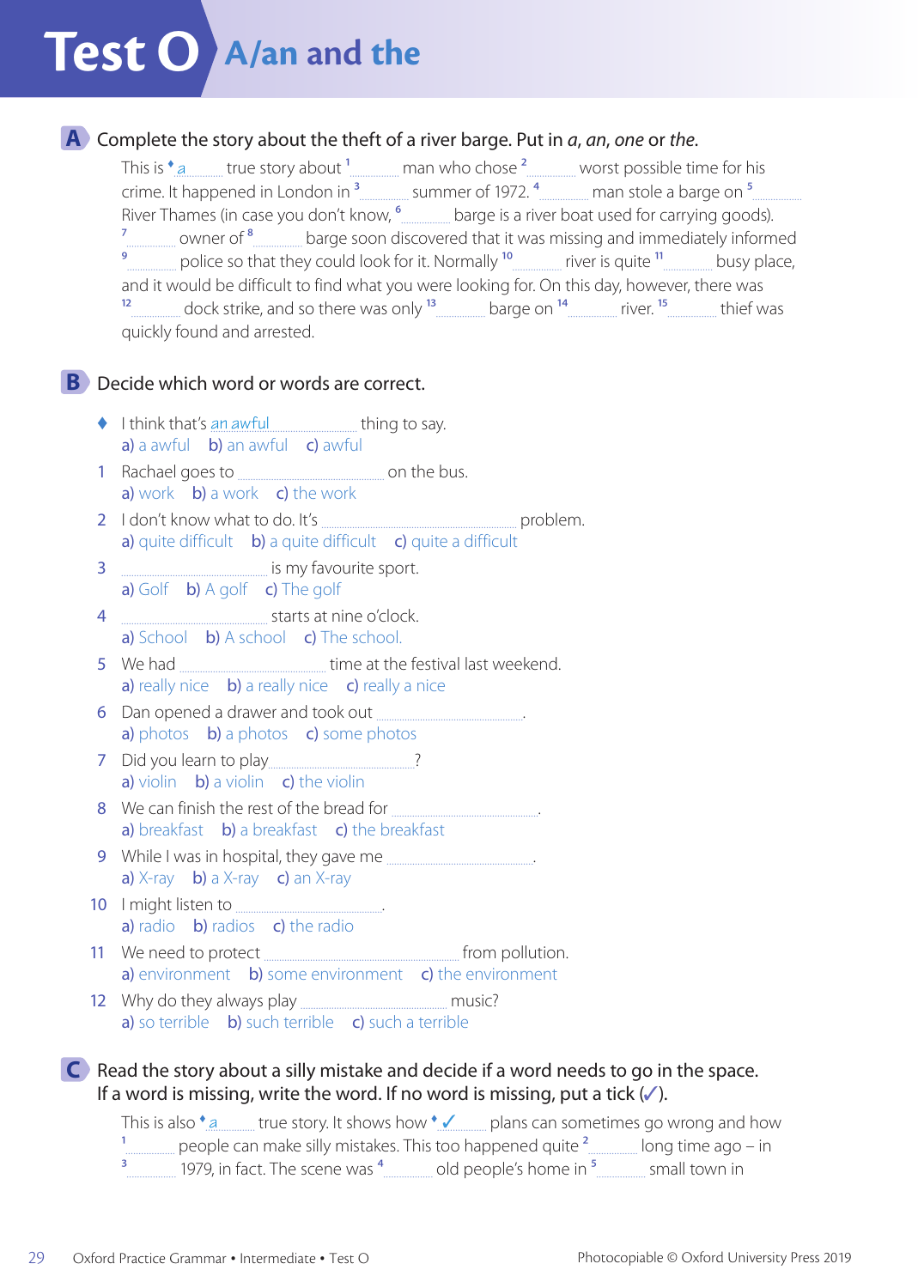# Test O A/an and the

## A Complete the story about the theft of a river barge. Put in *a*, *an*, *one* or *the*.

This is ♦ *a* .......... true story about [1] .......... man who chose [2] .......... worst possible time for his crime. It happened in London in [3] .......... summer of 1972. [4] .......... man stole a barge on [5] .......... River Thames (in case you don't know, [6] .......... barge is a river boat used for carrying goods). [7] .......... owner of [8] .......... barge soon discovered that it was missing and immediately informed [9] .......... police so that they could look for it. Normally [10] .......... river is quite [11] .......... busy place, and it would be difficult to find what you were looking for. On this day, however, there was [12] .......... dock strike, and so there was only [13] .......... barge on [14] .......... river. [15] .......... thief was quickly found and arrested.

## B Decide which word or words are correct.

♦ I think that's *an awful* .......... thing to say.
a) a awful b) an awful c) awful

1. Rachael goes to .......... on the bus.
a) work b) a work c) the work

2. I don't know what to do. It's .......... problem.
a) quite difficult b) a quite difficult c) quite a difficult

3. .......... is my favourite sport.
a) Golf b) A golf c) The golf

4. .......... starts at nine o'clock.
a) School b) A school c) The school.

5. We had .......... time at the festival last weekend.
a) really nice b) a really nice c) really a nice

6. Dan opened a drawer and took out .......... .
a) photos b) a photos c) some photos

7. Did you learn to play .......... ?
a) violin b) a violin c) the violin

8. We can finish the rest of the bread for .......... .
a) breakfast b) a breakfast c) the breakfast

9. While I was in hospital, they gave me .......... .
a) X-ray b) a X-ray c) an X-ray

10. I might listen to .......... .
a) radio b) radios c) the radio

11. We need to protect .......... from pollution.
a) environment b) some environment c) the environment

12. Why do they always play .......... music?
a) so terrible b) such terrible c) such a terrible

## C Read the story about a silly mistake and decide if a word needs to go in the space. If a word is missing, write the word. If no word is missing, put a tick (✓).

This is also ♦ *a* .......... true story. It shows how ♦ ✓ .......... plans can sometimes go wrong and how [1] .......... people can make silly mistakes. This too happened quite [2] .......... long time ago – in [3] .......... 1979, in fact. The scene was [4] .......... old people's home in [5] .......... small town in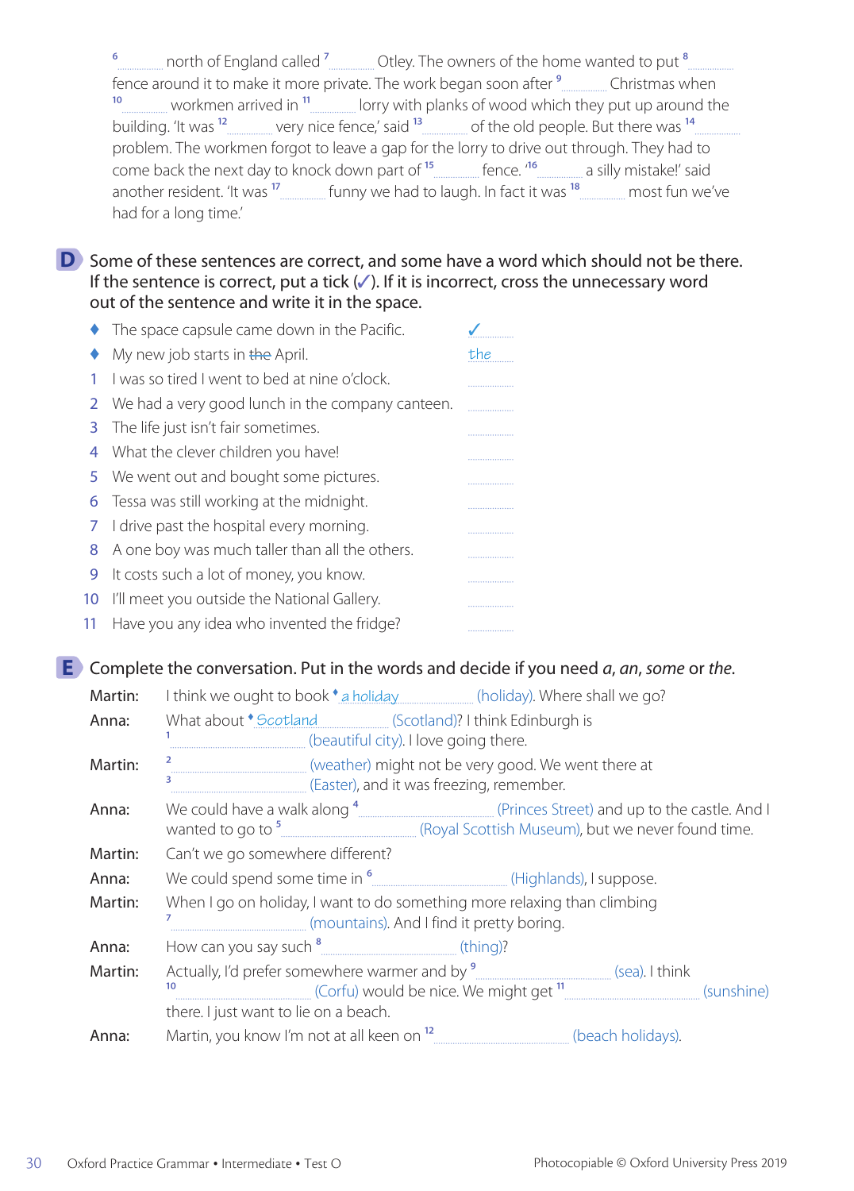[6] .......... north of England called [7] .......... Otley. The owners of the home wanted to put [8] .......... fence around it to make it more private. The work began soon after [9] .......... Christmas when [10] .......... workmen arrived in [11] .......... lorry with planks of wood which they put up around the building. 'It was [12] .......... very nice fence,' said [13] .......... of the old people. But there was [14] .......... problem. The workmen forgot to leave a gap for the lorry to drive out through. They had to come back the next day to knock down part of [15] .......... fence. '[16] .......... a silly mistake!' said another resident. 'It was [17] .......... funny we had to laugh. In fact it was [18] .......... most fun we've had for a long time.'

## D Some of these sentences are correct, and some have a word which should not be there. If the sentence is correct, put a tick (✓). If it is incorrect, cross the unnecessary word out of the sentence and write it in the space.

- ♦ The space capsule came down in the Pacific. ✓
- ♦ My new job starts in ~~the~~ April. *the*

1. I was so tired I went to bed at nine o'clock. ..........
2. We had a very good lunch in the company canteen. ..........
3. The life just isn't fair sometimes. ..........
4. What the clever children you have! ..........
5. We went out and bought some pictures. ..........
6. Tessa was still working at the midnight. ..........
7. I drive past the hospital every morning. ..........
8. A one boy was much taller than all the others. ..........
9. It costs such a lot of money, you know. ..........
10. I'll meet you outside the National Gallery. ..........
11. Have you any idea who invented the fridge? ..........

## E Complete the conversation. Put in the words and decide if you need *a*, *an*, *some* or *the*.

Martin: I think we ought to book ♦ *a holiday* (holiday). Where shall we go?

Anna: What about ♦ *Scotland* (Scotland)? I think Edinburgh is [1] .......... (beautiful city). I love going there.

Martin: [2] .......... (weather) might not be very good. We went there at [3] .......... (Easter), and it was freezing, remember.

Anna: We could have a walk along [4] .......... (Princes Street) and up to the castle. And I wanted to go to [5] .......... (Royal Scottish Museum), but we never found time.

Martin: Can't we go somewhere different?

Anna: We could spend some time in [6] .......... (Highlands), I suppose.

Martin: When I go on holiday, I want to do something more relaxing than climbing [7] .......... (mountains). And I find it pretty boring.

Anna: How can you say such [8] .......... (thing)?

Martin: Actually, I'd prefer somewhere warmer and by [9] .......... (sea). I think [10] .......... (Corfu) would be nice. We might get [11] .......... (sunshine) there. I just want to lie on a beach.

Anna: Martin, you know I'm not at all keen on [12] .......... (beach holidays).

Oxford Practice Grammar • Intermediate • Test O

Photocopiable © Oxford University Press 2019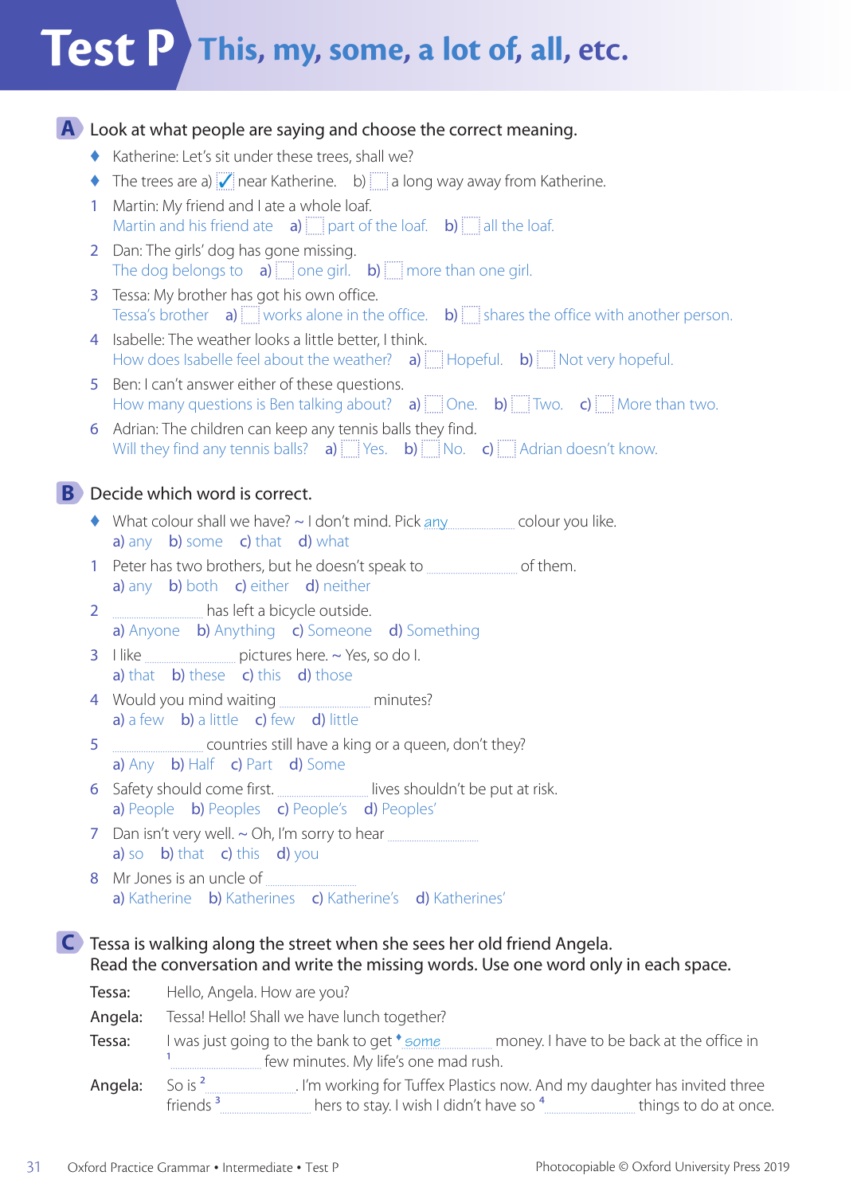# Test P This, my, some, a lot of, all, etc.

## A Look at what people are saying and choose the correct meaning.

- Katherine: Let's sit under these trees, shall we?
- The trees are a) ✓ near Katherine. b) ☐ a long way away from Katherine.

1. Martin: My friend and I ate a whole loaf.
   Martin and his friend ate a) ☐ part of the loaf. b) ☐ all the loaf.
2. Dan: The girls' dog has gone missing.
   The dog belongs to a) ☐ one girl. b) ☐ more than one girl.
3. Tessa: My brother has got his own office.
   Tessa's brother a) ☐ works alone in the office. b) ☐ shares the office with another person.
4. Isabelle: The weather looks a little better, I think.
   How does Isabelle feel about the weather? a) ☐ Hopeful. b) ☐ Not very hopeful.
5. Ben: I can't answer either of these questions.
   How many questions is Ben talking about? a) ☐ One. b) ☐ Two. c) ☐ More than two.
6. Adrian: The children can keep any tennis balls they find.
   Will they find any tennis balls? a) ☐ Yes. b) ☐ No. c) ☐ Adrian doesn't know.

## B Decide which word is correct.

- What colour shall we have? ~ I don't mind. Pick *any* colour you like.
  a) any b) some c) that d) what

1. Peter has two brothers, but he doesn't speak to ............ of them.
   a) any b) both c) either d) neither
2. ............ has left a bicycle outside.
   a) Anyone b) Anything c) Someone d) Something
3. I like ............ pictures here. ~ Yes, so do I.
   a) that b) these c) this d) those
4. Would you mind waiting ............ minutes?
   a) a few b) a little c) few d) little
5. ............ countries still have a king or a queen, don't they?
   a) Any b) Half c) Part d) Some
6. Safety should come first. ............ lives shouldn't be put at risk.
   a) People b) Peoples c) People's d) Peoples'
7. Dan isn't very well. ~ Oh, I'm sorry to hear ............
   a) so b) that c) this d) you
8. Mr Jones is an uncle of ............
   a) Katherine b) Katherines c) Katherine's d) Katherines'

## C Tessa is walking along the street when she sees her old friend Angela. Read the conversation and write the missing words. Use one word only in each space.

**Tessa:** Hello, Angela. How are you?

**Angela:** Tessa! Hello! Shall we have lunch together?

**Tessa:** I was just going to the bank to get ♦ *some* money. I have to be back at the office in [1] ............ few minutes. My life's one mad rush.

**Angela:** So is [2] ............ . I'm working for Tuffex Plastics now. And my daughter has invited three friends [3] ............ hers to stay. I wish I didn't have so [4] ............ things to do at once.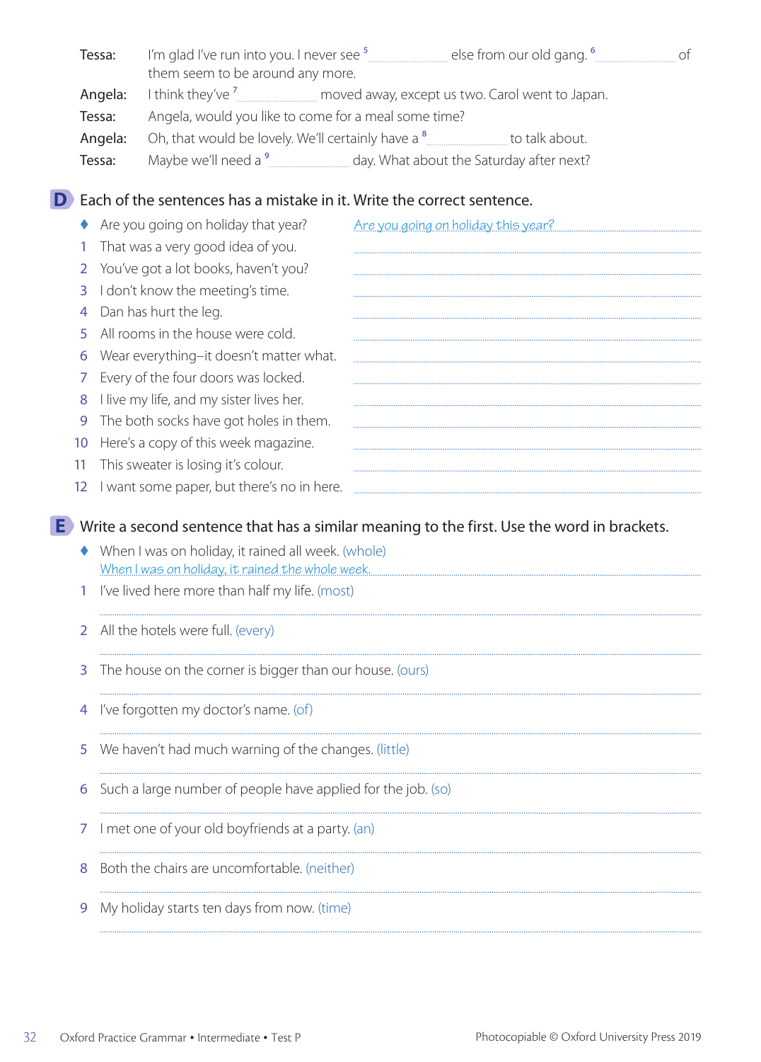Tessa: I'm glad I've run into you. I never see [5] .................... else from our old gang. [6] .................... of them seem to be around any more.

Angela: I think they've [7] .................... moved away, except us two. Carol went to Japan.

Tessa: Angela, would you like to come for a meal some time?

Angela: Oh, that would be lovely. We'll certainly have a [8] .................... to talk about.

Tessa: Maybe we'll need a [9] .................... day. What about the Saturday after next?

## D Each of the sentences has a mistake in it. Write the correct sentence.

- ♦ Are you going on holiday that year? *Are you going on holiday this year?*
1. That was a very good idea of you. ....................
2. You've got a lot books, haven't you? ....................
3. I don't know the meeting's time. ....................
4. Dan has hurt the leg. ....................
5. All rooms in the house were cold. ....................
6. Wear everything–it doesn't matter what. ....................
7. Every of the four doors was locked. ....................
8. I live my life, and my sister lives her. ....................
9. The both socks have got holes in them. ....................
10. Here's a copy of this week magazine. ....................
11. This sweater is losing it's colour. ....................
12. I want some paper, but there's no in here. ....................

## E Write a second sentence that has a similar meaning to the first. Use the word in brackets.

- ♦ When I was on holiday, it rained all week. (whole)
  *When I was on holiday, it rained the whole week.*
1. I've lived here more than half my life. (most)
   ....................
2. All the hotels were full. (every)
   ....................
3. The house on the corner is bigger than our house. (ours)
   ....................
4. I've forgotten my doctor's name. (of)
   ....................
5. We haven't had much warning of the changes. (little)
   ....................
6. Such a large number of people have applied for the job. (so)
   ....................
7. I met one of your old boyfriends at a party. (an)
   ....................
8. Both the chairs are uncomfortable. (neither)
   ....................
9. My holiday starts ten days from now. (time)
   ....................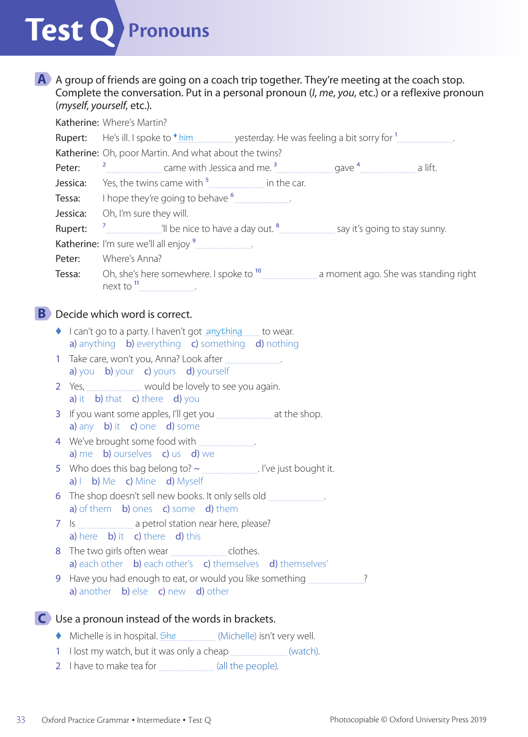# Test Q Pronouns

**A** A group of friends are going on a coach trip together. They're meeting at the coach stop. Complete the conversation. Put in a personal pronoun (*I*, *me*, *you*, etc.) or a reflexive pronoun (*myself*, *yourself*, etc.).

Katherine: Where's Martin?

Rupert: He's ill. I spoke to ♦ *him* .......... yesterday. He was feeling a bit sorry for [1] .......... .

Katherine: Oh, poor Martin. And what about the twins?

Peter: [2] .......... came with Jessica and me. [3] .......... gave [4] .......... a lift.

Jessica: Yes, the twins came with [5] .......... in the car.

Tessa: I hope they're going to behave [6] .......... .

Jessica: Oh, I'm sure they will.

Rupert: [7] ..........'ll be nice to have a day out. [8] .......... say it's going to stay sunny.

Katherine: I'm sure we'll all enjoy [9] .......... .

Peter: Where's Anna?

Tessa: Oh, she's here somewhere. I spoke to [10] .......... a moment ago. She was standing right next to [11] .......... .

**B** Decide which word is correct.

♦ I can't go to a party. I haven't got *anything* .......... to wear.
a) anything b) everything c) something d) nothing

1 Take care, won't you, Anna? Look after .......... .
a) you b) your c) yours d) yourself

2 Yes, .......... would be lovely to see you again.
a) it b) that c) there d) you

3 If you want some apples, I'll get you .......... at the shop.
a) any b) it c) one d) some

4 We've brought some food with .......... .
a) me b) ourselves c) us d) we

5 Who does this bag belong to? ~ .......... . I've just bought it.
a) I b) Me c) Mine d) Myself

6 The shop doesn't sell new books. It only sells old .......... .
a) of them b) ones c) some d) them

7 Is .......... a petrol station near here, please?
a) here b) it c) there d) this

8 The two girls often wear .......... clothes.
a) each other b) each other's c) themselves d) themselves'

9 Have you had enough to eat, or would you like something .......... ?
a) another b) else c) new d) other

**C** Use a pronoun instead of the words in brackets.

♦ Michelle is in hospital. *She* .......... (Michelle) isn't very well.

1 I lost my watch, but it was only a cheap .......... (watch).

2 I have to make tea for .......... (all the people).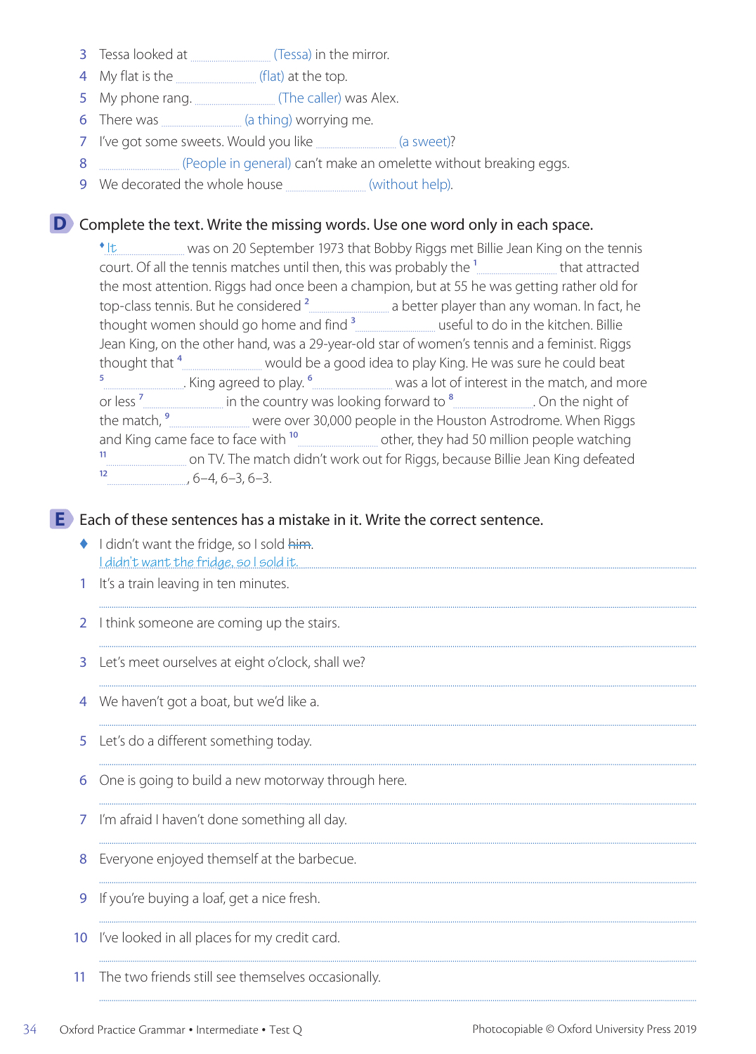3 Tessa looked at ………………… (Tessa) in the mirror.

4 My flat is the ………………… (flat) at the top.

5 My phone rang. ………………… (The caller) was Alex.

6 There was ………………… (a thing) worrying me.

7 I've got some sweets. Would you like ………………… (a sweet)?

8 ………………… (People in general) can't make an omelette without breaking eggs.

9 We decorated the whole house ………………… (without help).

## D Complete the text. Write the missing words. Use one word only in each space.

♦ *It* ………… was on 20 September 1973 that Bobby Riggs met Billie Jean King on the tennis court. Of all the tennis matches until then, this was probably the [1] ………………… that attracted the most attention. Riggs had once been a champion, but at 55 he was getting rather old for top-class tennis. But he considered [2] ………………… a better player than any woman. In fact, he thought women should go home and find [3] ………………… useful to do in the kitchen. Billie Jean King, on the other hand, was a 29-year-old star of women's tennis and a feminist. Riggs thought that [4] ………………… would be a good idea to play King. He was sure he could beat [5] …………………. King agreed to play. [6] ………………… was a lot of interest in the match, and more or less [7] ………………… in the country was looking forward to [8] …………………. On the night of the match, [9] ………………… were over 30,000 people in the Houston Astrodrome. When Riggs and King came face to face with [10] ………………… other, they had 50 million people watching [11] ………………… on TV. The match didn't work out for Riggs, because Billie Jean King defeated [12] …………………, 6–4, 6–3, 6–3.

## E Each of these sentences has a mistake in it. Write the correct sentence.

♦ I didn't want the fridge, so I sold ~~him~~.
*I didn't want the fridge, so I sold it.*

1 It's a train leaving in ten minutes.
…………………………………………………………………………

2 I think someone are coming up the stairs.
…………………………………………………………………………

3 Let's meet ourselves at eight o'clock, shall we?
…………………………………………………………………………

4 We haven't got a boat, but we'd like a.
…………………………………………………………………………

5 Let's do a different something today.
…………………………………………………………………………

6 One is going to build a new motorway through here.
…………………………………………………………………………

7 I'm afraid I haven't done something all day.
…………………………………………………………………………

8 Everyone enjoyed themself at the barbecue.
…………………………………………………………………………

9 If you're buying a loaf, get a nice fresh.
…………………………………………………………………………

10 I've looked in all places for my credit card.
…………………………………………………………………………

11 The two friends still see themselves occasionally.
…………………………………………………………………………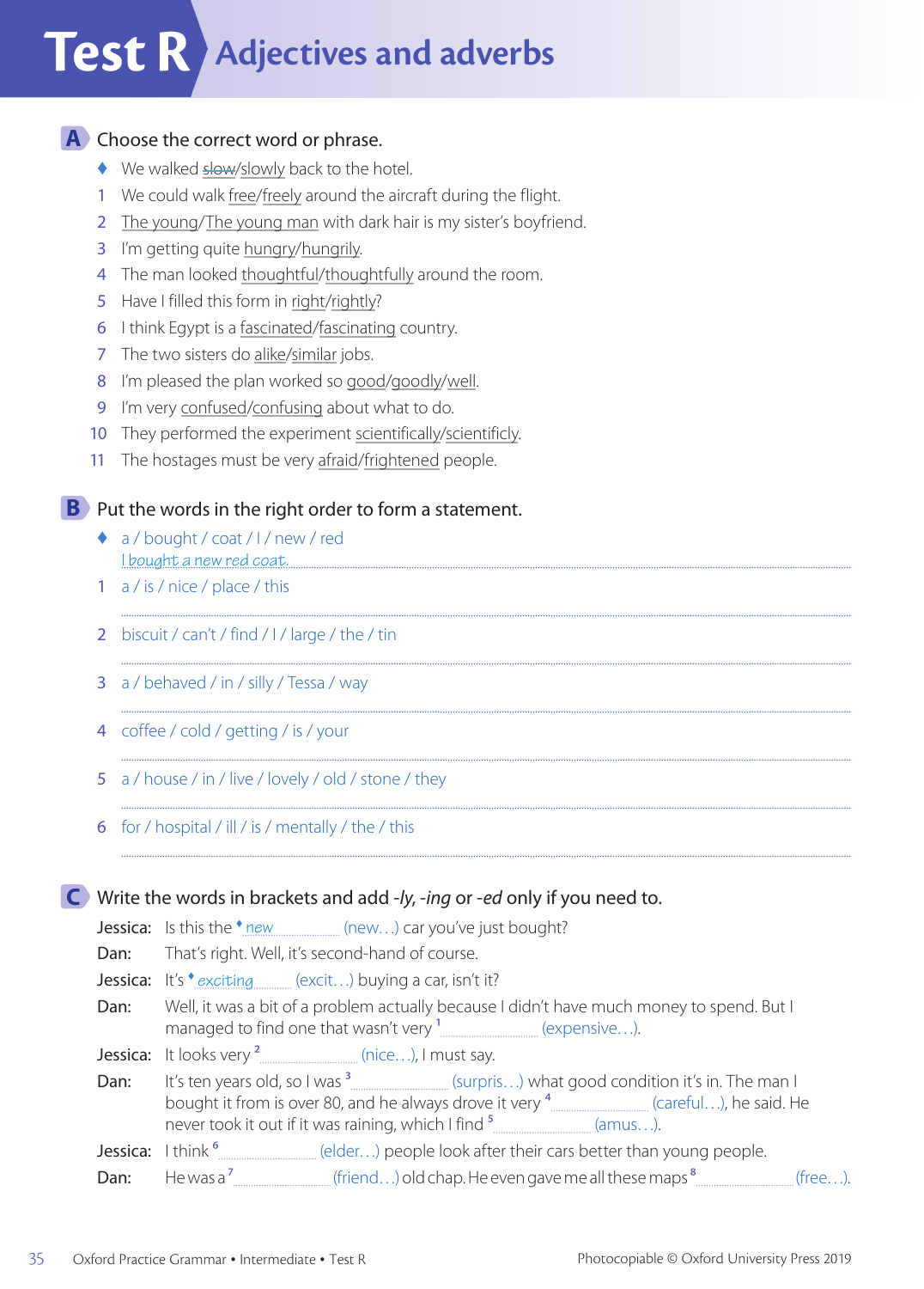# Test R Adjectives and adverbs

## A Choose the correct word or phrase.

♦ We walked ~~slow~~/slowly back to the hotel.

1. We could walk free/freely around the aircraft during the flight.
2. The young/The young man with dark hair is my sister's boyfriend.
3. I'm getting quite hungry/hungrily.
4. The man looked thoughtful/thoughtfully around the room.
5. Have I filled this form in right/rightly?
6. I think Egypt is a fascinated/fascinating country.
7. The two sisters do alike/similar jobs.
8. I'm pleased the plan worked so good/goodly/well.
9. I'm very confused/confusing about what to do.
10. They performed the experiment scientifically/scientificly.
11. The hostages must be very afraid/frightened people.

## B Put the words in the right order to form a statement.

♦ a / bought / coat / I / new / red
*I bought a new red coat.*

1. a / is / nice / place / this
   ..........................................................................................
2. biscuit / can't / find / I / large / the / tin
   ..........................................................................................
3. a / behaved / in / silly / Tessa / way
   ..........................................................................................
4. coffee / cold / getting / is / your
   ..........................................................................................
5. a / house / in / live / lovely / old / stone / they
   ..........................................................................................
6. for / hospital / ill / is / mentally / the / this
   ..........................................................................................

## C Write the words in brackets and add *-ly*, *-ing* or *-ed* only if you need to.

**Jessica:** Is this the ♦ *new* (new...) car you've just bought?

**Dan:** That's right. Well, it's second-hand of course.

**Jessica:** It's ♦ *exciting* (excit...) buying a car, isn't it?

**Dan:** Well, it was a bit of a problem actually because I didn't have much money to spend. But I managed to find one that wasn't very [1] .................... (expensive...).

**Jessica:** It looks very [2] .................... (nice...), I must say.

**Dan:** It's ten years old, so I was [3] .................... (surpris...) what good condition it's in. The man I bought it from is over 80, and he always drove it very [4] .................... (careful...), he said. He never took it out if it was raining, which I find [5] .................... (amus...).

**Jessica:** I think [6] .................... (elder...) people look after their cars better than young people.

**Dan:** He was a [7] .................... (friend...) old chap. He even gave me all these maps [8] .................... (free...).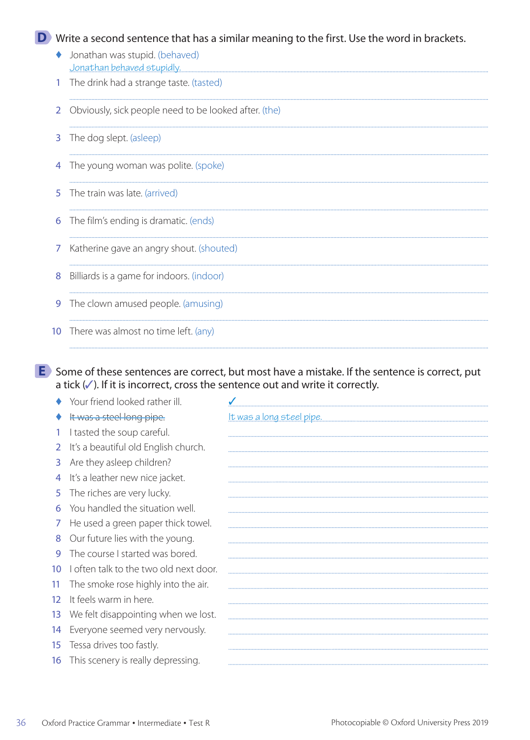## D Write a second sentence that has a similar meaning to the first. Use the word in brackets.

♦ Jonathan was stupid. (behaved)
*Jonathan behaved stupidly.*

1 The drink had a strange taste. (tasted)

2 Obviously, sick people need to be looked after. (the)

3 The dog slept. (asleep)

4 The young woman was polite. (spoke)

5 The train was late. (arrived)

6 The film's ending is dramatic. (ends)

7 Katherine gave an angry shout. (shouted)

8 Billiards is a game for indoors. (indoor)

9 The clown amused people. (amusing)

10 There was almost no time left. (any)

## E Some of these sentences are correct, but most have a mistake. If the sentence is correct, put a tick (✓). If it is incorrect, cross the sentence out and write it correctly.

♦ Your friend looked rather ill. ✓
♦ ~~It was a steel long pipe.~~ *It was a long steel pipe.*
1 I tasted the soup careful.
2 It's a beautiful old English church.
3 Are they asleep children?
4 It's a leather new nice jacket.
5 The riches are very lucky.
6 You handled the situation well.
7 He used a green paper thick towel.
8 Our future lies with the young.
9 The course I started was bored.
10 I often talk to the two old next door.
11 The smoke rose highly into the air.
12 It feels warm in here.
13 We felt disappointing when we lost.
14 Everyone seemed very nervously.
15 Tessa drives too fastly.
16 This scenery is really depressing.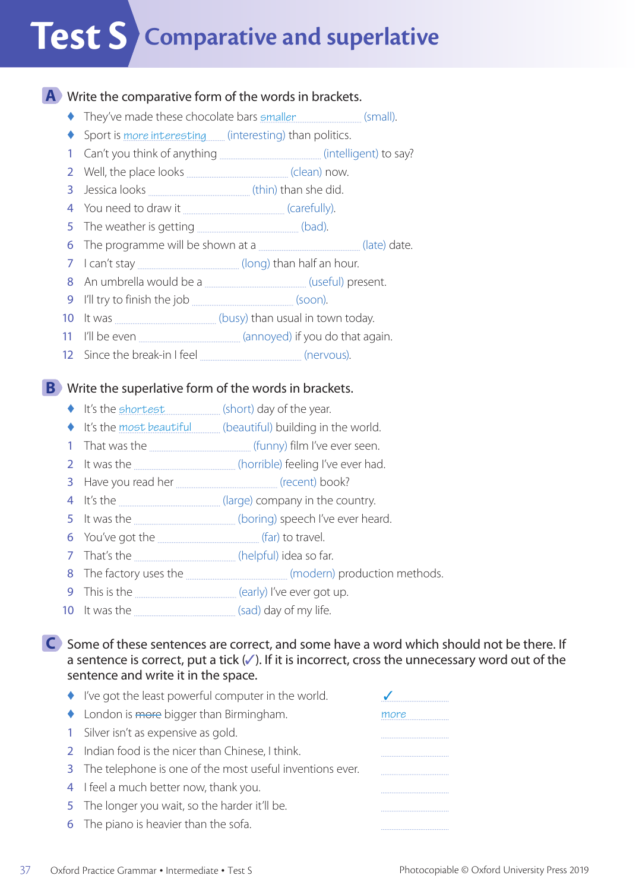# Test S Comparative and superlative

## A Write the comparative form of the words in brackets.

- ♦ They've made these chocolate bars *smaller* (small).
- ♦ Sport is *more interesting* (interesting) than politics.

1. Can't you think of anything .................... (intelligent) to say?
2. Well, the place looks .................... (clean) now.
3. Jessica looks .................... (thin) than she did.
4. You need to draw it .................... (carefully).
5. The weather is getting .................... (bad).
6. The programme will be shown at a .................... (late) date.
7. I can't stay .................... (long) than half an hour.
8. An umbrella would be a .................... (useful) present.
9. I'll try to finish the job .................... (soon).
10. It was .................... (busy) than usual in town today.
11. I'll be even .................... (annoyed) if you do that again.
12. Since the break-in I feel .................... (nervous).

## B Write the superlative form of the words in brackets.

- ♦ It's the *shortest* (short) day of the year.
- ♦ It's the *most beautiful* (beautiful) building in the world.

1. That was the .................... (funny) film I've ever seen.
2. It was the .................... (horrible) feeling I've ever had.
3. Have you read her .................... (recent) book?
4. It's the .................... (large) company in the country.
5. It was the .................... (boring) speech I've ever heard.
6. You've got the .................... (far) to travel.
7. That's the .................... (helpful) idea so far.
8. The factory uses the .................... (modern) production methods.
9. This is the .................... (early) I've ever got up.
10. It was the .................... (sad) day of my life.

## C Some of these sentences are correct, and some have a word which should not be there. If a sentence is correct, put a tick (✓). If it is incorrect, cross the unnecessary word out of the sentence and write it in the space.

- ♦ I've got the least powerful computer in the world. ✓
- ♦ London is ~~more~~ bigger than Birmingham. *more*

1. Silver isn't as expensive as gold. ....................
2. Indian food is the nicer than Chinese, I think. ....................
3. The telephone is one of the most useful inventions ever. ....................
4. I feel a much better now, thank you. ....................
5. The longer you wait, so the harder it'll be. ....................
6. The piano is heavier than the sofa. ....................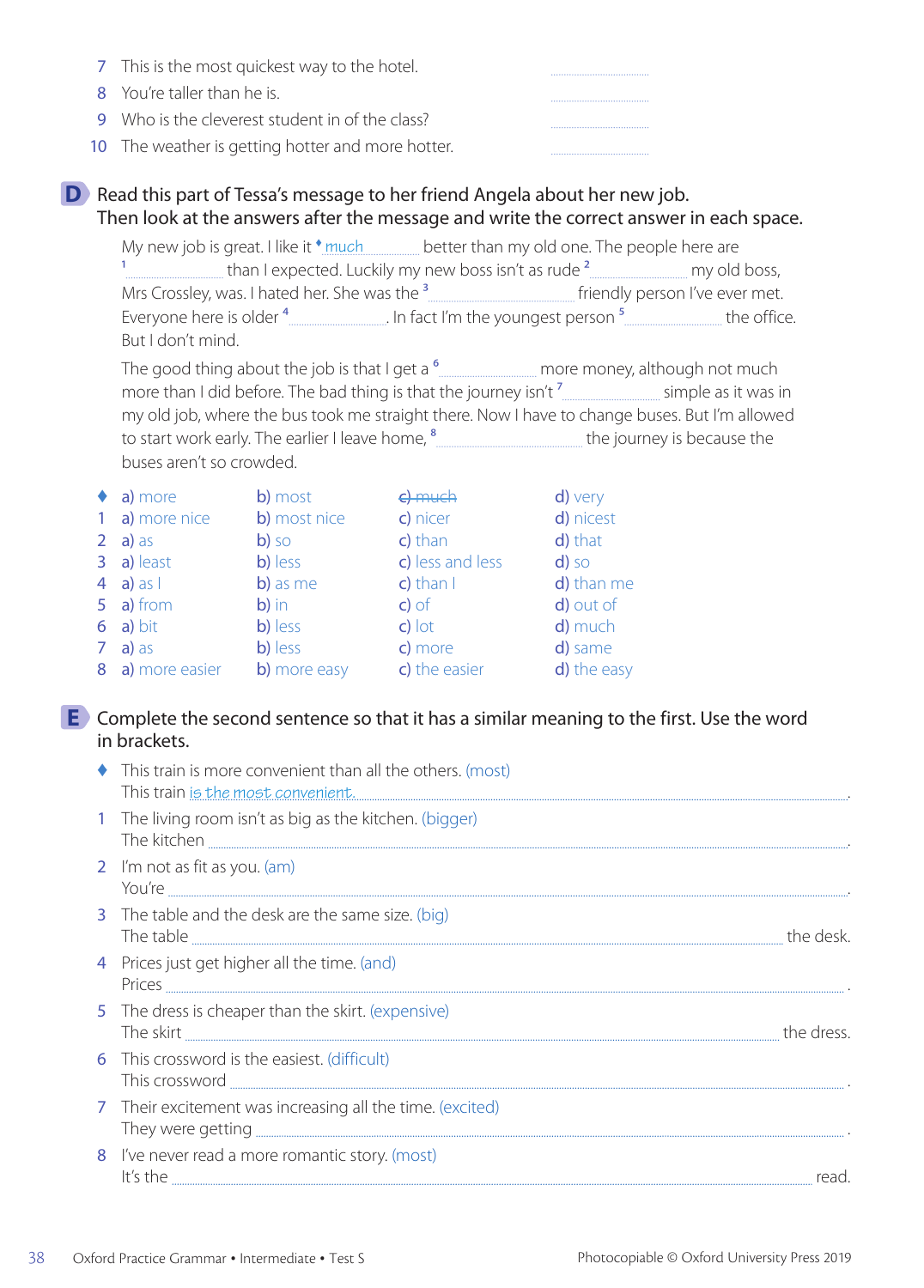7 This is the most quickest way to the hotel. ..................

8 You're taller than he is. ..................

9 Who is the cleverest student in of the class? ..................

10 The weather is getting hotter and more hotter. ..................

## D Read this part of Tessa's message to her friend Angela about her new job. Then look at the answers after the message and write the correct answer in each space.

My new job is great. I like it ♦ *much* better than my old one. The people here are [1] .................. than I expected. Luckily my new boss isn't as rude [2] .................. my old boss, Mrs Crossley, was. I hated her. She was the [3] .................. friendly person I've ever met. Everyone here is older [4] .................. . In fact I'm the youngest person [5] .................. the office. But I don't mind.

The good thing about the job is that I get a [6] .................. more money, although not much more than I did before. The bad thing is that the journey isn't [7] .................. simple as it was in my old job, where the bus took me straight there. Now I have to change buses. But I'm allowed to start work early. The earlier I leave home, [8] .................. the journey is because the buses aren't so crowded.

| | | | | |
|---|---|---|---|---|
| ♦ | a) more | b) most | ~~c) much~~ | d) very |
| 1 | a) more nice | b) most nice | c) nicer | d) nicest |
| 2 | a) as | b) so | c) than | d) that |
| 3 | a) least | b) less | c) less and less | d) so |
| 4 | a) as I | b) as me | c) than I | d) than me |
| 5 | a) from | b) in | c) of | d) out of |
| 6 | a) bit | b) less | c) lot | d) much |
| 7 | a) as | b) less | c) more | d) same |
| 8 | a) more easier | b) more easy | c) the easier | d) the easy |

## E Complete the second sentence so that it has a similar meaning to the first. Use the word in brackets.

♦ This train is more convenient than all the others. (most)
This train *is the most convenient.*

1 The living room isn't as big as the kitchen. (bigger)
The kitchen .................................................. .

2 I'm not as fit as you. (am)
You're .................................................. .

3 The table and the desk are the same size. (big)
The table .................................................. the desk.

4 Prices just get higher all the time. (and)
Prices .................................................. .

5 The dress is cheaper than the skirt. (expensive)
The skirt .................................................. the dress.

6 This crossword is the easiest. (difficult)
This crossword .................................................. .

7 Their excitement was increasing all the time. (excited)
They were getting .................................................. .

8 I've never read a more romantic story. (most)
It's the .................................................. read.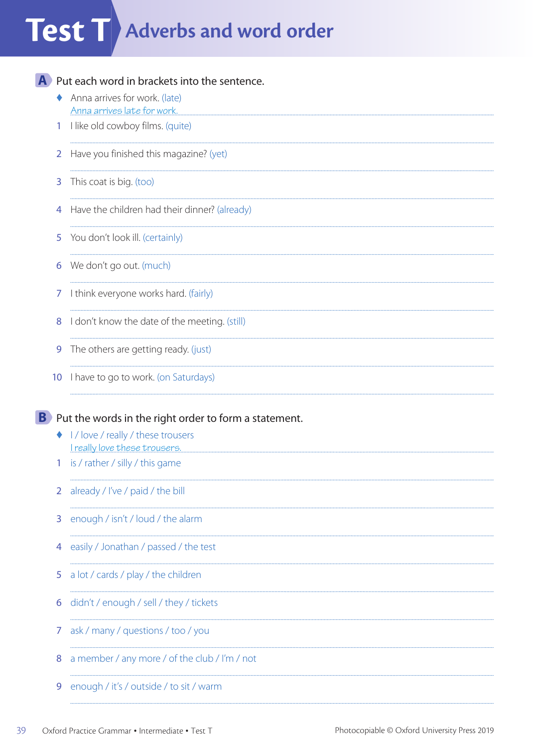# Test T Adverbs and word order

## A Put each word in brackets into the sentence.

- Anna arrives for work. (late)
  *Anna arrives late for work.*

1. I like old cowboy films. (quite)
2. Have you finished this magazine? (yet)
3. This coat is big. (too)
4. Have the children had their dinner? (already)
5. You don't look ill. (certainly)
6. We don't go out. (much)
7. I think everyone works hard. (fairly)
8. I don't know the date of the meeting. (still)
9. The others are getting ready. (just)
10. I have to go to work. (on Saturdays)

## B Put the words in the right order to form a statement.

- I / love / really / these trousers
  *I really love these trousers.*

1. is / rather / silly / this game
2. already / I've / paid / the bill
3. enough / isn't / loud / the alarm
4. easily / Jonathan / passed / the test
5. a lot / cards / play / the children
6. didn't / enough / sell / they / tickets
7. ask / many / questions / too / you
8. a member / any more / of the club / I'm / not
9. enough / it's / outside / to sit / warm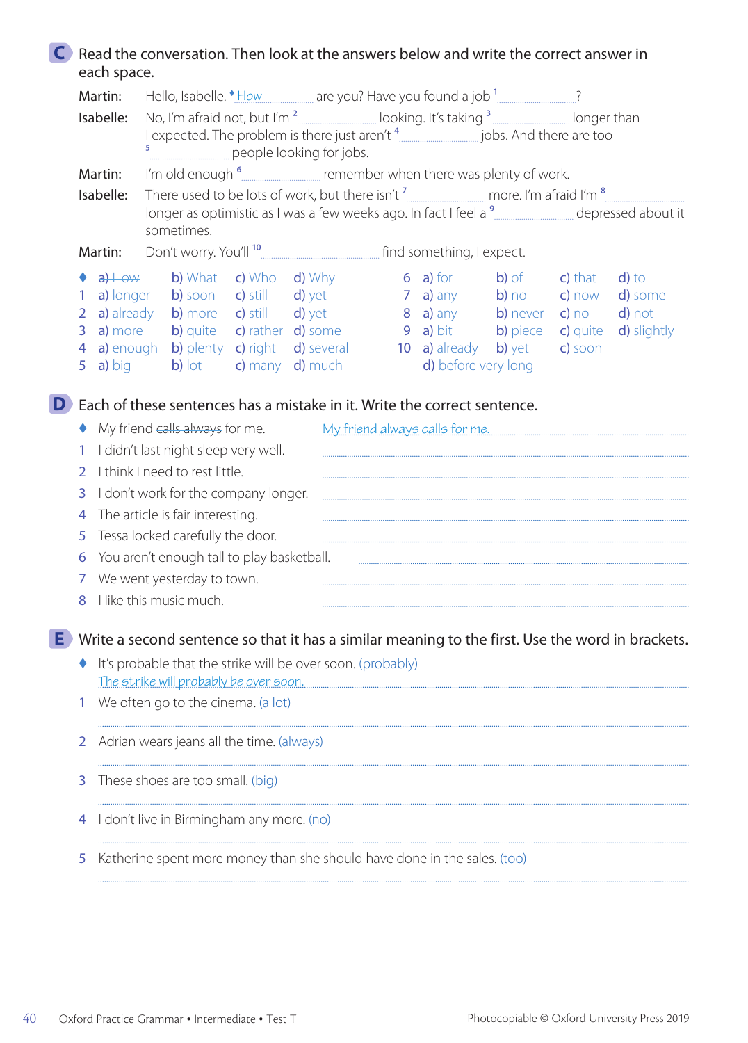## C Read the conversation. Then look at the answers below and write the correct answer in each space.

Martin: Hello, Isabelle. ♦ How ............ are you? Have you found a job [1] ............?

Isabelle: No, I'm afraid not, but I'm [2] ............ looking. It's taking [3] ............ longer than I expected. The problem is there just aren't [4] ............ jobs. And there are too [5] ............ people looking for jobs.

Martin: I'm old enough [6] ............ remember when there was plenty of work.

Isabelle: There used to be lots of work, but there isn't [7] ............ more. I'm afraid I'm [8] ............ longer as optimistic as I was a few weeks ago. In fact I feel a [9] ............ depressed about it sometimes.

Martin: Don't worry. You'll [10] ............ find something, I expect.

| | a) | b) | c) | d) |
|---|---|---|---|---|
| ♦ | ~~a) How~~ | b) What | c) Who | d) Why |
| 1 | a) longer | b) soon | c) still | d) yet |
| 2 | a) already | b) more | c) still | d) yet |
| 3 | a) more | b) quite | c) rather | d) some |
| 4 | a) enough | b) plenty | c) right | d) several |
| 5 | a) big | b) lot | c) many | d) much |
| 6 | a) for | b) of | c) that | d) to |
| 7 | a) any | b) no | c) now | d) some |
| 8 | a) any | b) never | c) no | d) not |
| 9 | a) bit | b) piece | c) quite | d) slightly |
| 10 | a) already | b) yet | c) soon | d) before very long |

## D Each of these sentences has a mistake in it. Write the correct sentence.

♦ My friend ~~calls always~~ for me. &nbsp;&nbsp; My friend always calls for me.

1. I didn't last night sleep very well. ............
2. I think I need to rest little. ............
3. I don't work for the company longer. ............
4. The article is fair interesting. ............
5. Tessa locked carefully the door. ............
6. You aren't enough tall to play basketball. ............
7. We went yesterday to town. ............
8. I like this music much. ............

## E Write a second sentence so that it has a similar meaning to the first. Use the word in brackets.

♦ It's probable that the strike will be over soon. (probably)
The strike will probably be over soon.

1. We often go to the cinema. (a lot)
............
2. Adrian wears jeans all the time. (always)
............
3. These shoes are too small. (big)
............
4. I don't live in Birmingham any more. (no)
............
5. Katherine spent more money than she should have done in the sales. (too)
............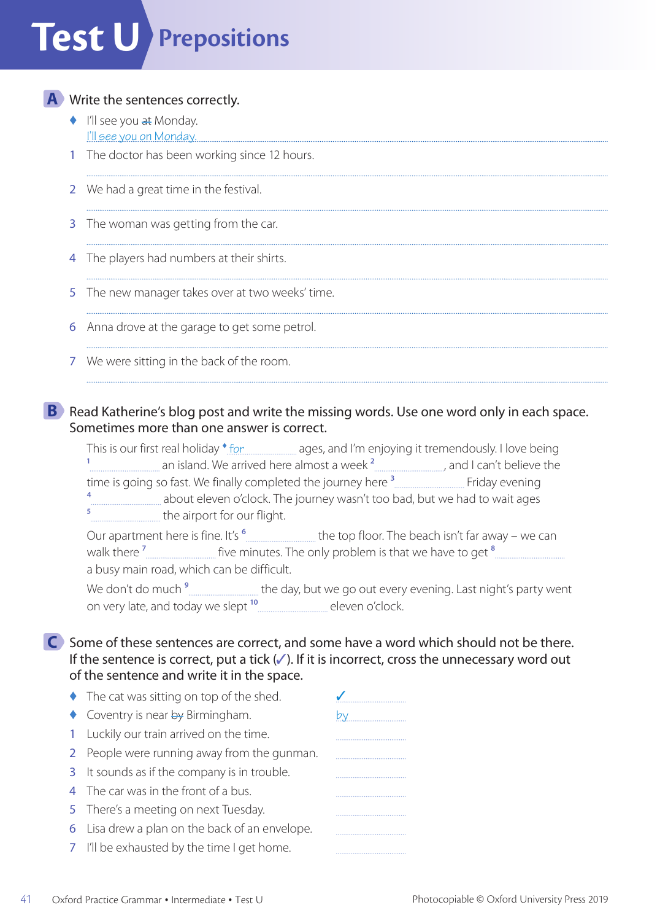# Test U Prepositions

**A** Write the sentences correctly.

♦ I'll see you ~~at~~ Monday.
*I'll see you on Monday.*

1 The doctor has been working since 12 hours.
..........

2 We had a great time in the festival.
..........

3 The woman was getting from the car.
..........

4 The players had numbers at their shirts.
..........

5 The new manager takes over at two weeks' time.
..........

6 Anna drove at the garage to get some petrol.
..........

7 We were sitting in the back of the room.
..........

**B** Read Katherine's blog post and write the missing words. Use one word only in each space. Sometimes more than one answer is correct.

This is our first real holiday ♦ *for* .......... ages, and I'm enjoying it tremendously. I love being [1] .......... an island. We arrived here almost a week [2] .........., and I can't believe the time is going so fast. We finally completed the journey here [3] .......... Friday evening [4] .......... about eleven o'clock. The journey wasn't too bad, but we had to wait ages [5] .......... the airport for our flight.

Our apartment here is fine. It's [6] .......... the top floor. The beach isn't far away – we can walk there [7] .......... five minutes. The only problem is that we have to get [8] .......... a busy main road, which can be difficult.

We don't do much [9] .......... the day, but we go out every evening. Last night's party went on very late, and today we slept [10] .......... eleven o'clock.

**C** Some of these sentences are correct, and some have a word which should not be there. If the sentence is correct, put a tick (✓). If it is incorrect, cross the unnecessary word out of the sentence and write it in the space.

♦ The cat was sitting on top of the shed. ✓
♦ Coventry is near ~~by~~ Birmingham. *by*
1 Luckily our train arrived on the time. ..........
2 People were running away from the gunman. ..........
3 It sounds as if the company is in trouble. ..........
4 The car was in the front of a bus. ..........
5 There's a meeting on next Tuesday. ..........
6 Lisa drew a plan on the back of an envelope. ..........
7 I'll be exhausted by the time I get home. ..........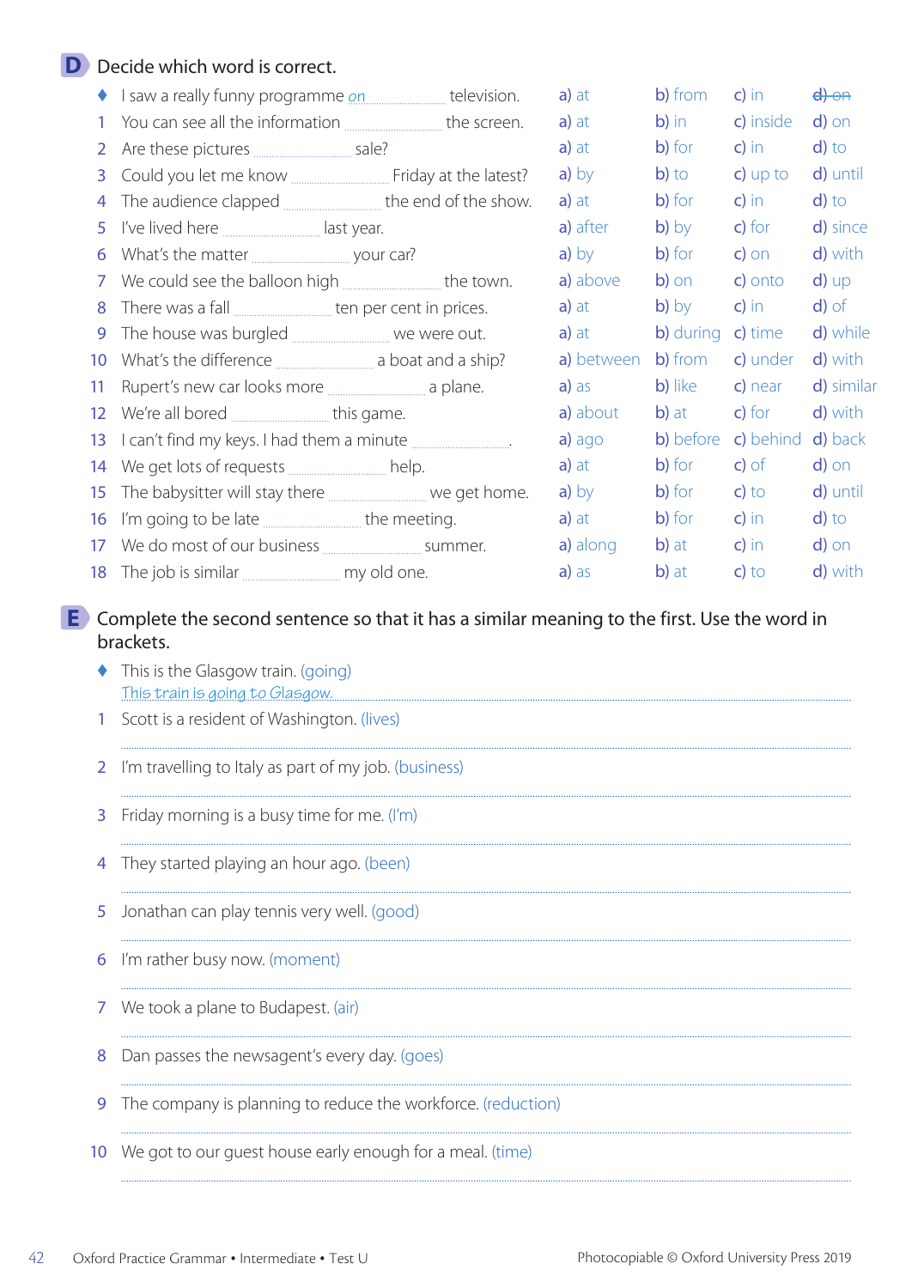## D Decide which word is correct.

| | | a) | b) | c) | d) |
|---|---|---|---|---|---|
| ♦ | I saw a really funny programme *on* ............ television. | a) at | b) from | c) in | ~~d) on~~ |
| 1 | You can see all the information ............ the screen. | a) at | b) in | c) inside | d) on |
| 2 | Are these pictures ............ sale? | a) at | b) for | c) in | d) to |
| 3 | Could you let me know ............ Friday at the latest? | a) by | b) to | c) up to | d) until |
| 4 | The audience clapped ............ the end of the show. | a) at | b) for | c) in | d) to |
| 5 | I've lived here ............ last year. | a) after | b) by | c) for | d) since |
| 6 | What's the matter ............ your car? | a) by | b) for | c) on | d) with |
| 7 | We could see the balloon high ............ the town. | a) above | b) on | c) onto | d) up |
| 8 | There was a fall ............ ten per cent in prices. | a) at | b) by | c) in | d) of |
| 9 | The house was burgled ............ we were out. | a) at | b) during | c) time | d) while |
| 10 | What's the difference ............ a boat and a ship? | a) between | b) from | c) under | d) with |
| 11 | Rupert's new car looks more ............ a plane. | a) as | b) like | c) near | d) similar |
| 12 | We're all bored ............ this game. | a) about | b) at | c) for | d) with |
| 13 | I can't find my keys. I had them a minute ............ . | a) ago | b) before | c) behind | d) back |
| 14 | We get lots of requests ............ help. | a) at | b) for | c) of | d) on |
| 15 | The babysitter will stay there ............ we get home. | a) by | b) for | c) to | d) until |
| 16 | I'm going to be late ............ the meeting. | a) at | b) for | c) in | d) to |
| 17 | We do most of our business ............ summer. | a) along | b) at | c) in | d) on |
| 18 | The job is similar ............ my old one. | a) as | b) at | c) to | d) with |

## E Complete the second sentence so that it has a similar meaning to the first. Use the word in brackets.

♦ This is the Glasgow train. (going)
*This train is going to Glasgow.*

1. Scott is a resident of Washington. (lives)
   ..............................................................................
2. I'm travelling to Italy as part of my job. (business)
   ..............................................................................
3. Friday morning is a busy time for me. (I'm)
   ..............................................................................
4. They started playing an hour ago. (been)
   ..............................................................................
5. Jonathan can play tennis very well. (good)
   ..............................................................................
6. I'm rather busy now. (moment)
   ..............................................................................
7. We took a plane to Budapest. (air)
   ..............................................................................
8. Dan passes the newsagent's every day. (goes)
   ..............................................................................
9. The company is planning to reduce the workforce. (reduction)
   ..............................................................................
10. We got to our guest house early enough for a meal. (time)
    ..............................................................................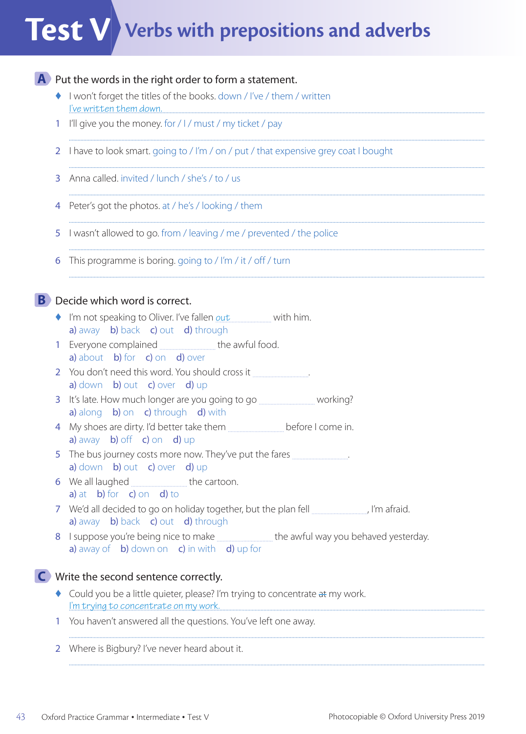# Test V Verbs with prepositions and adverbs

## A Put the words in the right order to form a statement.

♦ I won't forget the titles of the books. down / I've / them / written
*I've written them down.*

1 I'll give you the money. for / I / must / my ticket / pay

..........................................................................................

2 I have to look smart. going to / I'm / on / put / that expensive grey coat I bought

..........................................................................................

3 Anna called. invited / lunch / she's / to / us

..........................................................................................

4 Peter's got the photos. at / he's / looking / them

..........................................................................................

5 I wasn't allowed to go. from / leaving / me / prevented / the police

..........................................................................................

6 This programme is boring. going to / I'm / it / off / turn

..........................................................................................

## B Decide which word is correct.

♦ I'm not speaking to Oliver. I've fallen *out* .............. with him.
a) away b) back c) out d) through

1 Everyone complained .............. the awful food.
a) about b) for c) on d) over

2 You don't need this word. You should cross it .............. .
a) down b) out c) over d) up

3 It's late. How much longer are you going to go .............. working?
a) along b) on c) through d) with

4 My shoes are dirty. I'd better take them .............. before I come in.
a) away b) off c) on d) up

5 The bus journey costs more now. They've put the fares .............. .
a) down b) out c) over d) up

6 We all laughed .............. the cartoon.
a) at b) for c) on d) to

7 We'd all decided to go on holiday together, but the plan fell .............., I'm afraid.
a) away b) back c) out d) through

8 I suppose you're being nice to make .............. the awful way you behaved yesterday.
a) away of b) down on c) in with d) up for

## C Write the second sentence correctly.

♦ Could you be a little quieter, please? I'm trying to concentrate ~~at~~ my work.
*I'm trying to concentrate on my work.*

1 You haven't answered all the questions. You've left one away.

..........................................................................................

2 Where is Bigbury? I've never heard about it.

..........................................................................................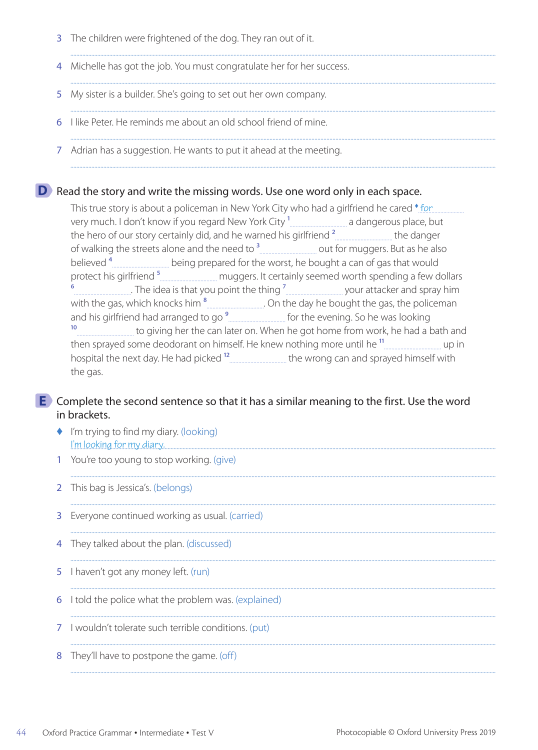3 The children were frightened of the dog. They ran out of it.

..........................................................................................

4 Michelle has got the job. You must congratulate her for her success.

..........................................................................................

5 My sister is a builder. She's going to set out her own company.

..........................................................................................

6 I like Peter. He reminds me about an old school friend of mine.

..........................................................................................

7 Adrian has a suggestion. He wants to put it ahead at the meeting.

..........................................................................................

## D Read the story and write the missing words. Use one word only in each space.

This true story is about a policeman in New York City who had a girlfriend he cared ♦ *for* very much. I don't know if you regard New York City [1] .................... a dangerous place, but the hero of our story certainly did, and he warned his girlfriend [2] .................... the danger of walking the streets alone and the need to [3] .................... out for muggers. But as he also believed [4] .................... being prepared for the worst, he bought a can of gas that would protect his girlfriend [5] .................... muggers. It certainly seemed worth spending a few dollars [6] .................... . The idea is that you point the thing [7] .................... your attacker and spray him with the gas, which knocks him [8] .................... . On the day he bought the gas, the policeman and his girlfriend had arranged to go [9] .................... for the evening. So he was looking [10] .................... to giving her the can later on. When he got home from work, he had a bath and then sprayed some deodorant on himself. He knew nothing more until he [11] .................... up in hospital the next day. He had picked [12] .................... the wrong can and sprayed himself with the gas.

## E Complete the second sentence so that it has a similar meaning to the first. Use the word in brackets.

♦ I'm trying to find my diary. (looking)
*I'm looking for my diary.*

1 You're too young to stop working. (give)

..........................................................................................

2 This bag is Jessica's. (belongs)

..........................................................................................

3 Everyone continued working as usual. (carried)

..........................................................................................

4 They talked about the plan. (discussed)

..........................................................................................

5 I haven't got any money left. (run)

..........................................................................................

6 I told the police what the problem was. (explained)

..........................................................................................

7 I wouldn't tolerate such terrible conditions. (put)

..........................................................................................

8 They'll have to postpone the game. (off)

..........................................................................................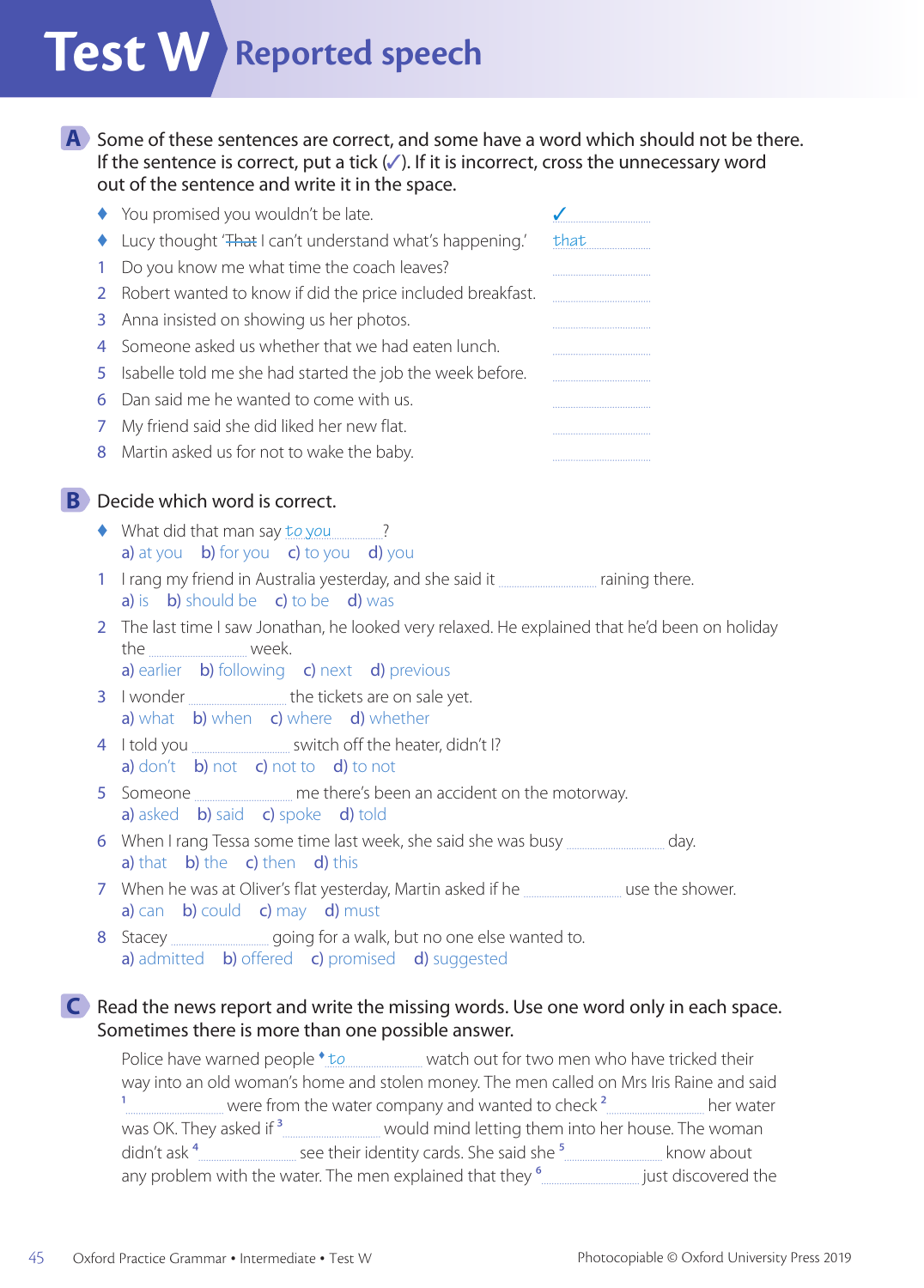# Test W Reported speech

**A** Some of these sentences are correct, and some have a word which should not be there. If the sentence is correct, put a tick (✓). If it is incorrect, cross the unnecessary word out of the sentence and write it in the space.

- ♦ You promised you wouldn't be late. ✓
- ♦ Lucy thought '~~That~~ I can't understand what's happening.' *that*

1. Do you know me what time the coach leaves? ..........
2. Robert wanted to know if did the price included breakfast. ..........
3. Anna insisted on showing us her photos. ..........
4. Someone asked us whether that we had eaten lunch. ..........
5. Isabelle told me she had started the job the week before. ..........
6. Dan said me he wanted to come with us. ..........
7. My friend said she did liked her new flat. ..........
8. Martin asked us for not to wake the baby. ..........

**B** Decide which word is correct.

- ♦ What did that man say *to you*?
  a) at you b) for you c) to you d) you

1. I rang my friend in Australia yesterday, and she said it .......... raining there.
   a) is b) should be c) to be d) was
2. The last time I saw Jonathan, he looked very relaxed. He explained that he'd been on holiday the .......... week.
   a) earlier b) following c) next d) previous
3. I wonder .......... the tickets are on sale yet.
   a) what b) when c) where d) whether
4. I told you .......... switch off the heater, didn't I?
   a) don't b) not c) not to d) to not
5. Someone .......... me there's been an accident on the motorway.
   a) asked b) said c) spoke d) told
6. When I rang Tessa some time last week, she said she was busy .......... day.
   a) that b) the c) then d) this
7. When he was at Oliver's flat yesterday, Martin asked if he .......... use the shower.
   a) can b) could c) may d) must
8. Stacey .......... going for a walk, but no one else wanted to.
   a) admitted b) offered c) promised d) suggested

**C** Read the news report and write the missing words. Use one word only in each space. Sometimes there is more than one possible answer.

Police have warned people ♦ *to* watch out for two men who have tricked their way into an old woman's home and stolen money. The men called on Mrs Iris Raine and said [1] .......... were from the water company and wanted to check [2] .......... her water was OK. They asked if [3] .......... would mind letting them into her house. The woman didn't ask [4] .......... see their identity cards. She said she [5] .......... know about any problem with the water. The men explained that they [6] .......... just discovered the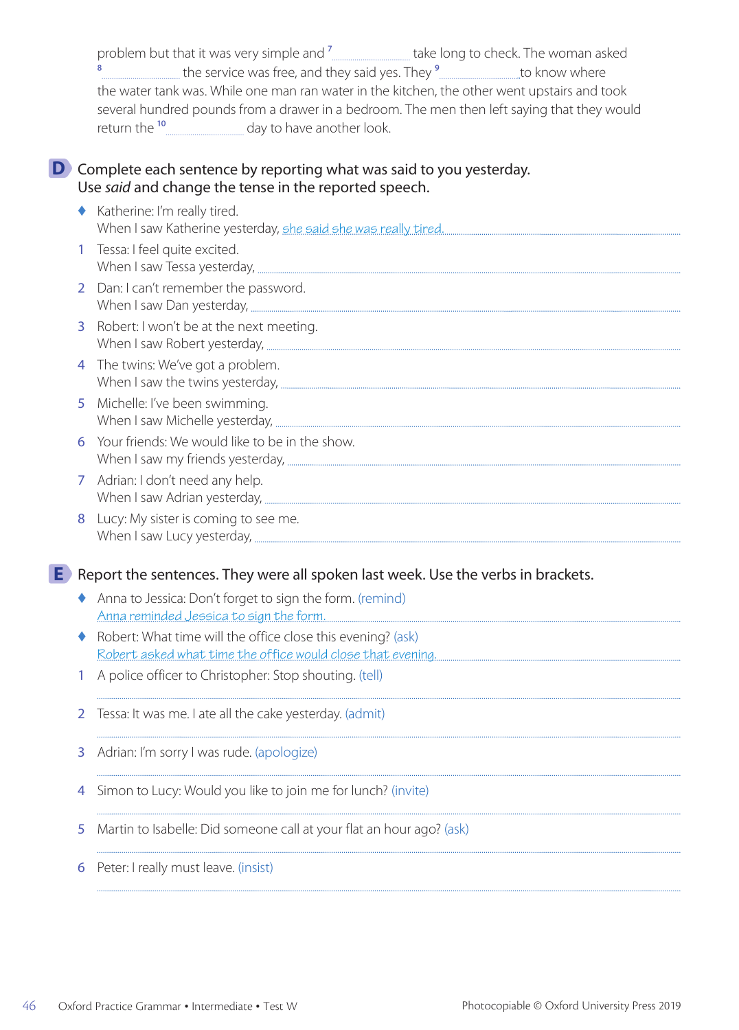problem but that it was very simple and [7] .................... take long to check. The woman asked [8] .................... the service was free, and they said yes. They [9] .................... to know where the water tank was. While one man ran water in the kitchen, the other went upstairs and took several hundred pounds from a drawer in a bedroom. The men then left saying that they would return the [10] .................... day to have another look.

## D Complete each sentence by reporting what was said to you yesterday. Use *said* and change the tense in the reported speech.

♦ Katherine: I'm really tired.
When I saw Katherine yesterday, *she said she was really tired.*

1. Tessa: I feel quite excited.
When I saw Tessa yesterday, ....................

2. Dan: I can't remember the password.
When I saw Dan yesterday, ....................

3. Robert: I won't be at the next meeting.
When I saw Robert yesterday, ....................

4. The twins: We've got a problem.
When I saw the twins yesterday, ....................

5. Michelle: I've been swimming.
When I saw Michelle yesterday, ....................

6. Your friends: We would like to be in the show.
When I saw my friends yesterday, ....................

7. Adrian: I don't need any help.
When I saw Adrian yesterday, ....................

8. Lucy: My sister is coming to see me.
When I saw Lucy yesterday, ....................

## E Report the sentences. They were all spoken last week. Use the verbs in brackets.

♦ Anna to Jessica: Don't forget to sign the form. (remind)
*Anna reminded Jessica to sign the form.*

♦ Robert: What time will the office close this evening? (ask)
*Robert asked what time the office would close that evening.*

1. A police officer to Christopher: Stop shouting. (tell)
....................

2. Tessa: It was me. I ate all the cake yesterday. (admit)
....................

3. Adrian: I'm sorry I was rude. (apologize)
....................

4. Simon to Lucy: Would you like to join me for lunch? (invite)
....................

5. Martin to Isabelle: Did someone call at your flat an hour ago? (ask)
....................

6. Peter: I really must leave. (insist)
....................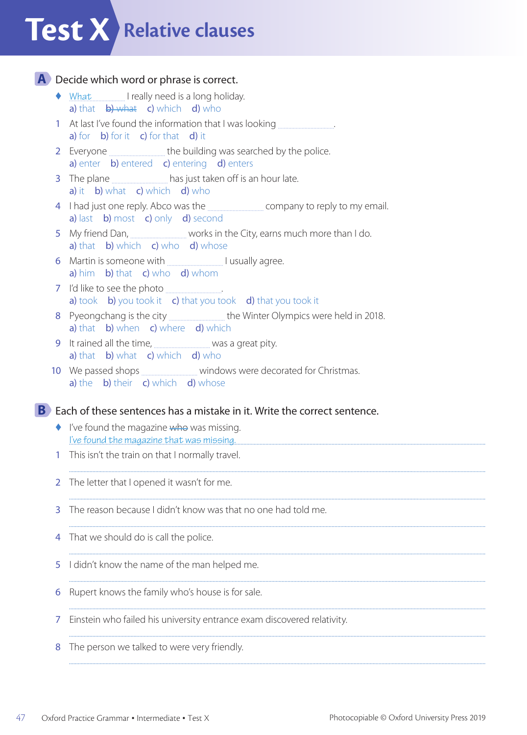# Test X Relative clauses

**A** Decide which word or phrase is correct.

♦ What ............ I really need is a long holiday.
a) that ~~b) what~~ c) which d) who

1 At last I've found the information that I was looking ................ .
a) for b) for it c) for that d) it

2 Everyone ................ the building was searched by the police.
a) enter b) entered c) entering d) enters

3 The plane ................ has just taken off is an hour late.
a) it b) what c) which d) who

4 I had just one reply. Abco was the ................ company to reply to my email.
a) last b) most c) only d) second

5 My friend Dan, ................ works in the City, earns much more than I do.
a) that b) which c) who d) whose

6 Martin is someone with ................ I usually agree.
a) him b) that c) who d) whom

7 I'd like to see the photo ................ .
a) took b) you took it c) that you took d) that you took it

8 Pyeongchang is the city ................ the Winter Olympics were held in 2018.
a) that b) when c) where d) which

9 It rained all the time, ................ was a great pity.
a) that b) what c) which d) who

10 We passed shops ................ windows were decorated for Christmas.
a) the b) their c) which d) whose

**B** Each of these sentences has a mistake in it. Write the correct sentence.

♦ I've found the magazine ~~who~~ was missing.
I've found the magazine that was missing.

1 This isn't the train on that I normally travel.
..............................................................................

2 The letter that I opened it wasn't for me.
..............................................................................

3 The reason because I didn't know was that no one had told me.
..............................................................................

4 That we should do is call the police.
..............................................................................

5 I didn't know the name of the man helped me.
..............................................................................

6 Rupert knows the family who's house is for sale.
..............................................................................

7 Einstein who failed his university entrance exam discovered relativity.
..............................................................................

8 The person we talked to were very friendly.
..............................................................................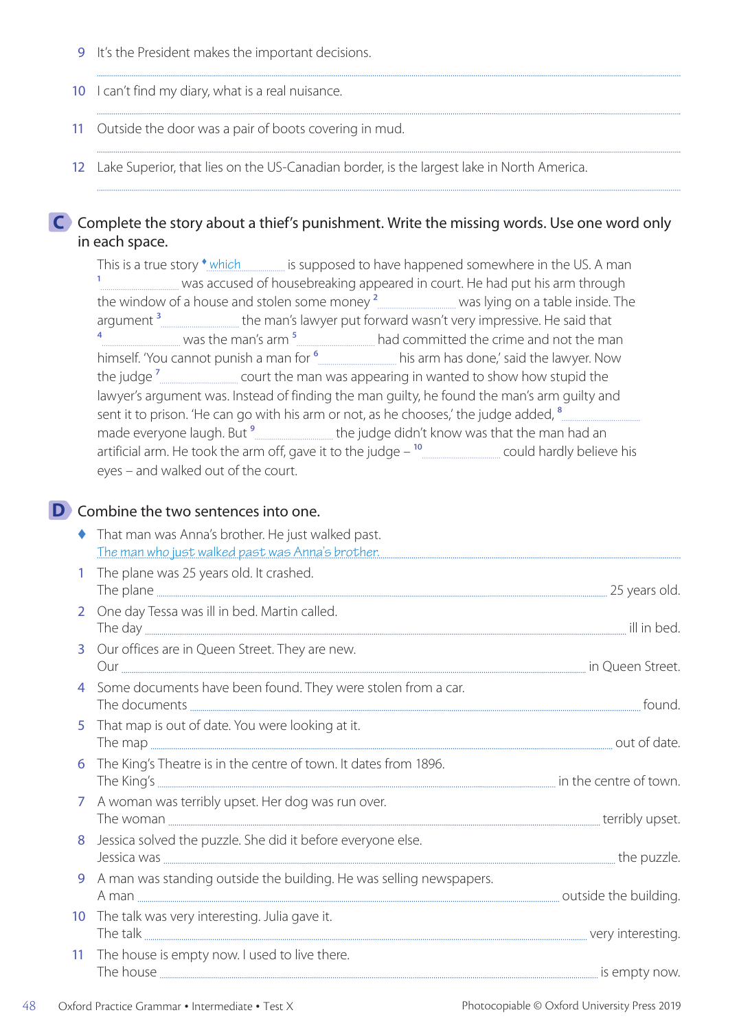9 It's the President makes the important decisions.

..........................................................................................................................................................

10 I can't find my diary, what is a real nuisance.

..........................................................................................................................................................

11 Outside the door was a pair of boots covering in mud.

..........................................................................................................................................................

12 Lake Superior, that lies on the US-Canadian border, is the largest lake in North America.

..........................................................................................................................................................

## C Complete the story about a thief's punishment. Write the missing words. Use only one word in each space.

This is a true story ♦ *which* is supposed to have happened somewhere in the US. A man [1] .................... was accused of housebreaking appeared in court. He had put his arm through the window of a house and stolen some money [2] .................... was lying on a table inside. The argument [3] .................... the man's lawyer put forward wasn't very impressive. He said that [4] .................... was the man's arm [5] .................... had committed the crime and not the man himself. 'You cannot punish a man for [6] .................... his arm has done,' said the lawyer. Now the judge [7] .................... court the man was appearing in wanted to show how stupid the lawyer's argument was. Instead of finding the man guilty, he found the man's arm guilty and sent it to prison. 'He can go with his arm or not, as he chooses,' the judge added, [8] .................... made everyone laugh. But [9] .................... the judge didn't know was that the man had an artificial arm. He took the arm off, gave it to the judge – [10] .................... could hardly believe his eyes – and walked out of the court.

## D Combine the two sentences into one.

♦ That man was Anna's brother. He just walked past.
*The man who just walked past was Anna's brother.*

1 The plane was 25 years old. It crashed.
The plane .................................................................................... 25 years old.

2 One day Tessa was ill in bed. Martin called.
The day .................................................................................... ill in bed.

3 Our offices are in Queen Street. They are new.
Our .................................................................................... in Queen Street.

4 Some documents have been found. They were stolen from a car.
The documents .................................................................................... found.

5 That map is out of date. You were looking at it.
The map .................................................................................... out of date.

6 The King's Theatre is in the centre of town. It dates from 1896.
The King's .................................................................................... in the centre of town.

7 A woman was terribly upset. Her dog was run over.
The woman .................................................................................... terribly upset.

8 Jessica solved the puzzle. She did it before everyone else.
Jessica was .................................................................................... the puzzle.

9 A man was standing outside the building. He was selling newspapers.
A man .................................................................................... outside the building.

10 The talk was very interesting. Julia gave it.
The talk .................................................................................... very interesting.

11 The house is empty now. I used to live there.
The house .................................................................................... is empty now.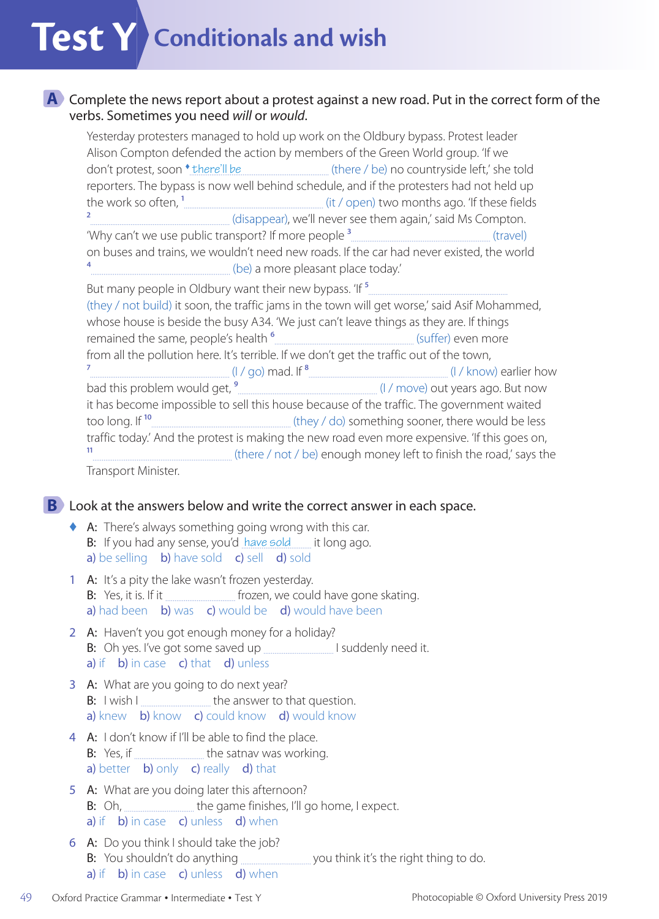# Test Y Conditionals and wish

**A** Complete the news report about a protest against a new road. Put in the correct form of the verbs. Sometimes you need *will* or *would*.

Yesterday protesters managed to hold up work on the Oldbury bypass. Protest leader Alison Compton defended the action by members of the Green World group. 'If we don't protest, soon ♦ *there'll be* .................. (there / be) no countryside left,' she told reporters. The bypass is now well behind schedule, and if the protesters had not held up the work so often, [1] .................................... (it / open) two months ago. 'If these fields [2] .................................... (disappear), we'll never see them again,' said Ms Compton. 'Why can't we use public transport? If more people [3] .................................... (travel) on buses and trains, we wouldn't need new roads. If the car had never existed, the world [4] .................................... (be) a more pleasant place today.'

But many people in Oldbury want their new bypass. 'If [5] .................................... (they / not build) it soon, the traffic jams in the town will get worse,' said Asif Mohammed, whose house is beside the busy A34. 'We just can't leave things as they are. If things remained the same, people's health [6] .................................... (suffer) even more from all the pollution here. It's terrible. If we don't get the traffic out of the town, [7] .................................... (I / go) mad. If [8] .................................... (I / know) earlier how bad this problem would get, [9] .................................... (I / move) out years ago. But now it has become impossible to sell this house because of the traffic. The government waited too long. If [10] .................................... (they / do) something sooner, there would be less traffic today.' And the protest is making the new road even more expensive. 'If this goes on, [11] .................................... (there / not / be) enough money left to finish the road,' says the Transport Minister.

**B** Look at the answers below and write the correct answer in each space.

♦ A: There's always something going wrong with this car.
B: If you had any sense, you'd *have sold* .......... it long ago.
a) be selling b) have sold c) sell d) sold

1 A: It's a pity the lake wasn't frozen yesterday.
B: Yes, it is. If it .................... frozen, we could have gone skating.
a) had been b) was c) would be d) would have been

2 A: Haven't you got enough money for a holiday?
B: Oh yes. I've got some saved up .................... I suddenly need it.
a) if b) in case c) that d) unless

3 A: What are you going to do next year?
B: I wish I .................... the answer to that question.
a) knew b) know c) could know d) would know

4 A: I don't know if I'll be able to find the place.
B: Yes, if .................... the satnav was working.
a) better b) only c) really d) that

5 A: What are you doing later this afternoon?
B: Oh, .................... the game finishes, I'll go home, I expect.
a) if b) in case c) unless d) when

6 A: Do you think I should take the job?
B: You shouldn't do anything .................... you think it's the right thing to do.
a) if b) in case c) unless d) when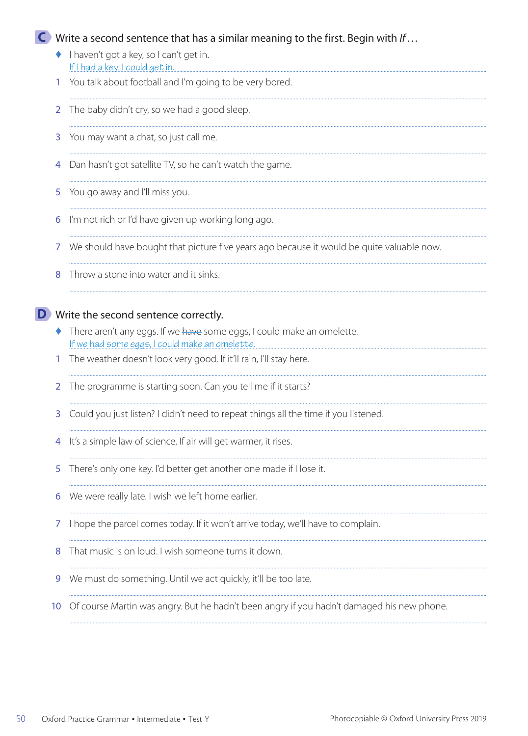**C** Write a second sentence that has a similar meaning to the first. Begin with *If …*

♦ I haven't got a key, so I can't get in.
*If I had a key, I could get in.*

1 You talk about football and I'm going to be very bored.

2 The baby didn't cry, so we had a good sleep.

3 You may want a chat, so just call me.

4 Dan hasn't got satellite TV, so he can't watch the game.

5 You go away and I'll miss you.

6 I'm not rich or I'd have given up working long ago.

7 We should have bought that picture five years ago because it would be quite valuable now.

8 Throw a stone into water and it sinks.

**D** Write the second sentence correctly.

♦ There aren't any eggs. If we ~~have~~ some eggs, I could make an omelette.
*If we had some eggs, I could make an omelette.*

1 The weather doesn't look very good. If it'll rain, I'll stay here.

2 The programme is starting soon. Can you tell me if it starts?

3 Could you just listen? I didn't need to repeat things all the time if you listened.

4 It's a simple law of science. If air will get warmer, it rises.

5 There's only one key. I'd better get another one made if I lose it.

6 We were really late. I wish we left home earlier.

7 I hope the parcel comes today. If it won't arrive today, we'll have to complain.

8 That music is on loud. I wish someone turns it down.

9 We must do something. Until we act quickly, it'll be too late.

10 Of course Martin was angry. But he hadn't been angry if you hadn't damaged his new phone.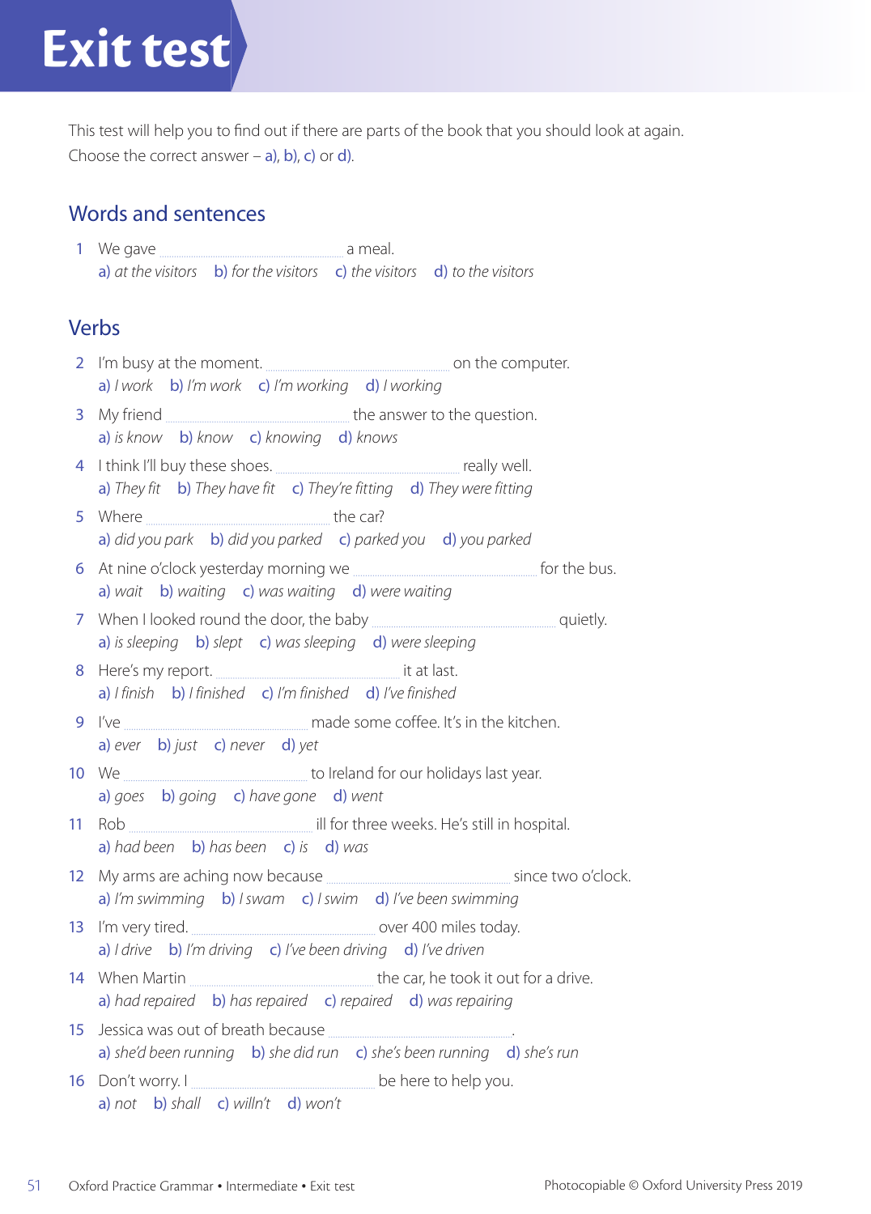# Exit test

This test will help you to find out if there are parts of the book that you should look at again.
Choose the correct answer – a), b), c) or d).

## Words and sentences

1 We gave .................................................. a meal.
a) *at the visitors* b) *for the visitors* c) *the visitors* d) *to the visitors*

## Verbs

2 I'm busy at the moment. .................................................. on the computer.
a) *I work* b) *I'm work* c) *I'm working* d) *I working*

3 My friend .................................................. the answer to the question.
a) *is know* b) *know* c) *knowing* d) *knows*

4 I think I'll buy these shoes. .................................................. really well.
a) *They fit* b) *They have fit* c) *They're fitting* d) *They were fitting*

5 Where .................................................. the car?
a) *did you park* b) *did you parked* c) *parked you* d) *you parked*

6 At nine o'clock yesterday morning we .................................................. for the bus.
a) *wait* b) *waiting* c) *was waiting* d) *were waiting*

7 When I looked round the door, the baby .................................................. quietly.
a) *is sleeping* b) *slept* c) *was sleeping* d) *were sleeping*

8 Here's my report. .................................................. it at last.
a) *I finish* b) *I finished* c) *I'm finished* d) *I've finished*

9 I've .................................................. made some coffee. It's in the kitchen.
a) *ever* b) *just* c) *never* d) *yet*

10 We .................................................. to Ireland for our holidays last year.
a) *goes* b) *going* c) *have gone* d) *went*

11 Rob .................................................. ill for three weeks. He's still in hospital.
a) *had been* b) *has been* c) *is* d) *was*

12 My arms are aching now because .................................................. since two o'clock.
a) *I'm swimming* b) *I swam* c) *I swim* d) *I've been swimming*

13 I'm very tired. .................................................. over 400 miles today.
a) *I drive* b) *I'm driving* c) *I've been driving* d) *I've driven*

14 When Martin .................................................. the car, he took it out for a drive.
a) *had repaired* b) *has repaired* c) *repaired* d) *was repairing*

15 Jessica was out of breath because .................................................. .
a) *she'd been running* b) *she did run* c) *she's been running* d) *she's run*

16 Don't worry. I .................................................. be here to help you.
a) *not* b) *shall* c) *willn't* d) *won't*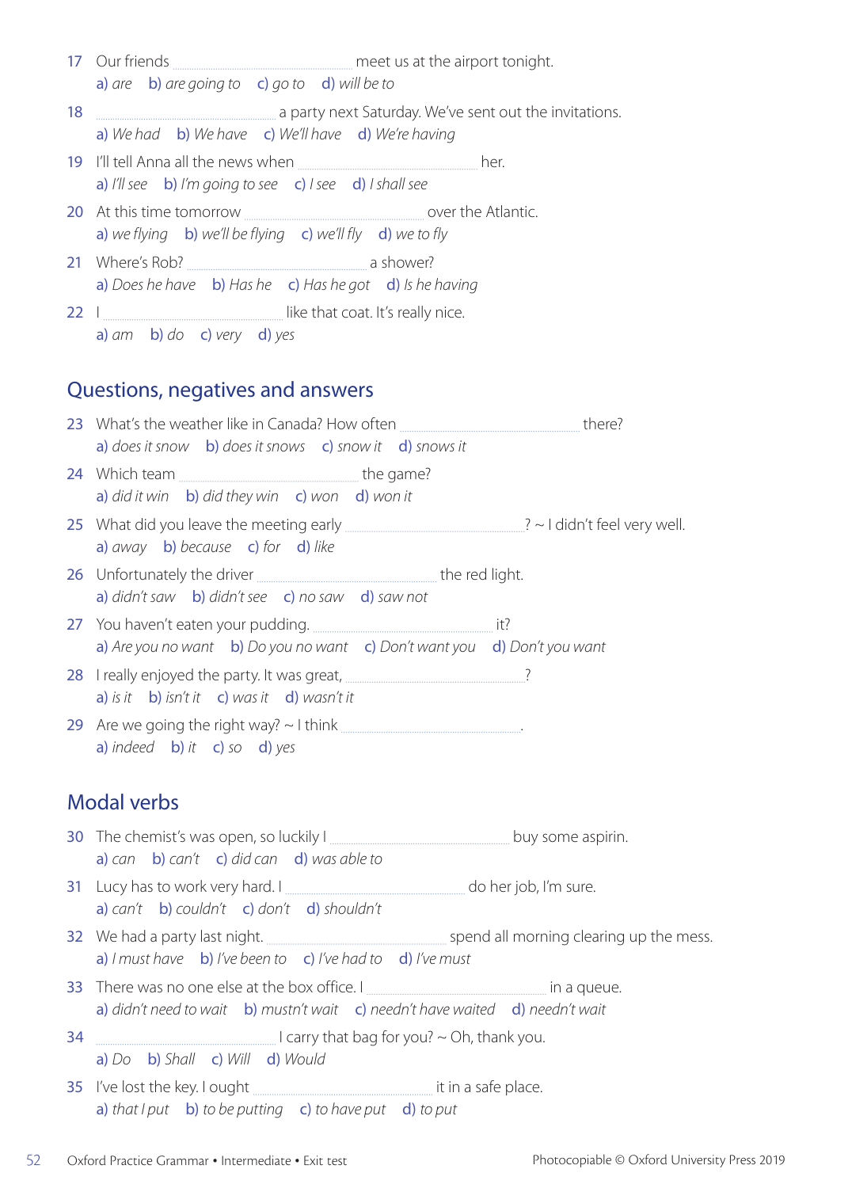17 Our friends .................................... meet us at the airport tonight.
a) *are* b) *are going to* c) *go to* d) *will be to*

18 .................................... a party next Saturday. We've sent out the invitations.
a) *We had* b) *We have* c) *We'll have* d) *We're having*

19 I'll tell Anna all the news when .................................... her.
a) *I'll see* b) *I'm going to see* c) *I see* d) *I shall see*

20 At this time tomorrow .................................... over the Atlantic.
a) *we flying* b) *we'll be flying* c) *we'll fly* d) *we to fly*

21 Where's Rob? .................................... a shower?
a) *Does he have* b) *Has he* c) *Has he got* d) *Is he having*

22 I .................................... like that coat. It's really nice.
a) *am* b) *do* c) *very* d) *yes*

## Questions, negatives and answers

23 What's the weather like in Canada? How often .................................... there?
a) *does it snow* b) *does it snows* c) *snow it* d) *snows it*

24 Which team .................................... the game?
a) *did it win* b) *did they win* c) *won* d) *won it*

25 What did you leave the meeting early ....................................? ~ I didn't feel very well.
a) *away* b) *because* c) *for* d) *like*

26 Unfortunately the driver .................................... the red light.
a) *didn't saw* b) *didn't see* c) *no saw* d) *saw not*

27 You haven't eaten your pudding. .................................... it?
a) *Are you no want* b) *Do you no want* c) *Don't want you* d) *Don't you want*

28 I really enjoyed the party. It was great, ....................................?
a) *is it* b) *isn't it* c) *was it* d) *wasn't it*

29 Are we going the right way? ~ I think .................................... .
a) *indeed* b) *it* c) *so* d) *yes*

## Modal verbs

30 The chemist's was open, so luckily I .................................... buy some aspirin.
a) *can* b) *can't* c) *did can* d) *was able to*

31 Lucy has to work very hard. I .................................... do her job, I'm sure.
a) *can't* b) *couldn't* c) *don't* d) *shouldn't*

32 We had a party last night. .................................... spend all morning clearing up the mess.
a) *I must have* b) *I've been to* c) *I've had to* d) *I've must*

33 There was no one else at the box office. I .................................... in a queue.
a) *didn't need to wait* b) *mustn't wait* c) *needn't have waited* d) *needn't wait*

34 .................................... I carry that bag for you? ~ Oh, thank you.
a) *Do* b) *Shall* c) *Will* d) *Would*

35 I've lost the key. I ought .................................... it in a safe place.
a) *that I put* b) *to be putting* c) *to have put* d) *to put*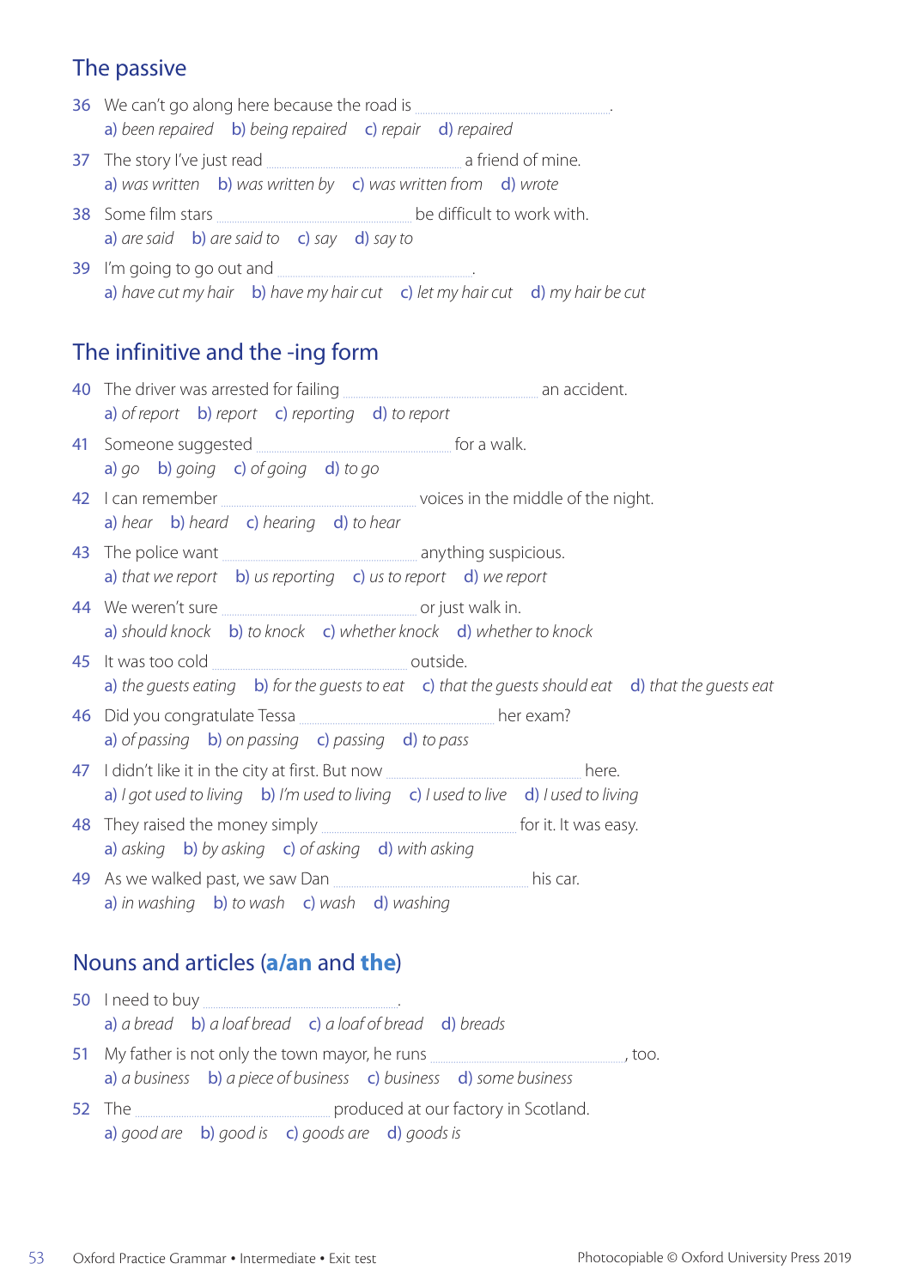## The passive

36 We can't go along here because the road is ..................................................
*a) been repaired b) being repaired c) repair d) repaired*

37 The story I've just read .................................................. a friend of mine.
*a) was written b) was written by c) was written from d) wrote*

38 Some film stars .................................................. be difficult to work with.
*a) are said b) are said to c) say d) say to*

39 I'm going to go out and .................................................. .
*a) have cut my hair b) have my hair cut c) let my hair cut d) my hair be cut*

## The infinitive and the -ing form

40 The driver was arrested for failing .................................................. an accident.
*a) of report b) report c) reporting d) to report*

41 Someone suggested .................................................. for a walk.
*a) go b) going c) of going d) to go*

42 I can remember .................................................. voices in the middle of the night.
*a) hear b) heard c) hearing d) to hear*

43 The police want .................................................. anything suspicious.
*a) that we report b) us reporting c) us to report d) we report*

44 We weren't sure .................................................. or just walk in.
*a) should knock b) to knock c) whether knock d) whether to knock*

45 It was too cold .................................................. outside.
*a) the guests eating b) for the guests to eat c) that the guests should eat d) that the guests eat*

46 Did you congratulate Tessa .................................................. her exam?
*a) of passing b) on passing c) passing d) to pass*

47 I didn't like it in the city at first. But now .................................................. here.
*a) I got used to living b) I'm used to living c) I used to live d) I used to living*

48 They raised the money simply .................................................. for it. It was easy.
*a) asking b) by asking c) of asking d) with asking*

49 As we walked past, we saw Dan .................................................. his car.
*a) in washing b) to wash c) wash d) washing*

## Nouns and articles (**a/an** and **the**)

50 I need to buy .................................................. .
*a) a bread b) a loaf bread c) a loaf of bread d) breads*

51 My father is not only the town mayor, he runs .................................................., too.
*a) a business b) a piece of business c) business d) some business*

52 The .................................................. produced at our factory in Scotland.
*a) good are b) good is c) goods are d) goods is*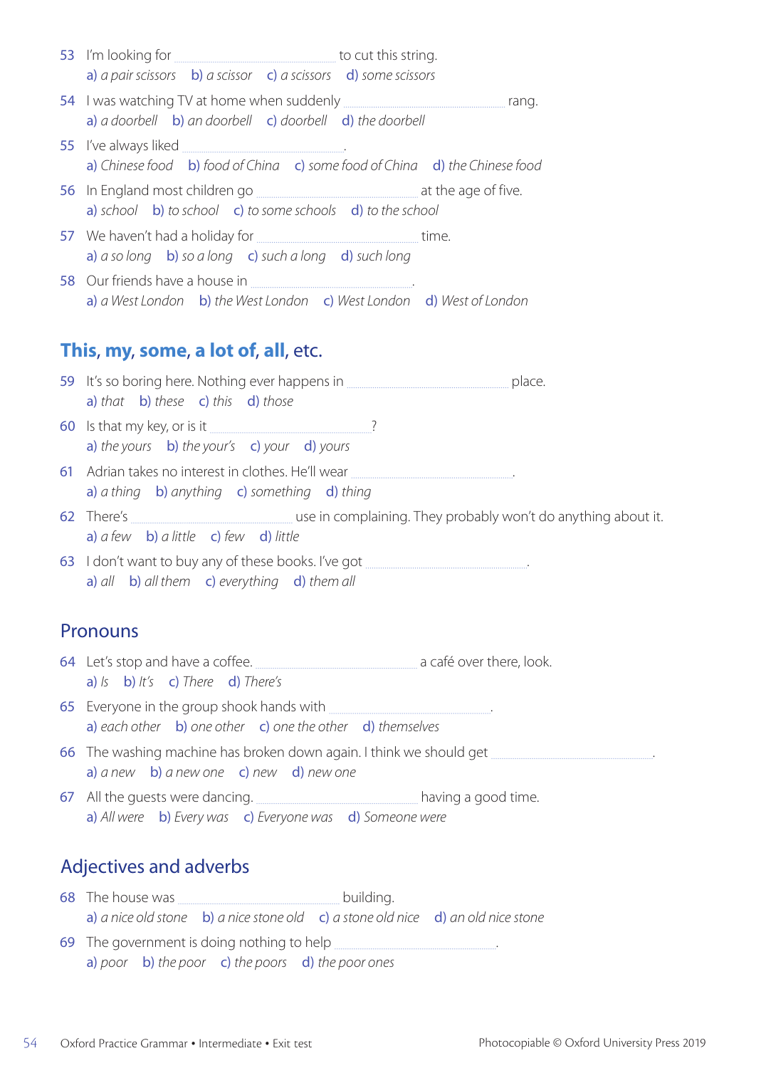53 I'm looking for .......................................... to cut this string.
a) *a pair scissors* b) *a scissor* c) *a scissors* d) *some scissors*

54 I was watching TV at home when suddenly .......................................... rang.
a) *a doorbell* b) *an doorbell* c) *doorbell* d) *the doorbell*

55 I've always liked .......................................... .
a) *Chinese food* b) *food of China* c) *some food of China* d) *the Chinese food*

56 In England most children go .......................................... at the age of five.
a) *school* b) *to school* c) *to some schools* d) *to the school*

57 We haven't had a holiday for .......................................... time.
a) *a so long* b) *so a long* c) *such a long* d) *such long*

58 Our friends have a house in .......................................... .
a) *a West London* b) *the West London* c) *West London* d) *West of London*

## **This**, **my**, **some**, **a lot of**, **all**, etc.

59 It's so boring here. Nothing ever happens in .......................................... place.
a) *that* b) *these* c) *this* d) *those*

60 Is that my key, or is it .......................................... ?
a) *the yours* b) *the your's* c) *your* d) *yours*

61 Adrian takes no interest in clothes. He'll wear .......................................... .
a) *a thing* b) *anything* c) *something* d) *thing*

62 There's .......................................... use in complaining. They probably won't do anything about it.
a) *a few* b) *a little* c) *few* d) *little*

63 I don't want to buy any of these books. I've got .......................................... .
a) *all* b) *all them* c) *everything* d) *them all*

## Pronouns

64 Let's stop and have a coffee. .......................................... a café over there, look.
a) *Is* b) *It's* c) *There* d) *There's*

65 Everyone in the group shook hands with .......................................... .
a) *each other* b) *one other* c) *one the other* d) *themselves*

66 The washing machine has broken down again. I think we should get .......................................... .
a) *a new* b) *a new one* c) *new* d) *new one*

67 All the guests were dancing. .......................................... having a good time.
a) *All were* b) *Every was* c) *Everyone was* d) *Someone were*

## Adjectives and adverbs

68 The house was .......................................... building.
a) *a nice old stone* b) *a nice stone old* c) *a stone old nice* d) *an old nice stone*

69 The government is doing nothing to help .......................................... .
a) *poor* b) *the poor* c) *the poors* d) *the poor ones*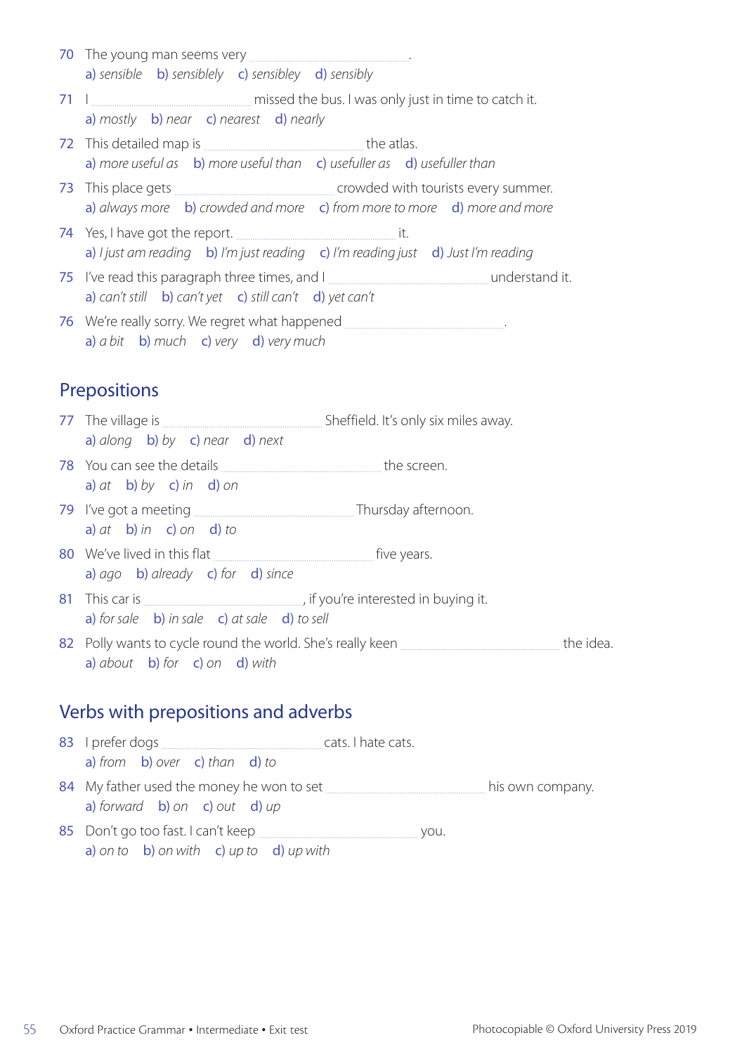70 The young man seems very ……………………………………… .
a) *sensible* b) *sensiblely* c) *sensibley* d) *sensibly*

71 I ……………………………………… missed the bus. I was only just in time to catch it.
a) *mostly* b) *near* c) *nearest* d) *nearly*

72 This detailed map is ……………………………………… the atlas.
a) *more useful as* b) *more useful than* c) *usefuller as* d) *usefuller than*

73 This place gets ……………………………………… crowded with tourists every summer.
a) *always more* b) *crowded and more* c) *from more to more* d) *more and more*

74 Yes, I have got the report. ……………………………………… it.
a) *I just am reading* b) *I'm just reading* c) *I'm reading just* d) *Just I'm reading*

75 I've read this paragraph three times, and I ……………………………………… understand it.
a) *can't still* b) *can't yet* c) *still can't* d) *yet can't*

76 We're really sorry. We regret what happened ……………………………………… .
a) *a bit* b) *much* c) *very* d) *very much*

## Prepositions

77 The village is ……………………………………… Sheffield. It's only six miles away.
a) *along* b) *by* c) *near* d) *next*

78 You can see the details ……………………………………… the screen.
a) *at* b) *by* c) *in* d) *on*

79 I've got a meeting ……………………………………… Thursday afternoon.
a) *at* b) *in* c) *on* d) *to*

80 We've lived in this flat ……………………………………… five years.
a) *ago* b) *already* c) *for* d) *since*

81 This car is ………………………………………, if you're interested in buying it.
a) *for sale* b) *in sale* c) *at sale* d) *to sell*

82 Polly wants to cycle round the world. She's really keen ……………………………………… the idea.
a) *about* b) *for* c) *on* d) *with*

## Verbs with prepositions and adverbs

83 I prefer dogs ……………………………………… cats. I hate cats.
a) *from* b) *over* c) *than* d) *to*

84 My father used the money he won to set ……………………………………… his own company.
a) *forward* b) *on* c) *out* d) *up*

85 Don't go too fast. I can't keep ……………………………………… you.
a) *on to* b) *on with* c) *up to* d) *up with*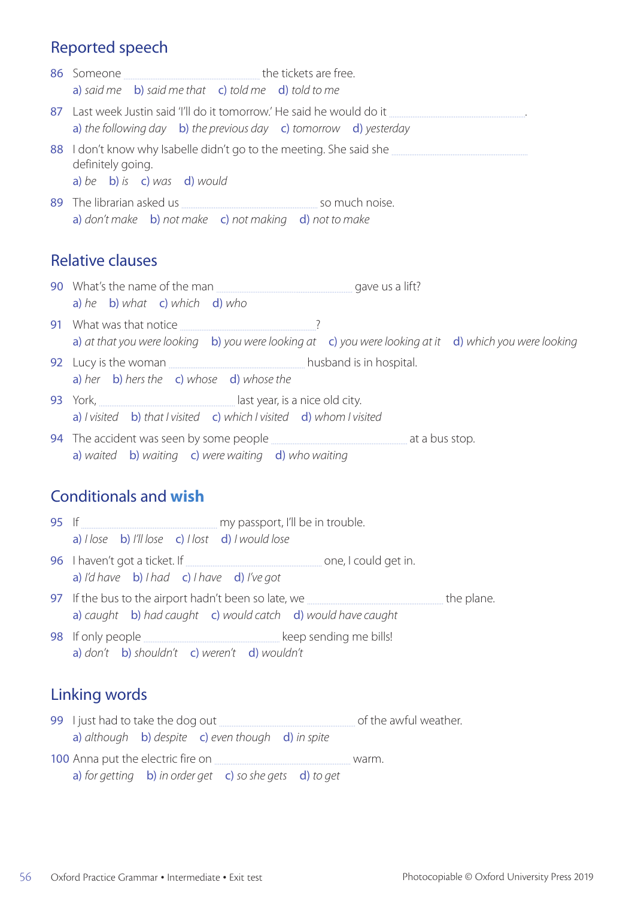## Reported speech

86 Someone ........................................ the tickets are free.
*a) said me* *b) said me that* *c) told me* *d) told to me*

87 Last week Justin said 'I'll do it tomorrow.' He said he would do it ........................................ .
*a) the following day* *b) the previous day* *c) tomorrow* *d) yesterday*

88 I don't know why Isabelle didn't go to the meeting. She said she ........................................ definitely going.
*a) be* *b) is* *c) was* *d) would*

89 The librarian asked us ........................................ so much noise.
*a) don't make* *b) not make* *c) not making* *d) not to make*

## Relative clauses

90 What's the name of the man ........................................ gave us a lift?
*a) he* *b) what* *c) which* *d) who*

91 What was that notice ........................................ ?
*a) at that you were looking* *b) you were looking at* *c) you were looking at it* *d) which you were looking*

92 Lucy is the woman ........................................ husband is in hospital.
*a) her* *b) hers the* *c) whose* *d) whose the*

93 York, ........................................ last year, is a nice old city.
*a) I visited* *b) that I visited* *c) which I visited* *d) whom I visited*

94 The accident was seen by some people ........................................ at a bus stop.
*a) waited* *b) waiting* *c) were waiting* *d) who waiting*

## Conditionals and **wish**

95 If ........................................ my passport, I'll be in trouble.
*a) I lose* *b) I'll lose* *c) I lost* *d) I would lose*

96 I haven't got a ticket. If ........................................ one, I could get in.
*a) I'd have* *b) I had* *c) I have* *d) I've got*

97 If the bus to the airport hadn't been so late, we ........................................ the plane.
*a) caught* *b) had caught* *c) would catch* *d) would have caught*

98 If only people ........................................ keep sending me bills!
*a) don't* *b) shouldn't* *c) weren't* *d) wouldn't*

## Linking words

99 I just had to take the dog out ........................................ of the awful weather.
*a) although* *b) despite* *c) even though* *d) in spite*

100 Anna put the electric fire on ........................................ warm.
*a) for getting* *b) in order get* *c) so she gets* *d) to get*